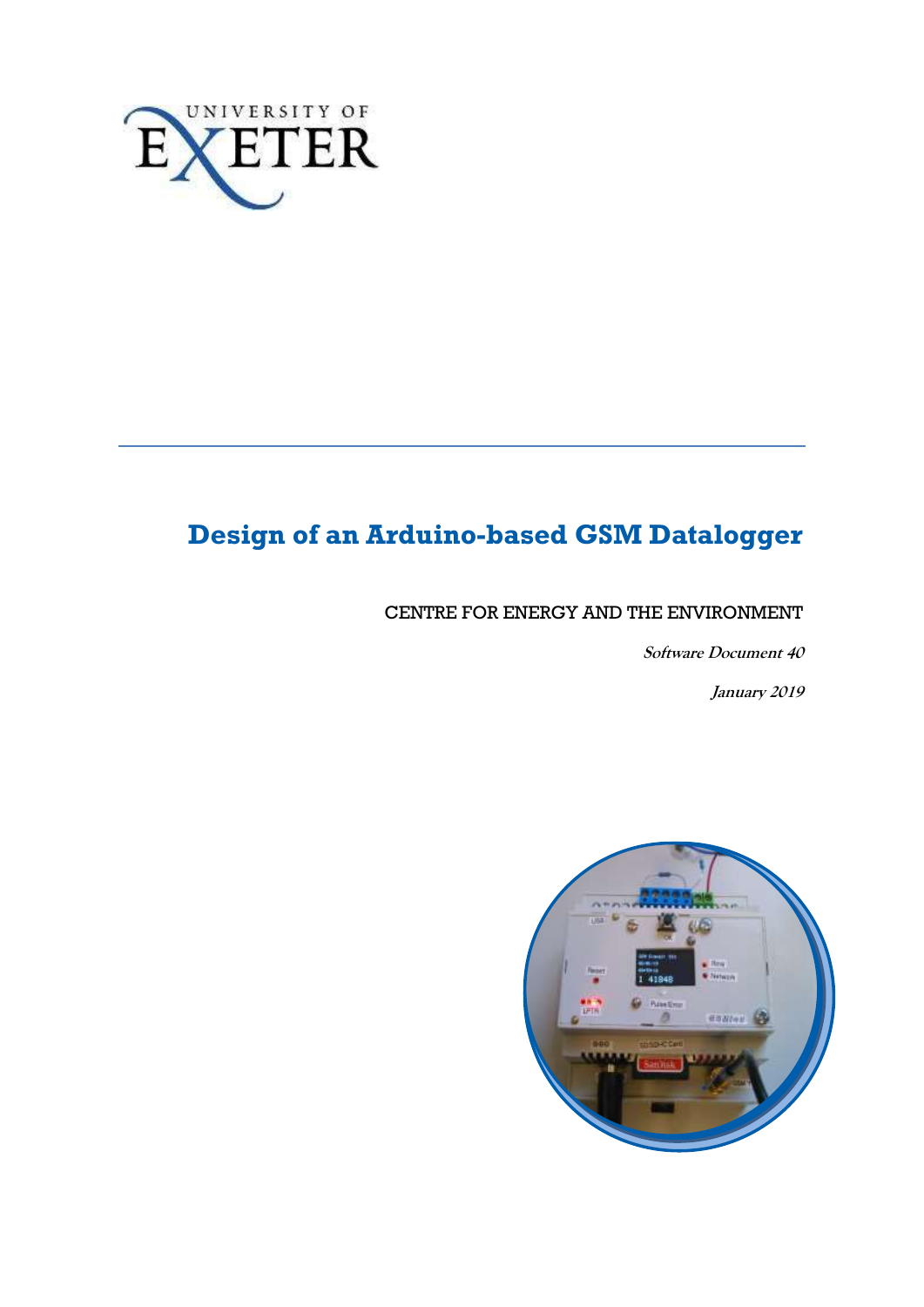UNIVERSITY OF EXETER

# Design of an Arduino-based GSM Datalogger

CENTRE FOR ENERGY AND THE ENVIRONMENT

***Software Document 40***

***January 2019***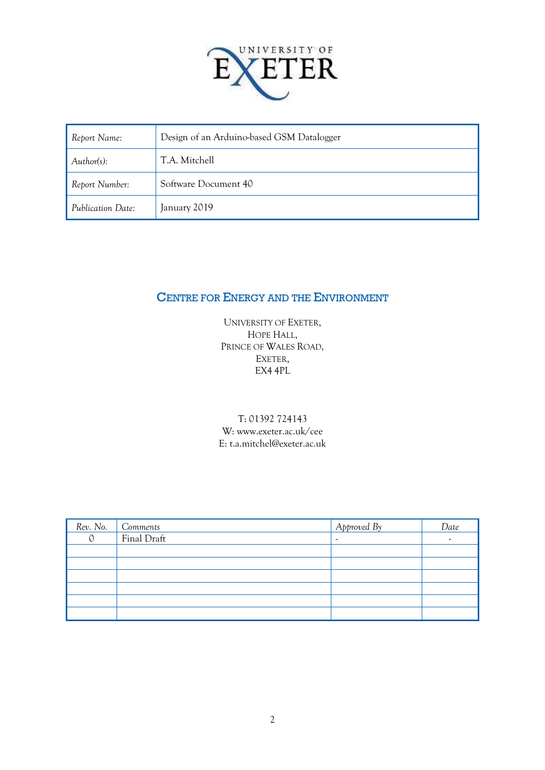UNIVERSITY OF EXETER

| *Report Name:* | Design of an Arduino-based GSM Datalogger |
|---|---|
| *Author(s):* | T.A. Mitchell |
| *Report Number:* | Software Document 40 |
| *Publication Date:* | January 2019 |

## CENTRE FOR ENERGY AND THE ENVIRONMENT

UNIVERSITY OF EXETER,
HOPE HALL,
PRINCE OF WALES ROAD,
EXETER,
EX4 4PL

T: 01392 724143
W: www.exeter.ac.uk/cee
E: t.a.mitchel@exeter.ac.uk

| *Rev. No.* | *Comments* | *Approved By* | *Date* |
|---|---|---|---|
| 0 | Final Draft | - | - |
| | | | |
| | | | |
| | | | |
| | | | |
| | | | |
| | | | |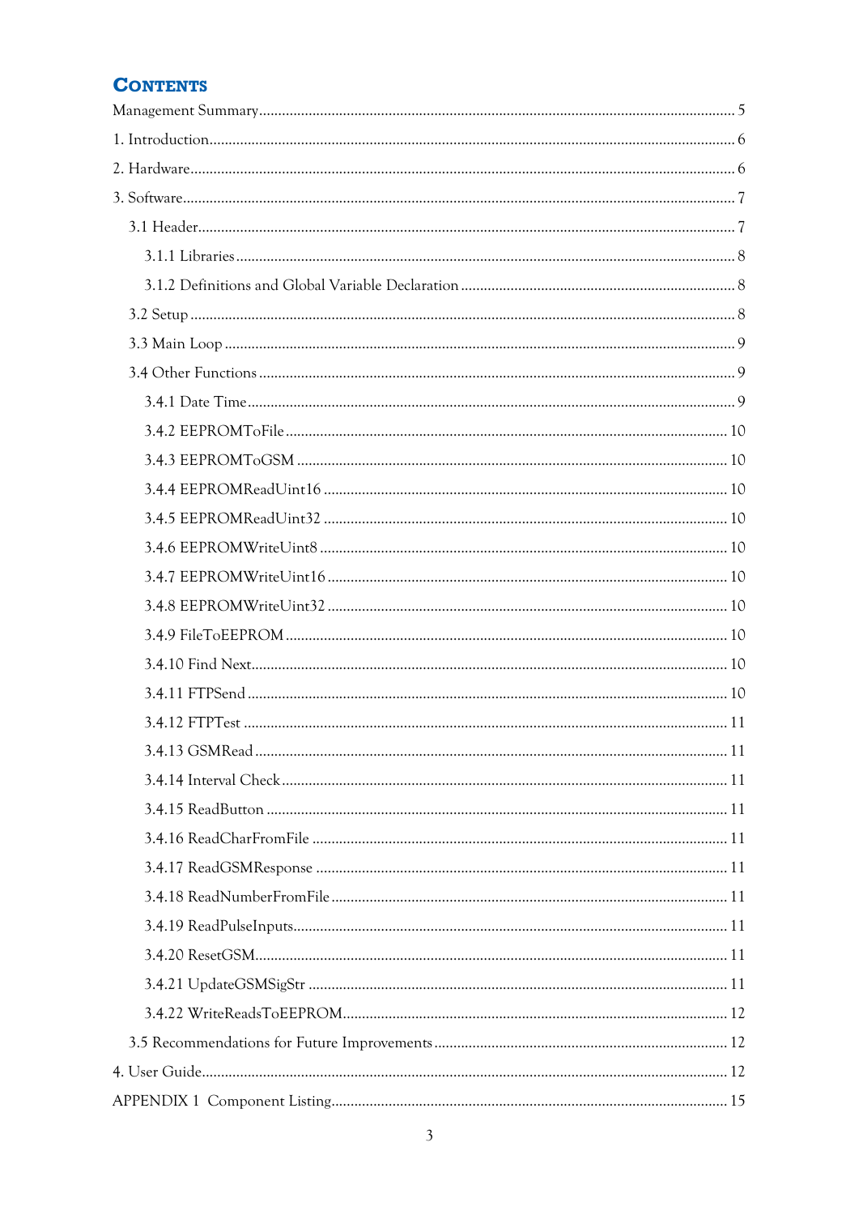# Contents

Management Summary ... 5

1. Introduction ... 6

2. Hardware ... 6

3. Software ... 7

- 3.1 Header ... 7
  - 3.1.1 Libraries ... 8
  - 3.1.2 Definitions and Global Variable Declaration ... 8
- 3.2 Setup ... 8
- 3.3 Main Loop ... 9
- 3.4 Other Functions ... 9
  - 3.4.1 Date Time ... 9
  - 3.4.2 EEPROMToFile ... 10
  - 3.4.3 EEPROMToGSM ... 10
  - 3.4.4 EEPROMReadUint16 ... 10
  - 3.4.5 EEPROMReadUint32 ... 10
  - 3.4.6 EEPROMWriteUint8 ... 10
  - 3.4.7 EEPROMWriteUint16 ... 10
  - 3.4.8 EEPROMWriteUint32 ... 10
  - 3.4.9 FileToEEPROM ... 10
  - 3.4.10 Find Next ... 10
  - 3.4.11 FTPSend ... 10
  - 3.4.12 FTPTest ... 11
  - 3.4.13 GSMRead ... 11
  - 3.4.14 Interval Check ... 11
  - 3.4.15 ReadButton ... 11
  - 3.4.16 ReadCharFromFile ... 11
  - 3.4.17 ReadGSMResponse ... 11
  - 3.4.18 ReadNumberFromFile ... 11
  - 3.4.19 ReadPulseInputs ... 11
  - 3.4.20 ResetGSM ... 11
  - 3.4.21 UpdateGSMSigStr ... 11
  - 3.4.22 WriteReadsToEEPROM ... 12
- 3.5 Recommendations for Future Improvements ... 12

4. User Guide ... 12

APPENDIX 1 Component Listing ... 15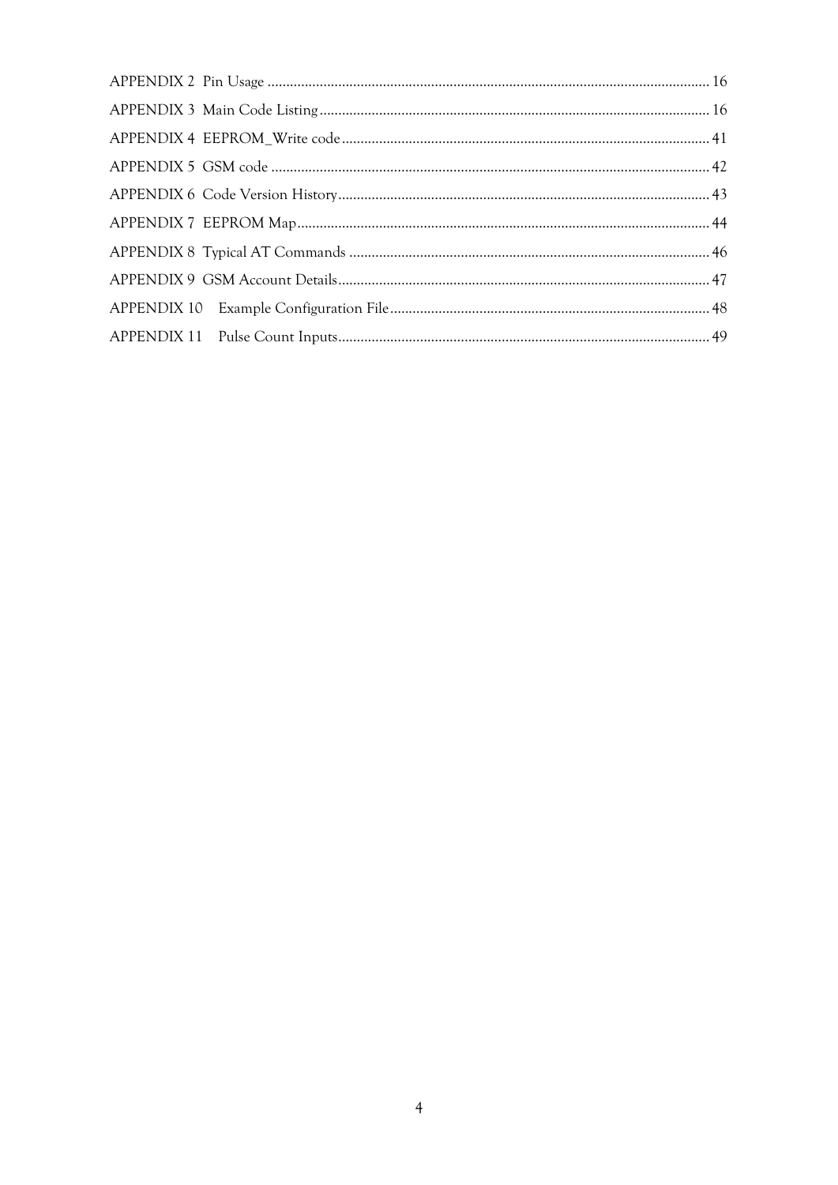APPENDIX 2 Pin Usage ........................................................................................................................ 16

APPENDIX 3 Main Code Listing ......................................................................................................... 16

APPENDIX 4 EEPROM_Write code .................................................................................................. 41

APPENDIX 5 GSM code ...................................................................................................................... 42

APPENDIX 6 Code Version History ................................................................................................... 43

APPENDIX 7 EEPROM Map .............................................................................................................. 44

APPENDIX 8 Typical AT Commands ................................................................................................. 46

APPENDIX 9 GSM Account Details ................................................................................................... 47

APPENDIX 10 Example Configuration File ...................................................................................... 48

APPENDIX 11 Pulse Count Inputs .................................................................................................... 49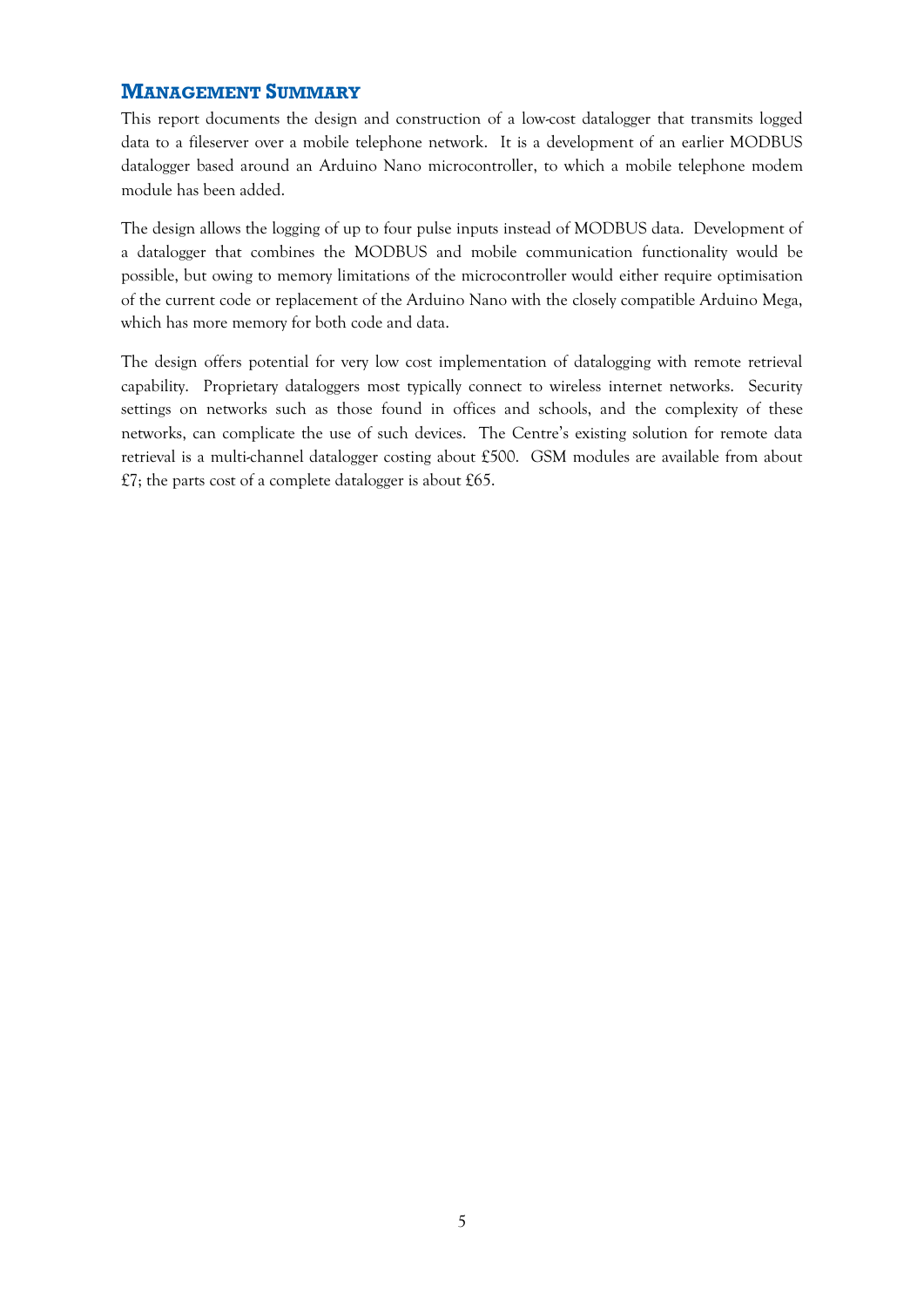## Management Summary

This report documents the design and construction of a low-cost datalogger that transmits logged data to a fileserver over a mobile telephone network. It is a development of an earlier MODBUS datalogger based around an Arduino Nano microcontroller, to which a mobile telephone modem module has been added.

The design allows the logging of up to four pulse inputs instead of MODBUS data. Development of a datalogger that combines the MODBUS and mobile communication functionality would be possible, but owing to memory limitations of the microcontroller would either require optimisation of the current code or replacement of the Arduino Nano with the closely compatible Arduino Mega, which has more memory for both code and data.

The design offers potential for very low cost implementation of datalogging with remote retrieval capability. Proprietary dataloggers most typically connect to wireless internet networks. Security settings on networks such as those found in offices and schools, and the complexity of these networks, can complicate the use of such devices. The Centre's existing solution for remote data retrieval is a multi-channel datalogger costing about £500. GSM modules are available from about £7; the parts cost of a complete datalogger is about £65.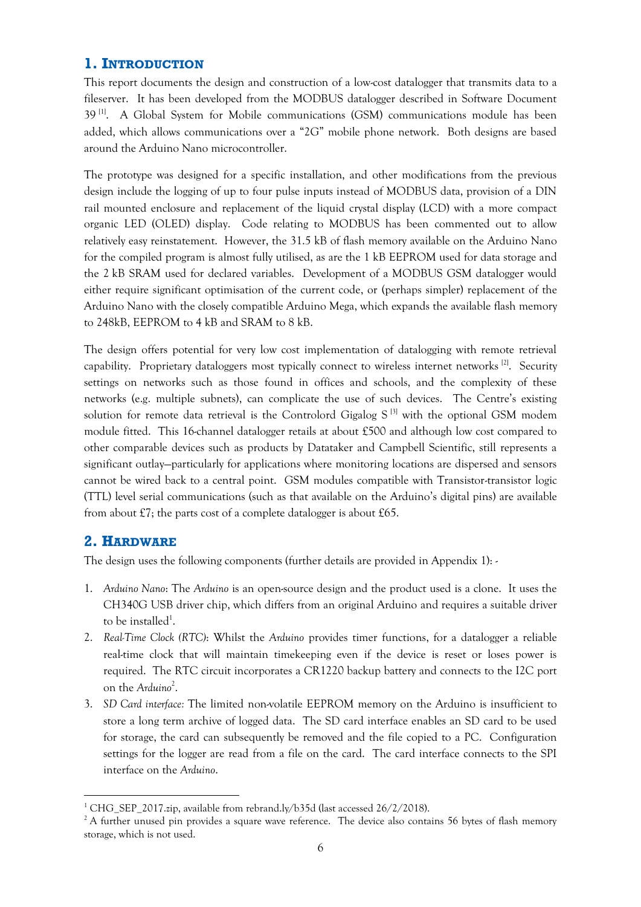## 1. Introduction

This report documents the design and construction of a low-cost datalogger that transmits data to a fileserver. It has been developed from the MODBUS datalogger described in Software Document 39 [1]. A Global System for Mobile communications (GSM) communications module has been added, which allows communications over a "2G" mobile phone network. Both designs are based around the Arduino Nano microcontroller.

The prototype was designed for a specific installation, and other modifications from the previous design include the logging of up to four pulse inputs instead of MODBUS data, provision of a DIN rail mounted enclosure and replacement of the liquid crystal display (LCD) with a more compact organic LED (OLED) display. Code relating to MODBUS has been commented out to allow relatively easy reinstatement. However, the 31.5 kB of flash memory available on the Arduino Nano for the compiled program is almost fully utilised, as are the 1 kB EEPROM used for data storage and the 2 kB SRAM used for declared variables. Development of a MODBUS GSM datalogger would either require significant optimisation of the current code, or (perhaps simpler) replacement of the Arduino Nano with the closely compatible Arduino Mega, which expands the available flash memory to 248kB, EEPROM to 4 kB and SRAM to 8 kB.

The design offers potential for very low cost implementation of datalogging with remote retrieval capability. Proprietary dataloggers most typically connect to wireless internet networks [2]. Security settings on networks such as those found in offices and schools, and the complexity of these networks (e.g. multiple subnets), can complicate the use of such devices. The Centre's existing solution for remote data retrieval is the Controlord Gigalog S [3] with the optional GSM modem module fitted. This 16-channel datalogger retails at about £500 and although low cost compared to other comparable devices such as products by Datataker and Campbell Scientific, still represents a significant outlay—particularly for applications where monitoring locations are dispersed and sensors cannot be wired back to a central point. GSM modules compatible with Transistor-transistor logic (TTL) level serial communications (such as that available on the Arduino's digital pins) are available from about £7; the parts cost of a complete datalogger is about £65.

## 2. Hardware

The design uses the following components (further details are provided in Appendix 1): -

1. *Arduino Nano*: The *Arduino* is an open-source design and the product used is a clone. It uses the CH340G USB driver chip, which differs from an original Arduino and requires a suitable driver to be installed[1].
2. *Real-Time Clock (RTC)*: Whilst the *Arduino* provides timer functions, for a datalogger a reliable real-time clock that will maintain timekeeping even if the device is reset or loses power is required. The RTC circuit incorporates a CR1220 backup battery and connects to the I2C port on the *Arduino*[2].
3. *SD Card interface:* The limited non-volatile EEPROM memory on the Arduino is insufficient to store a long term archive of logged data. The SD card interface enables an SD card to be used for storage, the card can subsequently be removed and the file copied to a PC. Configuration settings for the logger are read from a file on the card. The card interface connects to the SPI interface on the *Arduino*.

---

[1] CHG_SEP_2017.zip, available from rebrand.ly/b35d (last accessed 26/2/2018).

[2] A further unused pin provides a square wave reference. The device also contains 56 bytes of flash memory storage, which is not used.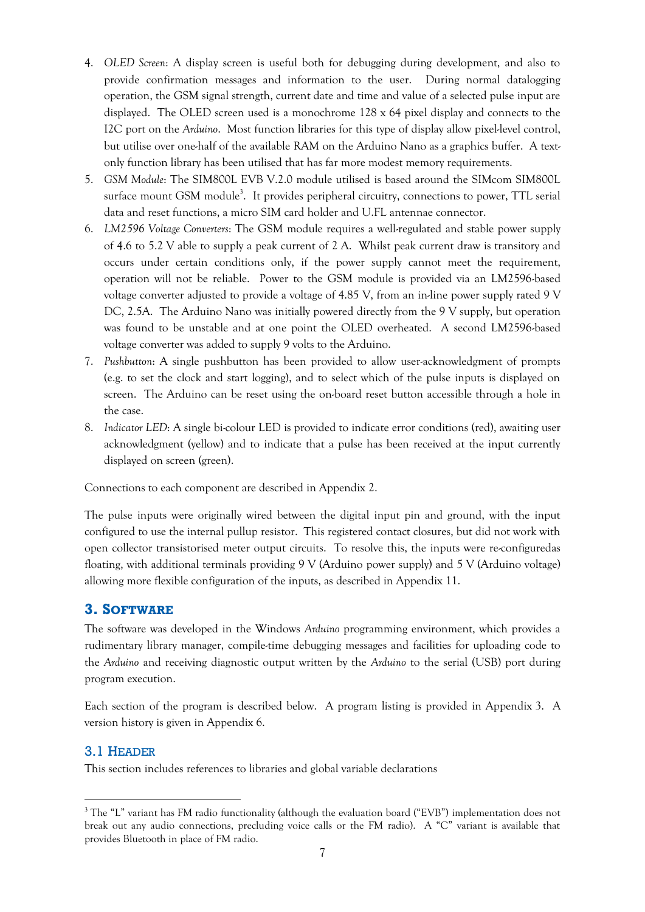4. *OLED Screen*: A display screen is useful both for debugging during development, and also to provide confirmation messages and information to the user. During normal datalogging operation, the GSM signal strength, current date and time and value of a selected pulse input are displayed. The OLED screen used is a monochrome 128 x 64 pixel display and connects to the I2C port on the *Arduino*. Most function libraries for this type of display allow pixel-level control, but utilise over one-half of the available RAM on the Arduino Nano as a graphics buffer. A text-only function library has been utilised that has far more modest memory requirements.
5. *GSM Module*: The SIM800L EVB V.2.0 module utilised is based around the SIMcom SIM800L surface mount GSM module[3]. It provides peripheral circuitry, connections to power, TTL serial data and reset functions, a micro SIM card holder and U.FL antennae connector.
6. *LM2596 Voltage Converters*: The GSM module requires a well-regulated and stable power supply of 4.6 to 5.2 V able to supply a peak current of 2 A. Whilst peak current draw is transitory and occurs under certain conditions only, if the power supply cannot meet the requirement, operation will not be reliable. Power to the GSM module is provided via an LM2596-based voltage converter adjusted to provide a voltage of 4.85 V, from an in-line power supply rated 9 V DC, 2.5A. The Arduino Nano was initially powered directly from the 9 V supply, but operation was found to be unstable and at one point the OLED overheated. A second LM2596-based voltage converter was added to supply 9 volts to the Arduino.
7. *Pushbutton*: A single pushbutton has been provided to allow user-acknowledgment of prompts (e.g. to set the clock and start logging), and to select which of the pulse inputs is displayed on screen. The Arduino can be reset using the on-board reset button accessible through a hole in the case.
8. *Indicator LED*: A single bi-colour LED is provided to indicate error conditions (red), awaiting user acknowledgment (yellow) and to indicate that a pulse has been received at the input currently displayed on screen (green).

Connections to each component are described in Appendix 2.

The pulse inputs were originally wired between the digital input pin and ground, with the input configured to use the internal pullup resistor. This registered contact closures, but did not work with open collector transistorised meter output circuits. To resolve this, the inputs were re-configuredas floating, with additional terminals providing 9 V (Arduino power supply) and 5 V (Arduino voltage) allowing more flexible configuration of the inputs, as described in Appendix 11.

## 3. Software

The software was developed in the Windows *Arduino* programming environment, which provides a rudimentary library manager, compile-time debugging messages and facilities for uploading code to the *Arduino* and receiving diagnostic output written by the *Arduino* to the serial (USB) port during program execution.

Each section of the program is described below. A program listing is provided in Appendix 3. A version history is given in Appendix 6.

### 3.1 Header

This section includes references to libraries and global variable declarations

[3] The "L" variant has FM radio functionality (although the evaluation board ("EVB") implementation does not break out any audio connections, precluding voice calls or the FM radio). A "C" variant is available that provides Bluetooth in place of FM radio.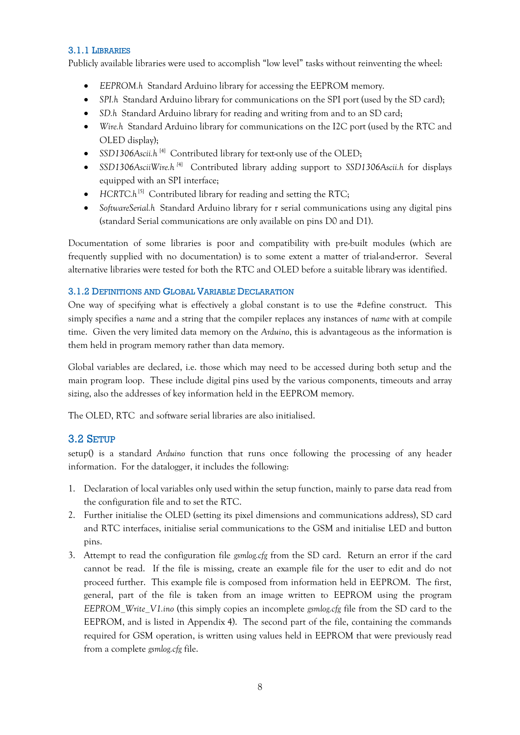### 3.1.1 Libraries

Publicly available libraries were used to accomplish "low level" tasks without reinventing the wheel:

- *EEPROM.h* Standard Arduino library for accessing the EEPROM memory.
- *SPI.h* Standard Arduino library for communications on the SPI port (used by the SD card);
- *SD.h* Standard Arduino library for reading and writing from and to an SD card;
- *Wire.h* Standard Arduino library for communications on the I2C port (used by the RTC and OLED display);
- *SSD1306Ascii.h* [4] Contributed library for text-only use of the OLED;
- *SSD1306AsciiWire.h* [4] Contributed library adding support to *SSD1306Ascii.h* for displays equipped with an SPI interface;
- *HCRTC.h* [5] Contributed library for reading and setting the RTC;
- *SoftwareSerial.h* Standard Arduino library for r serial communications using any digital pins (standard Serial communications are only available on pins D0 and D1).

Documentation of some libraries is poor and compatibility with pre-built modules (which are frequently supplied with no documentation) is to some extent a matter of trial-and-error. Several alternative libraries were tested for both the RTC and OLED before a suitable library was identified.

### 3.1.2 Definitions and Global Variable Declaration

One way of specifying what is effectively a global constant is to use the #define construct. This simply specifies a *name* and a string that the compiler replaces any instances of *name* with at compile time. Given the very limited data memory on the *Arduino*, this is advantageous as the information is them held in program memory rather than data memory.

Global variables are declared, i.e. those which may need to be accessed during both setup and the main program loop. These include digital pins used by the various components, timeouts and array sizing, also the addresses of key information held in the EEPROM memory.

The OLED, RTC and software serial libraries are also initialised.

## 3.2 Setup

setup() is a standard *Arduino* function that runs once following the processing of any header information. For the datalogger, it includes the following:

1. Declaration of local variables only used within the setup function, mainly to parse data read from the configuration file and to set the RTC.
2. Further initialise the OLED (setting its pixel dimensions and communications address), SD card and RTC interfaces, initialise serial communications to the GSM and initialise LED and button pins.
3. Attempt to read the configuration file *gsmlog.cfg* from the SD card. Return an error if the card cannot be read. If the file is missing, create an example file for the user to edit and do not proceed further. This example file is composed from information held in EEPROM. The first, general, part of the file is taken from an image written to EEPROM using the program *EEPROM_Write_V1.ino* (this simply copies an incomplete *gsmlog.cfg* file from the SD card to the EEPROM, and is listed in Appendix 4). The second part of the file, containing the commands required for GSM operation, is written using values held in EEPROM that were previously read from a complete *gsmlog.cfg* file.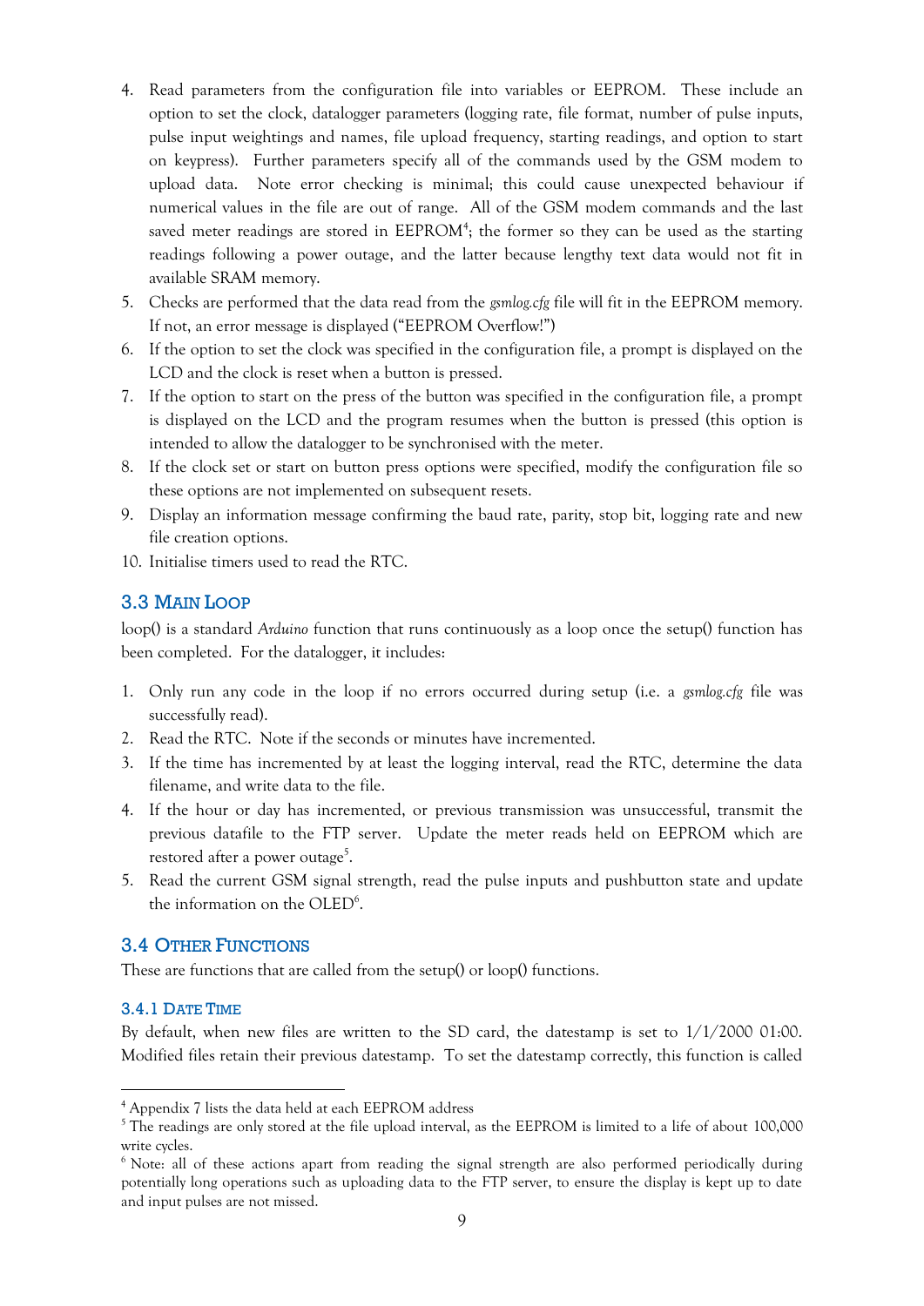4. Read parameters from the configuration file into variables or EEPROM. These include an option to set the clock, datalogger parameters (logging rate, file format, number of pulse inputs, pulse input weightings and names, file upload frequency, starting readings, and option to start on keypress). Further parameters specify all of the commands used by the GSM modem to upload data. Note error checking is minimal; this could cause unexpected behaviour if numerical values in the file are out of range. All of the GSM modem commands and the last saved meter readings are stored in EEPROM[4]; the former so they can be used as the starting readings following a power outage, and the latter because lengthy text data would not fit in available SRAM memory.
5. Checks are performed that the data read from the *gsmlog.cfg* file will fit in the EEPROM memory. If not, an error message is displayed ("EEPROM Overflow!")
6. If the option to set the clock was specified in the configuration file, a prompt is displayed on the LCD and the clock is reset when a button is pressed.
7. If the option to start on the press of the button was specified in the configuration file, a prompt is displayed on the LCD and the program resumes when the button is pressed (this option is intended to allow the datalogger to be synchronised with the meter.
8. If the clock set or start on button press options were specified, modify the configuration file so these options are not implemented on subsequent resets.
9. Display an information message confirming the baud rate, parity, stop bit, logging rate and new file creation options.
10. Initialise timers used to read the RTC.

## 3.3 Main Loop

loop() is a standard *Arduino* function that runs continuously as a loop once the setup() function has been completed. For the datalogger, it includes:

1. Only run any code in the loop if no errors occurred during setup (i.e. a *gsmlog.cfg* file was successfully read).
2. Read the RTC. Note if the seconds or minutes have incremented.
3. If the time has incremented by at least the logging interval, read the RTC, determine the data filename, and write data to the file.
4. If the hour or day has incremented, or previous transmission was unsuccessful, transmit the previous datafile to the FTP server. Update the meter reads held on EEPROM which are restored after a power outage[5].
5. Read the current GSM signal strength, read the pulse inputs and pushbutton state and update the information on the OLED[6].

## 3.4 Other Functions

These are functions that are called from the setup() or loop() functions.

### 3.4.1 Date Time

By default, when new files are written to the SD card, the datestamp is set to 1/1/2000 01:00. Modified files retain their previous datestamp. To set the datestamp correctly, this function is called

---

[4] Appendix 7 lists the data held at each EEPROM address

[5] The readings are only stored at the file upload interval, as the EEPROM is limited to a life of about 100,000 write cycles.

[6] Note: all of these actions apart from reading the signal strength are also performed periodically during potentially long operations such as uploading data to the FTP server, to ensure the display is kept up to date and input pulses are not missed.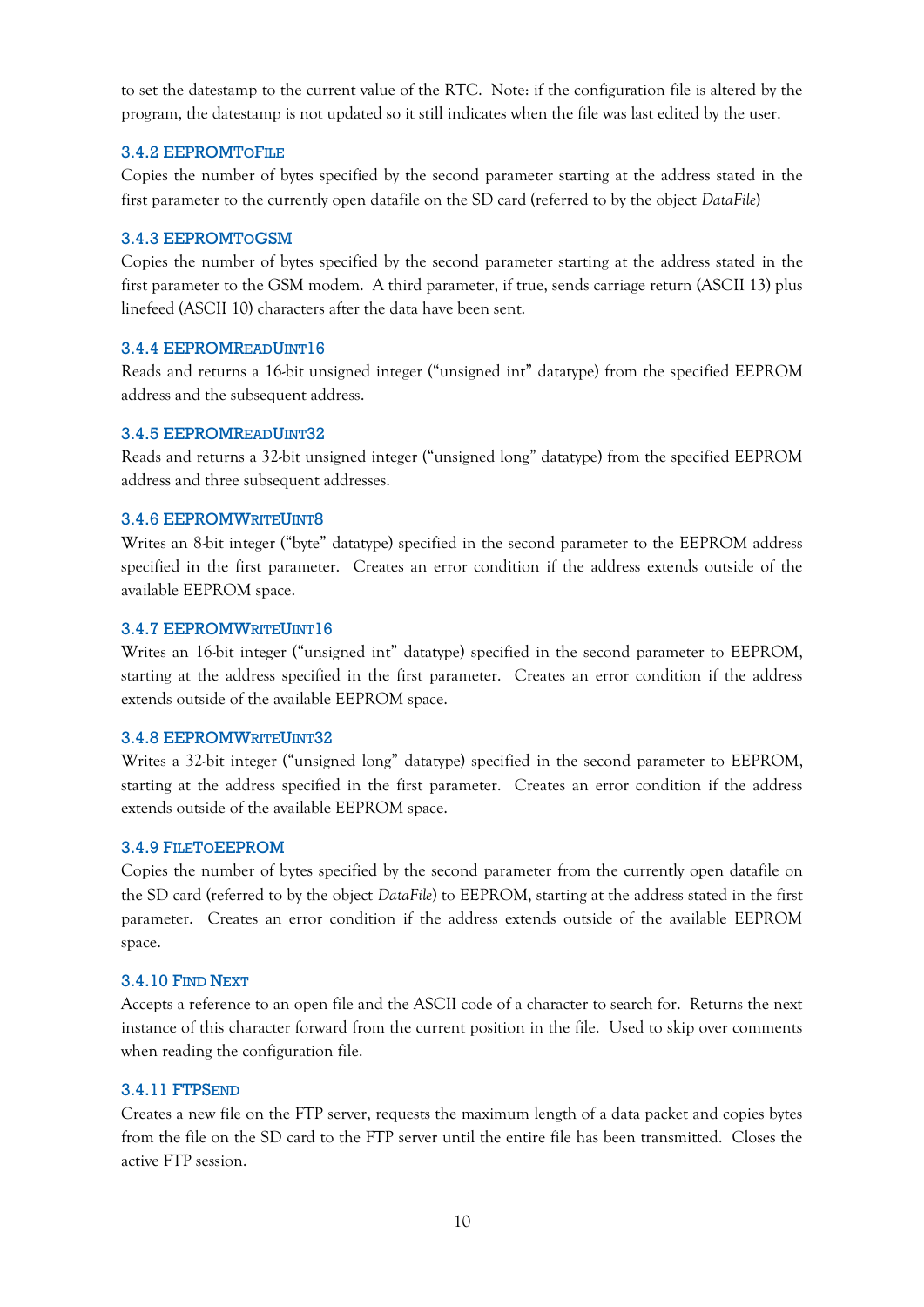to set the datestamp to the current value of the RTC. Note: if the configuration file is altered by the program, the datestamp is not updated so it still indicates when the file was last edited by the user.

### 3.4.2 EEPROMToFile

Copies the number of bytes specified by the second parameter starting at the address stated in the first parameter to the currently open datafile on the SD card (referred to by the object *DataFile*)

### 3.4.3 EEPROMToGSM

Copies the number of bytes specified by the second parameter starting at the address stated in the first parameter to the GSM modem. A third parameter, if true, sends carriage return (ASCII 13) plus linefeed (ASCII 10) characters after the data have been sent.

### 3.4.4 EEPROMReadUInt16

Reads and returns a 16-bit unsigned integer ("unsigned int" datatype) from the specified EEPROM address and the subsequent address.

### 3.4.5 EEPROMReadUInt32

Reads and returns a 32-bit unsigned integer ("unsigned long" datatype) from the specified EEPROM address and three subsequent addresses.

### 3.4.6 EEPROMWriteUInt8

Writes an 8-bit integer ("byte" datatype) specified in the second parameter to the EEPROM address specified in the first parameter. Creates an error condition if the address extends outside of the available EEPROM space.

### 3.4.7 EEPROMWriteUInt16

Writes an 16-bit integer ("unsigned int" datatype) specified in the second parameter to EEPROM, starting at the address specified in the first parameter. Creates an error condition if the address extends outside of the available EEPROM space.

### 3.4.8 EEPROMWriteUInt32

Writes a 32-bit integer ("unsigned long" datatype) specified in the second parameter to EEPROM, starting at the address specified in the first parameter. Creates an error condition if the address extends outside of the available EEPROM space.

### 3.4.9 FileToEEPROM

Copies the number of bytes specified by the second parameter from the currently open datafile on the SD card (referred to by the object *DataFile*) to EEPROM, starting at the address stated in the first parameter. Creates an error condition if the address extends outside of the available EEPROM space.

### 3.4.10 Find Next

Accepts a reference to an open file and the ASCII code of a character to search for. Returns the next instance of this character forward from the current position in the file. Used to skip over comments when reading the configuration file.

### 3.4.11 FTPSend

Creates a new file on the FTP server, requests the maximum length of a data packet and copies bytes from the file on the SD card to the FTP server until the entire file has been transmitted. Closes the active FTP session.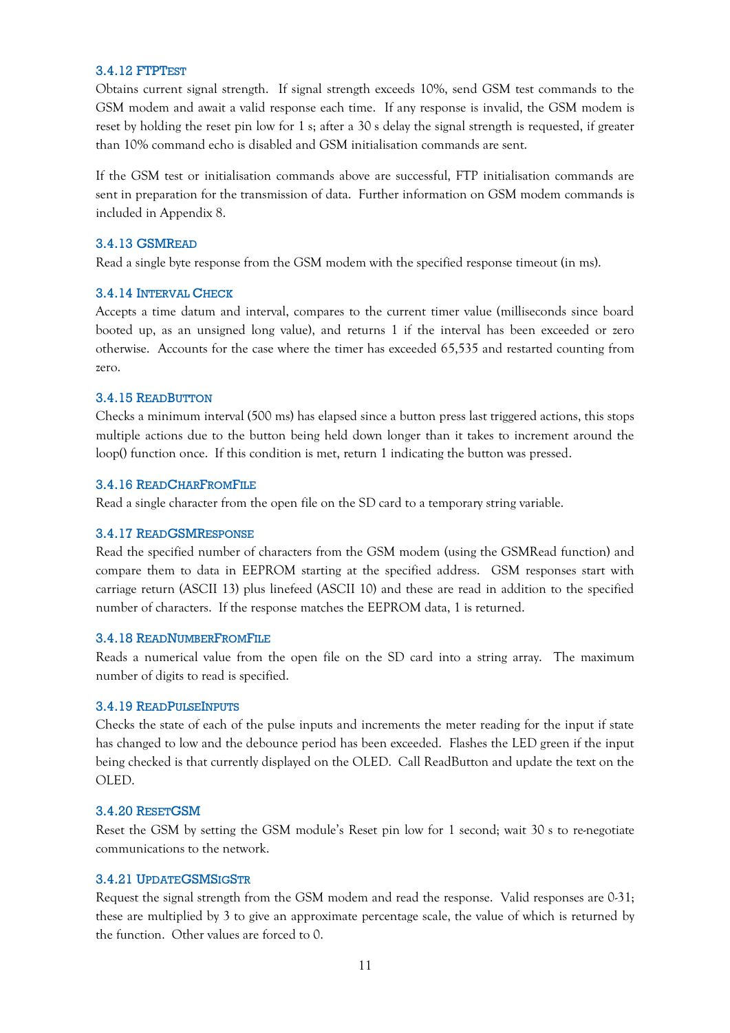### 3.4.12 FTPTest

Obtains current signal strength. If signal strength exceeds 10%, send GSM test commands to the GSM modem and await a valid response each time. If any response is invalid, the GSM modem is reset by holding the reset pin low for 1 s; after a 30 s delay the signal strength is requested, if greater than 10% command echo is disabled and GSM initialisation commands are sent.

If the GSM test or initialisation commands above are successful, FTP initialisation commands are sent in preparation for the transmission of data. Further information on GSM modem commands is included in Appendix 8.

### 3.4.13 GSMRead

Read a single byte response from the GSM modem with the specified response timeout (in ms).

### 3.4.14 Interval Check

Accepts a time datum and interval, compares to the current timer value (milliseconds since board booted up, as an unsigned long value), and returns 1 if the interval has been exceeded or zero otherwise. Accounts for the case where the timer has exceeded 65,535 and restarted counting from zero.

### 3.4.15 ReadButton

Checks a minimum interval (500 ms) has elapsed since a button press last triggered actions, this stops multiple actions due to the button being held down longer than it takes to increment around the loop() function once. If this condition is met, return 1 indicating the button was pressed.

### 3.4.16 ReadCharFromFile

Read a single character from the open file on the SD card to a temporary string variable.

### 3.4.17 ReadGSMResponse

Read the specified number of characters from the GSM modem (using the GSMRead function) and compare them to data in EEPROM starting at the specified address. GSM responses start with carriage return (ASCII 13) plus linefeed (ASCII 10) and these are read in addition to the specified number of characters. If the response matches the EEPROM data, 1 is returned.

### 3.4.18 ReadNumberFromFile

Reads a numerical value from the open file on the SD card into a string array. The maximum number of digits to read is specified.

### 3.4.19 ReadPulseInputs

Checks the state of each of the pulse inputs and increments the meter reading for the input if state has changed to low and the debounce period has been exceeded. Flashes the LED green if the input being checked is that currently displayed on the OLED. Call ReadButton and update the text on the OLED.

### 3.4.20 ResetGSM

Reset the GSM by setting the GSM module's Reset pin low for 1 second; wait 30 s to re-negotiate communications to the network.

### 3.4.21 UpdateGSMSigStr

Request the signal strength from the GSM modem and read the response. Valid responses are 0-31; these are multiplied by 3 to give an approximate percentage scale, the value of which is returned by the function. Other values are forced to 0.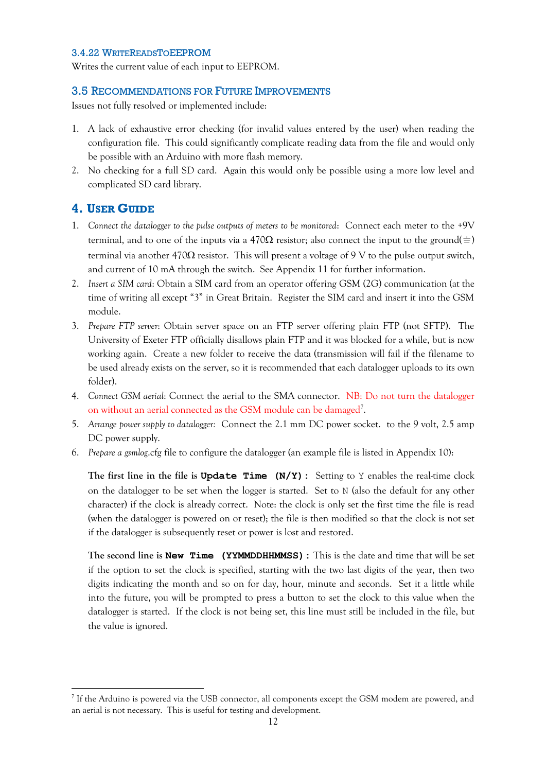### 3.4.22 WriteReadsToEEPROM

Writes the current value of each input to EEPROM.

## 3.5 Recommendations for Future Improvements

Issues not fully resolved or implemented include:

1. A lack of exhaustive error checking (for invalid values entered by the user) when reading the configuration file. This could significantly complicate reading data from the file and would only be possible with an Arduino with more flash memory.
2. No checking for a full SD card. Again this would only be possible using a more low level and complicated SD card library.

# 4. User Guide

1. *Connect the datalogger to the pulse outputs of meters to be monitored*: Connect each meter to the +9V terminal, and to one of the inputs via a 470Ω resistor; also connect the input to the ground(≐) terminal via another 470Ω resistor. This will present a voltage of 9 V to the pulse output switch, and current of 10 mA through the switch. See Appendix 11 for further information.
2. *Insert a SIM card*: Obtain a SIM card from an operator offering GSM (2G) communication (at the time of writing all except "3" in Great Britain. Register the SIM card and insert it into the GSM module.
3. *Prepare FTP server*: Obtain server space on an FTP server offering plain FTP (not SFTP). The University of Exeter FTP officially disallows plain FTP and it was blocked for a while, but is now working again. Create a new folder to receive the data (transmission will fail if the filename to be used already exists on the server, so it is recommended that each datalogger uploads to its own folder).
4. *Connect GSM aerial*: Connect the aerial to the SMA connector. NB: Do not turn the datalogger on without an aerial connected as the GSM module can be damaged[7].
5. *Arrange power supply to datalogger:* Connect the 2.1 mm DC power socket. to the 9 volt, 2.5 amp DC power supply.
6. *Prepare a gsmlog*.cfg file to configure the datalogger (an example file is listed in Appendix 10):

   **The first line in the file is `Update Time (N/Y):`** Setting to `Y` enables the real-time clock on the datalogger to be set when the logger is started. Set to `N` (also the default for any other character) if the clock is already correct. Note: the clock is only set the first time the file is read (when the datalogger is powered on or reset); the file is then modified so that the clock is not set if the datalogger is subsequently reset or power is lost and restored.

   **The second line is `New Time (YYMMDDHHMMSS):`** This is the date and time that will be set if the option to set the clock is specified, starting with the two last digits of the year, then two digits indicating the month and so on for day, hour, minute and seconds. Set it a little while into the future, you will be prompted to press a button to set the clock to this value when the datalogger is started. If the clock is not being set, this line must still be included in the file, but the value is ignored.

---

[7] If the Arduino is powered via the USB connector, all components except the GSM modem are powered, and an aerial is not necessary. This is useful for testing and development.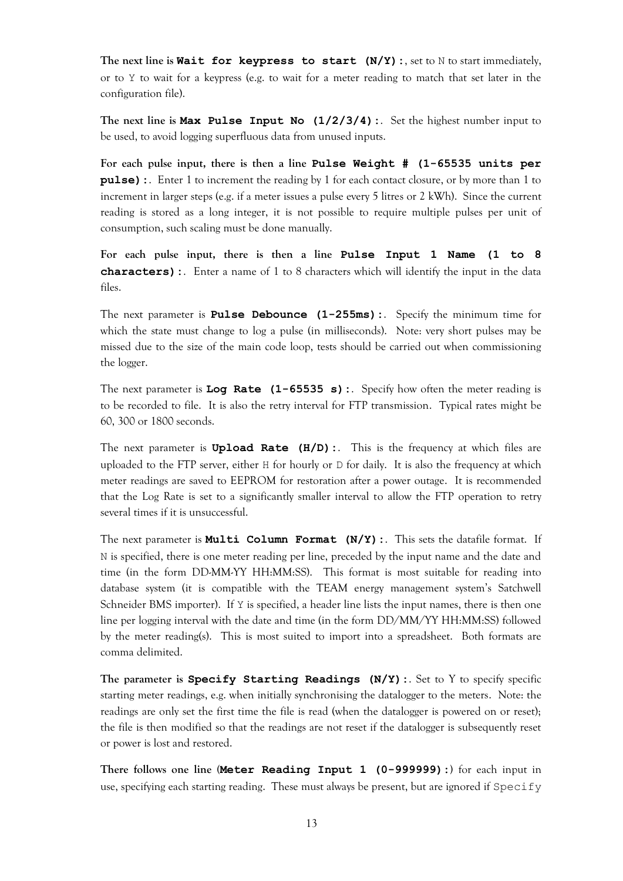**The next line is `Wait for keypress to start (N/Y):`**, set to N to start immediately, or to Y to wait for a keypress (e.g. to wait for a meter reading to match that set later in the configuration file).

**The next line is `Max Pulse Input No (1/2/3/4):`**. Set the highest number input to be used, to avoid logging superfluous data from unused inputs.

**For each pulse input, there is then a line `Pulse Weight # (1-65535 units per pulse):`**. Enter 1 to increment the reading by 1 for each contact closure, or by more than 1 to increment in larger steps (e.g. if a meter issues a pulse every 5 litres or 2 kWh). Since the current reading is stored as a long integer, it is not possible to require multiple pulses per unit of consumption, such scaling must be done manually.

**For each pulse input, there is then a line `Pulse Input 1 Name (1 to 8 characters):`**. Enter a name of 1 to 8 characters which will identify the input in the data files.

The next parameter is **`Pulse Debounce (1-255ms):`**. Specify the minimum time for which the state must change to log a pulse (in milliseconds). Note: very short pulses may be missed due to the size of the main code loop, tests should be carried out when commissioning the logger.

The next parameter is **`Log Rate (1-65535 s):`**. Specify how often the meter reading is to be recorded to file. It is also the retry interval for FTP transmission. Typical rates might be 60, 300 or 1800 seconds.

The next parameter is **`Upload Rate (H/D):`**. This is the frequency at which files are uploaded to the FTP server, either H for hourly or D for daily. It is also the frequency at which meter readings are saved to EEPROM for restoration after a power outage. It is recommended that the Log Rate is set to a significantly smaller interval to allow the FTP operation to retry several times if it is unsuccessful.

The next parameter is **`Multi Column Format (N/Y):`**. This sets the datafile format. If N is specified, there is one meter reading per line, preceded by the input name and the date and time (in the form DD-MM-YY HH:MM:SS). This format is most suitable for reading into database system (it is compatible with the TEAM energy management system's Satchwell Schneider BMS importer). If Y is specified, a header line lists the input names, there is then one line per logging interval with the date and time (in the form DD/MM/YY HH:MM:SS) followed by the meter reading(s). This is most suited to import into a spreadsheet. Both formats are comma delimited.

**The parameter is `Specify Starting Readings (N/Y):`**. Set to Y to specify specific starting meter readings, e.g. when initially synchronising the datalogger to the meters. Note: the readings are only set the first time the file is read (when the datalogger is powered on or reset); the file is then modified so that the readings are not reset if the datalogger is subsequently reset or power is lost and restored.

**There follows one line (`Meter Reading Input 1 (0-999999):`)** for each input in use, specifying each starting reading. These must always be present, but are ignored if `Specify`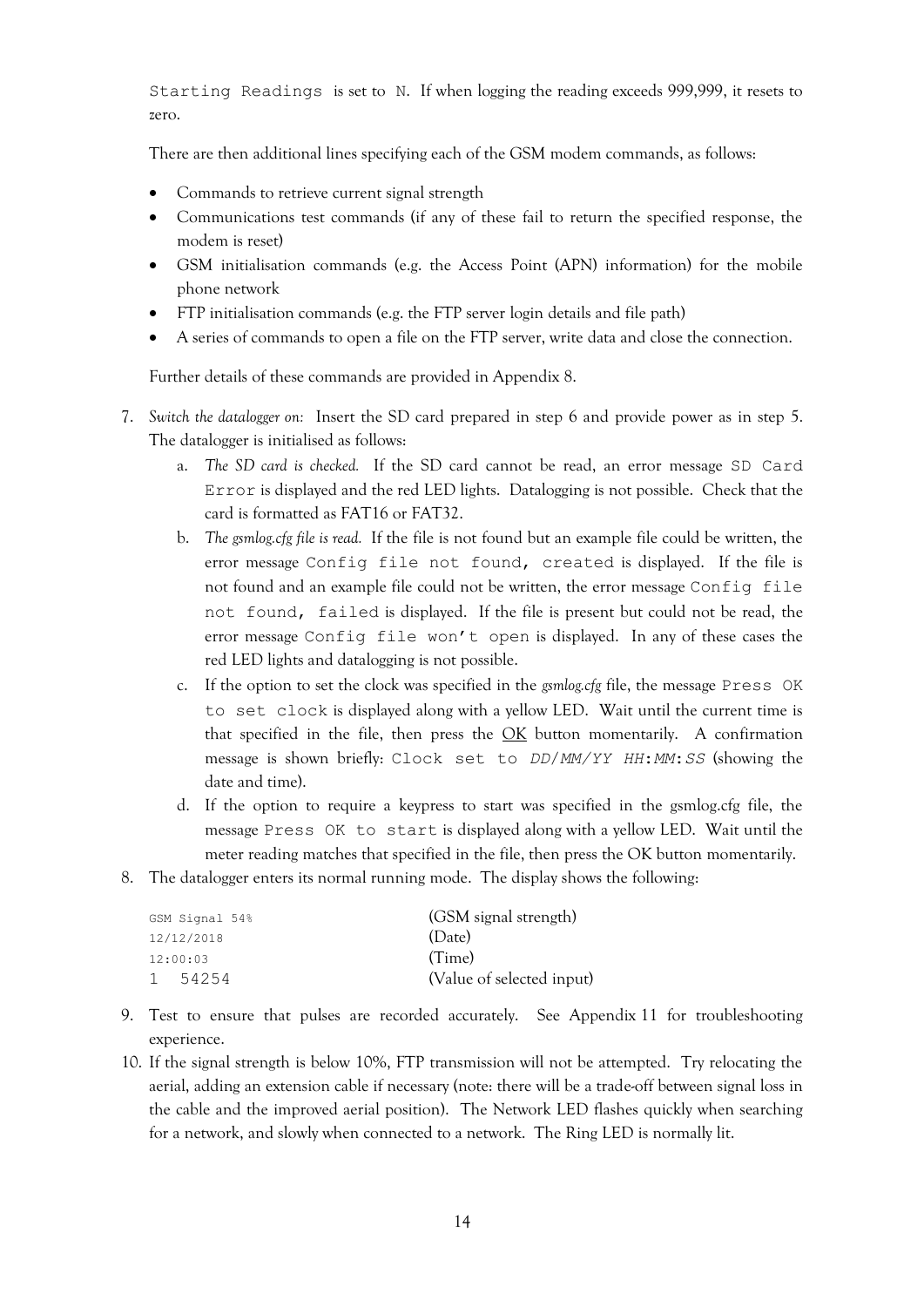`Starting Readings` is set to `N`. If when logging the reading exceeds 999,999, it resets to zero.

There are then additional lines specifying each of the GSM modem commands, as follows:

- Commands to retrieve current signal strength
- Communications test commands (if any of these fail to return the specified response, the modem is reset)
- GSM initialisation commands (e.g. the Access Point (APN) information) for the mobile phone network
- FTP initialisation commands (e.g. the FTP server login details and file path)
- A series of commands to open a file on the FTP server, write data and close the connection.

Further details of these commands are provided in Appendix 8.

7. *Switch the datalogger on:* Insert the SD card prepared in step 6 and provide power as in step 5. The datalogger is initialised as follows:
    a. *The SD card is checked.* If the SD card cannot be read, an error message `SD Card Error` is displayed and the red LED lights. Datalogging is not possible. Check that the card is formatted as FAT16 or FAT32.
    b. *The gsmlog.cfg file is read.* If the file is not found but an example file could be written, the error message `Config file not found, created` is displayed. If the file is not found and an example file could not be written, the error message `Config file not found, failed` is displayed. If the file is present but could not be read, the error message `Config file won't open` is displayed. In any of these cases the red LED lights and datalogging is not possible.
    c. If the option to set the clock was specified in the *gsmlog.cfg* file, the message `Press OK to set clock` is displayed along with a yellow LED. Wait until the current time is that specified in the file, then press the OK button momentarily. A confirmation message is shown briefly: `Clock set to` *`DD/MM/YY HH:MM:SS`* (showing the date and time).
    d. If the option to require a keypress to start was specified in the gsmlog.cfg file, the message `Press OK to start` is displayed along with a yellow LED. Wait until the meter reading matches that specified in the file, then press the OK button momentarily.
8. The datalogger enters its normal running mode. The display shows the following:

| | |
|---|---|
| `GSM Signal 54%` | (GSM signal strength) |
| `12/12/2018` | (Date) |
| `12:00:03` | (Time) |
| `1 54254` | (Value of selected input) |

9. Test to ensure that pulses are recorded accurately. See Appendix 11 for troubleshooting experience.
10. If the signal strength is below 10%, FTP transmission will not be attempted. Try relocating the aerial, adding an extension cable if necessary (note: there will be a trade-off between signal loss in the cable and the improved aerial position). The Network LED flashes quickly when searching for a network, and slowly when connected to a network. The Ring LED is normally lit.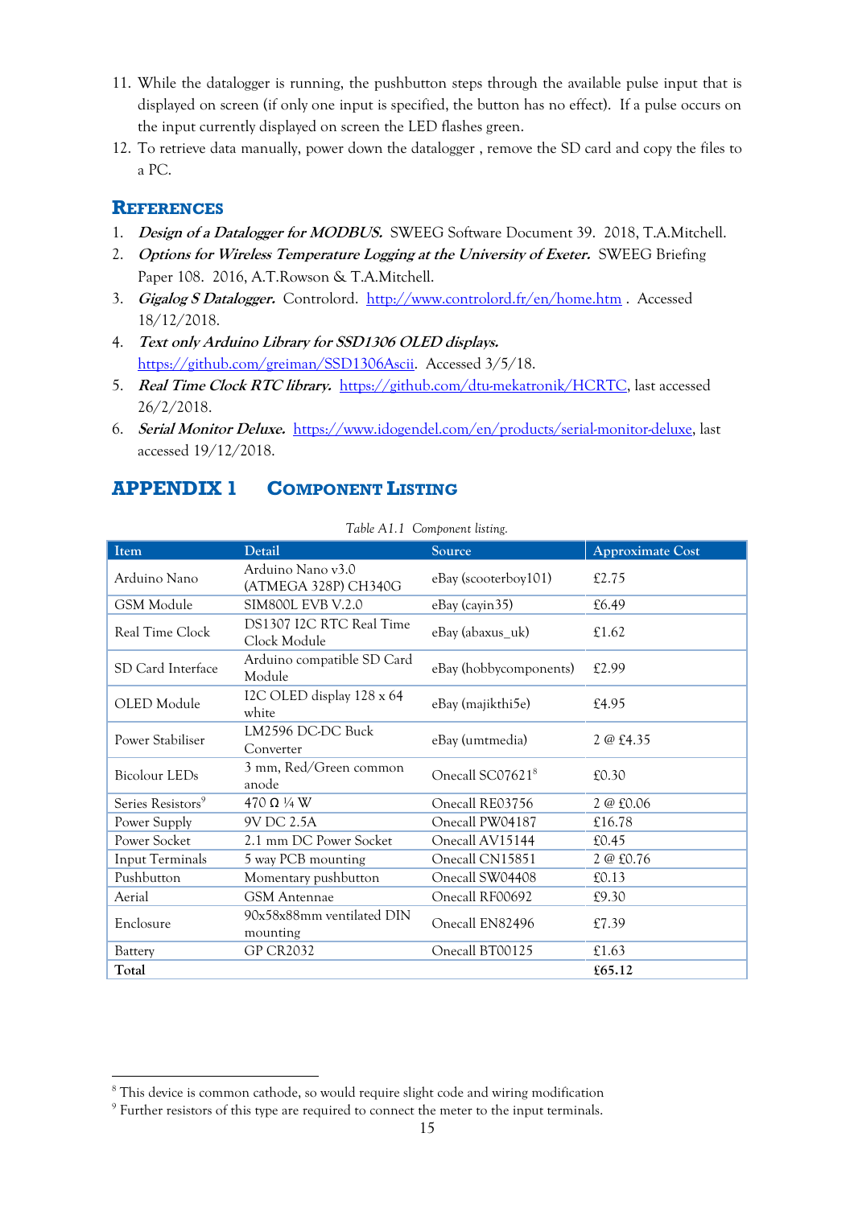11. While the datalogger is running, the pushbutton steps through the available pulse input that is displayed on screen (if only one input is specified, the button has no effect). If a pulse occurs on the input currently displayed on screen the LED flashes green.
12. To retrieve data manually, power down the datalogger , remove the SD card and copy the files to a PC.

## References

1. ***Design of a Datalogger for MODBUS.*** SWEEG Software Document 39. 2018, T.A.Mitchell.
2. ***Options for Wireless Temperature Logging at the University of Exeter.*** SWEEG Briefing Paper 108. 2016, A.T.Rowson & T.A.Mitchell.
3. ***Gigalog S Datalogger.*** Controlord. http://www.controlord.fr/en/home.htm . Accessed 18/12/2018.
4. ***Text only Arduino Library for SSD1306 OLED displays.*** https://github.com/greiman/SSD1306Ascii. Accessed 3/5/18.
5. ***Real Time Clock RTC library.*** https://github.com/dtu-mekatronik/HCRTC, last accessed 26/2/2018.
6. ***Serial Monitor Deluxe.*** https://www.idogendel.com/en/products/serial-monitor-deluxe, last accessed 19/12/2018.

# APPENDIX 1 Component Listing

*Table A1.1 Component listing.*

| Item | Detail | Source | Approximate Cost |
|---|---|---|---|
| Arduino Nano | Arduino Nano v3.0 (ATMEGA 328P) CH340G | eBay (scooterboy101) | £2.75 |
| GSM Module | SIM800L EVB V.2.0 | eBay (cayin35) | £6.49 |
| Real Time Clock | DS1307 I2C RTC Real Time Clock Module | eBay (abaxus_uk) | £1.62 |
| SD Card Interface | Arduino compatible SD Card Module | eBay (hobbycomponents) | £2.99 |
| OLED Module | I2C OLED display 128 x 64 white | eBay (majikthi5e) | £4.95 |
| Power Stabiliser | LM2596 DC-DC Buck Converter | eBay (umtmedia) | 2 @ £4.35 |
| Bicolour LEDs | 3 mm, Red/Green common anode | Onecall SC07621[8] | £0.30 |
| Series Resistors[9] | 470 Ω ¼ W | Onecall RE03756 | 2 @ £0.06 |
| Power Supply | 9V DC 2.5A | Onecall PW04187 | £16.78 |
| Power Socket | 2.1 mm DC Power Socket | Onecall AV15144 | £0.45 |
| Input Terminals | 5 way PCB mounting | Onecall CN15851 | 2 @ £0.76 |
| Pushbutton | Momentary pushbutton | Onecall SW04408 | £0.13 |
| Aerial | GSM Antennae | Onecall RF00692 | £9.30 |
| Enclosure | 90x58x88mm ventilated DIN mounting | Onecall EN82496 | £7.39 |
| Battery | GP CR2032 | Onecall BT00125 | £1.63 |
| **Total** | | | **£65.12** |

[8] This device is common cathode, so would require slight code and wiring modification

[9] Further resistors of this type are required to connect the meter to the input terminals.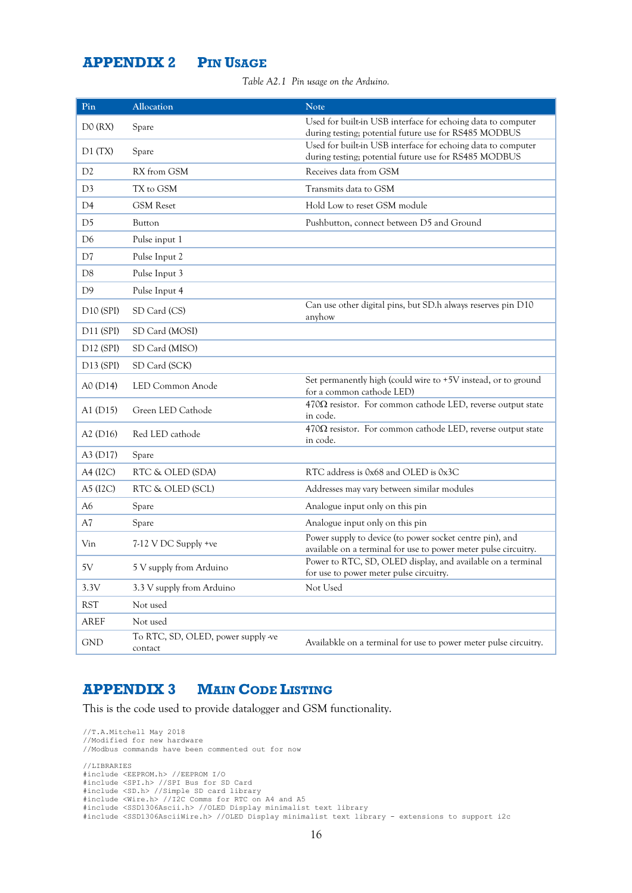## APPENDIX 2 Pin Usage

*Table A2.1 Pin usage on the Arduino.*

| Pin | Allocation | Note |
|---|---|---|
| D0 (RX) | Spare | Used for built-in USB interface for echoing data to computer during testing; potential future use for RS485 MODBUS |
| D1 (TX) | Spare | Used for built-in USB interface for echoing data to computer during testing; potential future use for RS485 MODBUS |
| D2 | RX from GSM | Receives data from GSM |
| D3 | TX to GSM | Transmits data to GSM |
| D4 | GSM Reset | Hold Low to reset GSM module |
| D5 | Button | Pushbutton, connect between D5 and Ground |
| D6 | Pulse input 1 | |
| D7 | Pulse Input 2 | |
| D8 | Pulse Input 3 | |
| D9 | Pulse Input 4 | |
| D10 (SPI) | SD Card (CS) | Can use other digital pins, but SD.h always reserves pin D10 anyhow |
| D11 (SPI) | SD Card (MOSI) | |
| D12 (SPI) | SD Card (MISO) | |
| D13 (SPI) | SD Card (SCK) | |
| A0 (D14) | LED Common Anode | Set permanently high (could wire to +5V instead, or to ground for a common cathode LED) |
| A1 (D15) | Green LED Cathode | 470Ω resistor. For common cathode LED, reverse output state in code. |
| A2 (D16) | Red LED cathode | 470Ω resistor. For common cathode LED, reverse output state in code. |
| A3 (D17) | Spare | |
| A4 (I2C) | RTC & OLED (SDA) | RTC address is 0x68 and OLED is 0x3C |
| A5 (I2C) | RTC & OLED (SCL) | Addresses may vary between similar modules |
| A6 | Spare | Analogue input only on this pin |
| A7 | Spare | Analogue input only on this pin |
| Vin | 7-12 V DC Supply +ve | Power supply to device (to power socket centre pin), and available on a terminal for use to power meter pulse circuitry. |
| 5V | 5 V supply from Arduino | Power to RTC, SD, OLED display, and available on a terminal for use to power meter pulse circuitry. |
| 3.3V | 3.3 V supply from Arduino | Not Used |
| RST | Not used | |
| AREF | Not used | |
| GND | To RTC, SD, OLED, power supply -ve contact | Availabkle on a terminal for use to power meter pulse circuitry. |

## APPENDIX 3 Main Code Listing

This is the code used to provide datalogger and GSM functionality.

```
//T.A.Mitchell May 2018
//Modified for new hardware
//Modbus commands have been commented out for now

//LIBRARIES
#include <EEPROM.h> //EEPROM I/O
#include <SPI.h> //SPI Bus for SD Card
#include <SD.h> //Simple SD card library
#include <Wire.h> //I2C Comms for RTC on A4 and A5
#include <SSD1306Ascii.h> //OLED Display minimalist text library
#include <SSD1306AsciiWire.h> //OLED Display minimalist text library - extensions to support i2c
```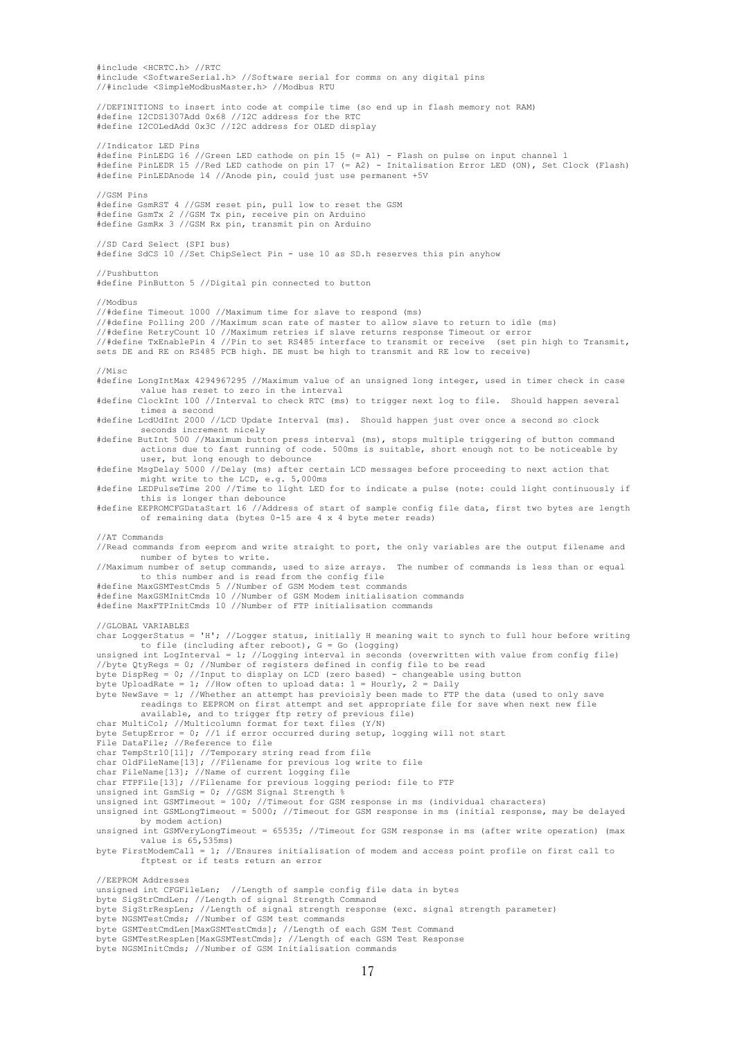```
#include <HCRTC.h> //RTC
#include <SoftwareSerial.h> //Software serial for comms on any digital pins
//#include <SimpleModbusMaster.h> //Modbus RTU

//DEFINITIONS to insert into code at compile time (so end up in flash memory not RAM)
#define I2CDS1307Add 0x68 //I2C address for the RTC
#define I2COLedAdd 0x3C //I2C address for OLED display

//Indicator LED Pins
#define PinLEDG 16 //Green LED cathode on pin 15 (= A1) - Flash on pulse on input channel 1
#define PinLEDR 15 //Red LED cathode on pin 17 (= A2) - Initalisation Error LED (ON), Set Clock (Flash)
#define PinLEDAnode 14 //Anode pin, could just use permanent +5V

//GSM Pins
#define GsmRST 4 //GSM reset pin, pull low to reset the GSM
#define GsmTx 2 //GSM Tx pin, receive pin on Arduino
#define GsmRx 3 //GSM Rx pin, transmit pin on Arduino

//SD Card Select (SPI bus)
#define SdCS 10 //Set ChipSelect Pin - use 10 as SD.h reserves this pin anyhow

//Pushbutton
#define PinButton 5 //Digital pin connected to button

//Modbus
//#define Timeout 1000 //Maximum time for slave to respond (ms)
//#define Polling 200 //Maximum scan rate of master to allow slave to return to idle (ms)
//#define RetryCount 10 //Maximum retries if slave returns response Timeout or error
//#define TxEnablePin 4 //Pin to set RS485 interface to transmit or receive  (set pin high to Transmit,
sets DE and RE on RS485 PCB high. DE must be high to transmit and RE low to receive)

//Misc
#define LongIntMax 4294967295 //Maximum value of an unsigned long integer, used in timer check in case
        value has reset to zero in the interval
#define ClockInt 100 //Interval to check RTC (ms) to trigger next log to file.  Should happen several
        times a second
#define LcdUdInt 2000 //LCD Update Interval (ms).  Should happen just over once a second so clock
        seconds increment nicely
#define ButInt 500 //Maximum button press interval (ms), stops multiple triggering of button command
        actions due to fast running of code. 500ms is suitable, short enough not to be noticeable by
        user, but long enough to debounce
#define MsgDelay 5000 //Delay (ms) after certain LCD messages before proceeding to next action that
        might write to the LCD, e.g. 5,000ms
#define LEDPulseTime 200 //Time to light LED for to indicate a pulse (note: could light continuously if
        this is longer than debounce
#define EEPROMCFGDataStart 16 //Address of start of sample config file data, first two bytes are length
        of remaining data (bytes 0-15 are 4 x 4 byte meter reads)

//AT Commands
//Read commands from eeprom and write straight to port, the only variables are the output filename and
        number of bytes to write.
//Maximum number of setup commands, used to size arrays.  The number of commands is less than or equal
        to this number and is read from the config file
#define MaxGSMTestCmds 5 //Number of GSM Modem test commands
#define MaxGSMInitCmds 10 //Number of GSM Modem initialisation commands
#define MaxFTPInitCmds 10 //Number of FTP initialisation commands

//GLOBAL VARIABLES
char LoggerStatus = 'H'; //Logger status, initially H meaning wait to synch to full hour before writing
        to file (including after reboot), G = Go (logging)
unsigned int LogInterval = 1; //Logging interval in seconds (overwritten with value from config file)
//byte QtyRegs = 0; //Number of registers defined in config file to be read
byte DispReg = 0; //Input to display on LCD (zero based) - changeable using button
byte UploadRate = 1; //How often to upload data: 1 = Hourly, 2 = Daily
byte NewSave = 1; //Whether an attempt has previoisly been made to FTP the data (used to only save
        readings to EEPROM on first attempt and set appropriate file for save when next new file
        available, and to trigger ftp retry of previous file)
char MultiCol; //Multicolumn format for text files (Y/N)
byte SetupError = 0; //1 if error occurred during setup, logging will not start
File DataFile; //Reference to file
char TempStr10[11]; //Temporary string read from file
char OldFileName[13]; //Filename for previous log write to file
char FileName[13]; //Name of current logging file
char FTPFile[13]; //Filename for previous logging period: file to FTP
unsigned int GsmSig = 0; //GSM Signal Strength %
unsigned int GSMTimeout = 100; //Timeout for GSM response in ms (individual characters)
unsigned int GSMLongTimeout = 5000; //Timeout for GSM response in ms (initial response, may be delayed
        by modem action)
unsigned int GSMVeryLongTimeout = 65535; //Timeout for GSM response in ms (after write operation) (max
        value is 65,535ms)
byte FirstModemCall = 1; //Ensures initialisation of modem and access point profile on first call to
        ftptest or if tests return an error

//EEPROM Addresses
unsigned int CFGFileLen;  //Length of sample config file data in bytes
byte SigStrCmdLen; //Length of signal Strength Command
byte SigStrRespLen; //Length of signal strength response (exc. signal strength parameter)
byte NGSMTestCmds; //Number of GSM test commands
byte GSMTestCmdLen[MaxGSMTestCmds]; //Length of each GSM Test Command
byte GSMTestRespLen[MaxGSMTestCmds]; //Length of each GSM Test Response
byte NGSMInitCmds; //Number of GSM Initialisation commands
```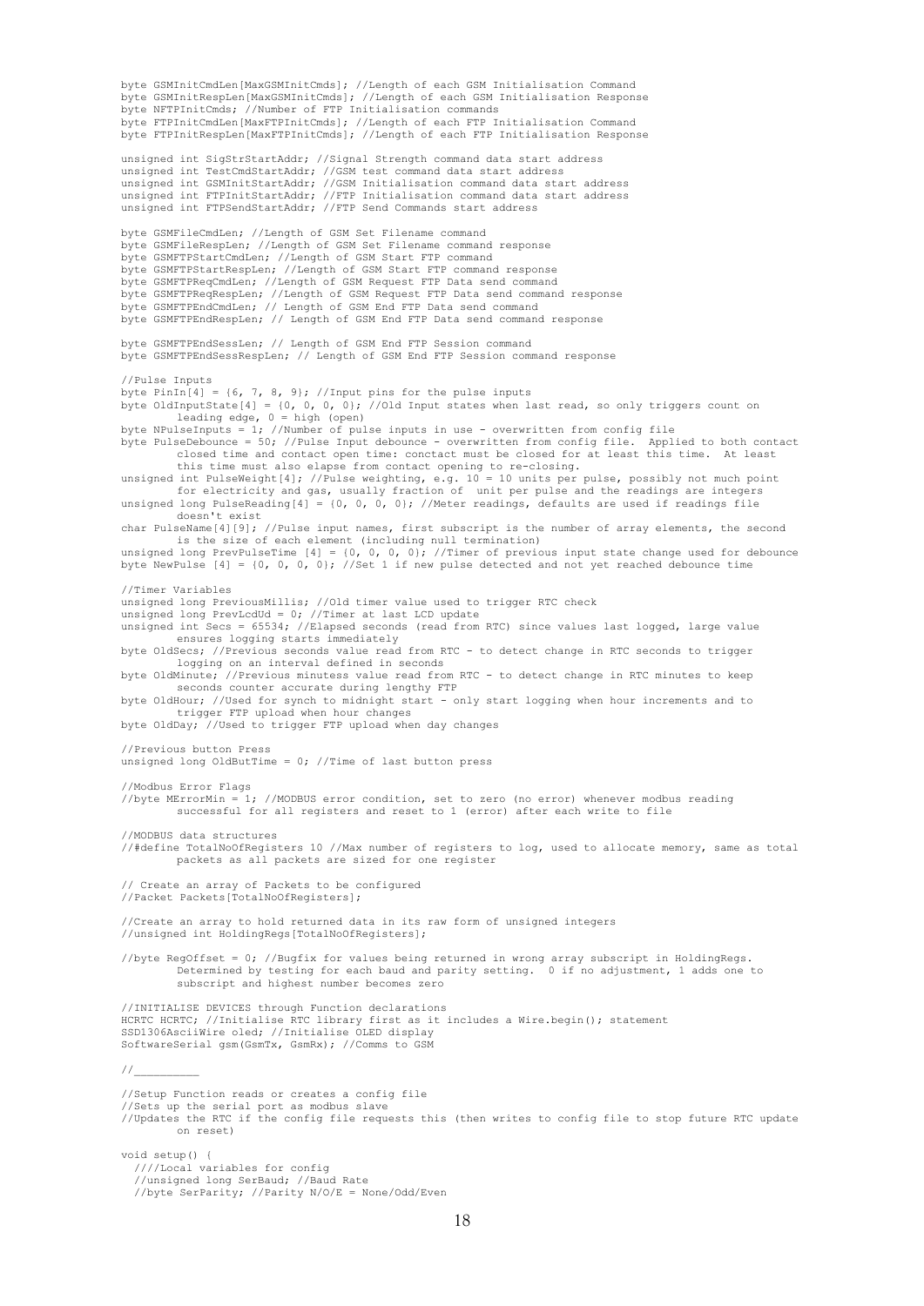```
byte GSMInitCmdLen[MaxGSMInitCmds]; //Length of each GSM Initialisation Command
byte GSMInitRespLen[MaxGSMInitCmds]; //Length of each GSM Initialisation Response
byte NFTPInitCmds; //Number of FTP Initialisation commands
byte FTPInitCmdLen[MaxFTPInitCmds]; //Length of each FTP Initialisation Command
byte FTPInitRespLen[MaxFTPInitCmds]; //Length of each FTP Initialisation Response

unsigned int SigStrStartAddr; //Signal Strength command data start address
unsigned int TestCmdStartAddr; //GSM test command data start address
unsigned int GSMInitStartAddr; //GSM Initialisation command data start address
unsigned int FTPInitStartAddr; //FTP Initialisation command data start address
unsigned int FTPSendStartAddr; //FTP Send Commands start address

byte GSMFileCmdLen; //Length of GSM Set Filename command
byte GSMFileRespLen; //Length of GSM Set Filename command response
byte GSMFTPStartCmdLen; //Length of GSM Start FTP command
byte GSMFTPStartRespLen; //Length of GSM Start FTP command response
byte GSMFTPReqCmdLen; //Length of GSM Request FTP Data send command
byte GSMFTPReqRespLen; //Length of GSM Request FTP Data send command response
byte GSMFTPEndCmdLen; // Length of GSM End FTP Data send command
byte GSMFTPEndRespLen; // Length of GSM End FTP Data send command response

byte GSMFTPEndSessLen; // Length of GSM End FTP Session command
byte GSMFTPEndSessRespLen; // Length of GSM End FTP Session command response

//Pulse Inputs
byte PinIn[4] = {6, 7, 8, 9}; //Input pins for the pulse inputs
byte OldInputState[4] = {0, 0, 0, 0}; //Old Input states when last read, so only triggers count on
        leading edge, 0 = high (open)
byte NPulseInputs = 1; //Number of pulse inputs in use - overwritten from config file
byte PulseDebounce = 50; //Pulse Input debounce - overwritten from config file.  Applied to both contact
        closed time and contact open time: conctact must be closed for at least this time.  At least
        this time must also elapse from contact opening to re-closing.
unsigned int PulseWeight[4]; //Pulse weighting, e.g. 10 = 10 units per pulse, possibly not much point
        for electricity and gas, usually fraction of  unit per pulse and the readings are integers
unsigned long PulseReading[4] = {0, 0, 0, 0}; //Meter readings, defaults are used if readings file
        doesn't exist
char PulseName[4][9]; //Pulse input names, first subscript is the number of array elements, the second
        is the size of each element (including null termination)
unsigned long PrevPulseTime [4] = {0, 0, 0, 0}; //Timer of previous input state change used for debounce
byte NewPulse [4] = {0, 0, 0, 0}; //Set 1 if new pulse detected and not yet reached debounce time

//Timer Variables
unsigned long PreviousMillis; //Old timer value used to trigger RTC check
unsigned long PrevLcdUd = 0; //Timer at last LCD update
unsigned int Secs = 65534; //Elapsed seconds (read from RTC) since values last logged, large value
        ensures logging starts immediately
byte OldSecs; //Previous seconds value read from RTC - to detect change in RTC seconds to trigger
        logging on an interval defined in seconds
byte OldMinute; //Previous minutess value read from RTC - to detect change in RTC minutes to keep
        seconds counter accurate during lengthy FTP
byte OldHour; //Used for synch to midnight start - only start logging when hour increments and to
        trigger FTP upload when hour changes
byte OldDay; //Used to trigger FTP upload when day changes

//Previous button Press
unsigned long OldButTime = 0; //Time of last button press

//Modbus Error Flags
//byte MErrorMin = 1; //MODBUS error condition, set to zero (no error) whenever modbus reading
        successful for all registers and reset to 1 (error) after each write to file

//MODBUS data structures
//#define TotalNoOfRegisters 10 //Max number of registers to log, used to allocate memory, same as total
        packets as all packets are sized for one register

// Create an array of Packets to be configured
//Packet Packets[TotalNoOfRegisters];

//Create an array to hold returned data in its raw form of unsigned integers
//unsigned int HoldingRegs[TotalNoOfRegisters];

//byte RegOffset = 0; //Bugfix for values being returned in wrong array subscript in HoldingRegs.
        Determined by testing for each baud and parity setting.  0 if no adjustment, 1 adds one to
        subscript and highest number becomes zero

//INITIALISE DEVICES through Function declarations
HCRTC HCRTC; //Initialise RTC library first as it includes a Wire.begin(); statement
SSD1306AsciiWire oled; //Initialise OLED display
SoftwareSerial gsm(GsmTx, GsmRx); //Comms to GSM

//__________

//Setup Function reads or creates a config file
//Sets up the serial port as modbus slave
//Updates the RTC if the config file requests this (then writes to config file to stop future RTC update
        on reset)

void setup() {
  ////Local variables for config
  //unsigned long SerBaud; //Baud Rate
  //byte SerParity; //Parity N/O/E = None/Odd/Even
```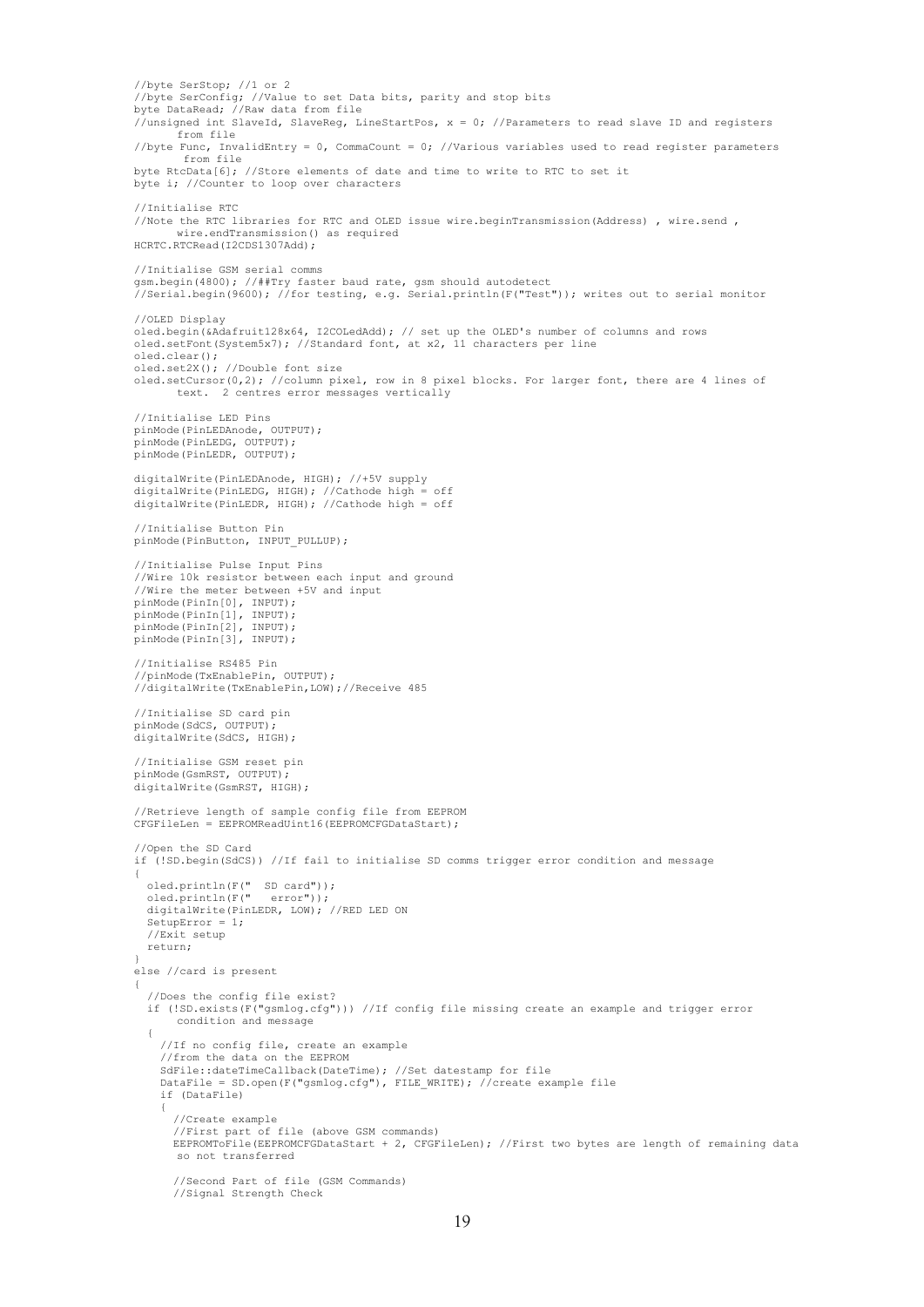```
//byte SerStop; //1 or 2
//byte SerConfig; //Value to set Data bits, parity and stop bits
byte DataRead; //Raw data from file
//unsigned int SlaveId, SlaveReg, LineStartPos, x = 0; //Parameters to read slave ID and registers
      from file
//byte Func, InvalidEntry = 0, CommaCount = 0; //Various variables used to read register parameters
       from file
byte RtcData[6]; //Store elements of date and time to write to RTC to set it
byte i; //Counter to loop over characters

//Initialise RTC
//Note the RTC libraries for RTC and OLED issue wire.beginTransmission(Address) , wire.send ,
      wire.endTransmission() as required
HCRTC.RTCRead(I2CDS1307Add);

//Initialise GSM serial comms
gsm.begin(4800); //##Try faster baud rate, gsm should autodetect
//Serial.begin(9600); //for testing, e.g. Serial.println(F("Test")); writes out to serial monitor

//OLED Display
oled.begin(&Adafruit128x64, I2COLedAdd); // set up the OLED's number of columns and rows
oled.setFont(System5x7); //Standard font, at x2, 11 characters per line
oled.clear();
oled.set2X(); //Double font size
oled.setCursor(0,2); //column pixel, row in 8 pixel blocks. For larger font, there are 4 lines of
      text.  2 centres error messages vertically

//Initialise LED Pins
pinMode(PinLEDAnode, OUTPUT);
pinMode(PinLEDG, OUTPUT);
pinMode(PinLEDR, OUTPUT);

digitalWrite(PinLEDAnode, HIGH); //+5V supply
digitalWrite(PinLEDG, HIGH); //Cathode high = off
digitalWrite(PinLEDR, HIGH); //Cathode high = off

//Initialise Button Pin
pinMode(PinButton, INPUT_PULLUP);

//Initialise Pulse Input Pins
//Wire 10k resistor between each input and ground
//Wire the meter between +5V and input
pinMode(PinIn[0], INPUT);
pinMode(PinIn[1], INPUT);
pinMode(PinIn[2], INPUT);
pinMode(PinIn[3], INPUT);

//Initialise RS485 Pin
//pinMode(TxEnablePin, OUTPUT);
//digitalWrite(TxEnablePin,LOW);//Receive 485

//Initialise SD card pin
pinMode(SdCS, OUTPUT);
digitalWrite(SdCS, HIGH);

//Initialise GSM reset pin
pinMode(GsmRST, OUTPUT);
digitalWrite(GsmRST, HIGH);

//Retrieve length of sample config file from EEPROM
CFGFileLen = EEPROMReadUint16(EEPROMCFGDataStart);

//Open the SD Card
if (!SD.begin(SdCS)) //If fail to initialise SD comms trigger error condition and message
{
  oled.println(F("  SD card"));
  oled.println(F("   error"));
  digitalWrite(PinLEDR, LOW); //RED LED ON
  SetupError = 1;
  //Exit setup
  return;
}
else //card is present
{
  //Does the config file exist?
  if (!SD.exists(F("gsmlog.cfg"))) //If config file missing create an example and trigger error
       condition and message
  {
    //If no config file, create an example
    //from the data on the EEPROM
    SdFile::dateTimeCallback(DateTime); //Set datestamp for file
    DataFile = SD.open(F("gsmlog.cfg"), FILE_WRITE); //create example file
    if (DataFile)
    {
      //Create example
      //First part of file (above GSM commands)
      EEPROMToFile(EEPROMCFGDataStart + 2, CFGFileLen); //First two bytes are length of remaining data
      so not transferred

      //Second Part of file (GSM Commands)
      //Signal Strength Check
```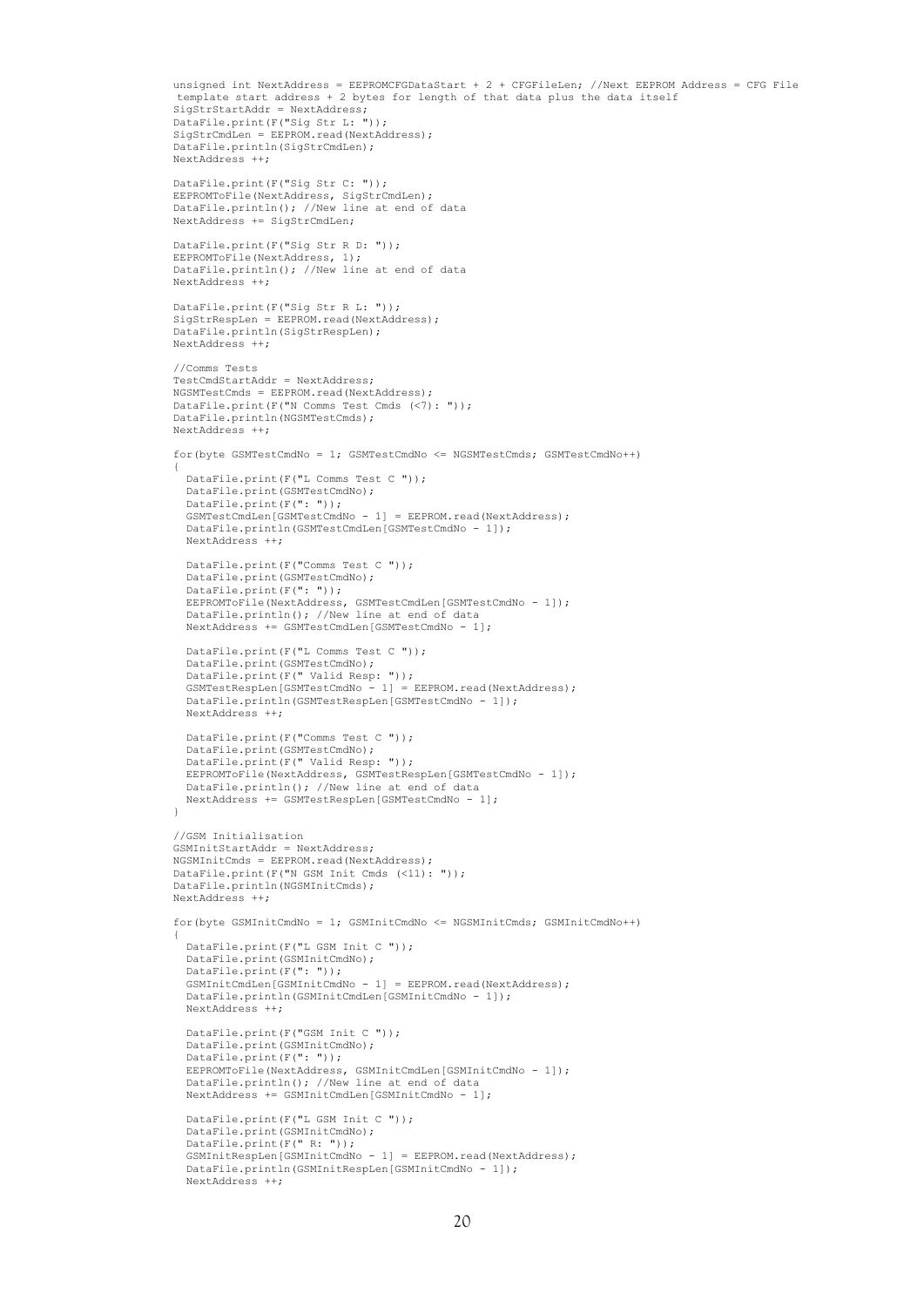```
unsigned int NextAddress = EEPROMCFGDataStart + 2 + CFGFileLen; //Next EEPROM Address = CFG File
 template start address + 2 bytes for length of that data plus the data itself
SigStrStartAddr = NextAddress;
DataFile.print(F("Sig Str L: "));
SigStrCmdLen = EEPROM.read(NextAddress);
DataFile.println(SigStrCmdLen);
NextAddress ++;

DataFile.print(F("Sig Str C: "));
EEPROMToFile(NextAddress, SigStrCmdLen);
DataFile.println(); //New line at end of data
NextAddress += SigStrCmdLen;

DataFile.print(F("Sig Str R D: "));
EEPROMToFile(NextAddress, 1);
DataFile.println(); //New line at end of data
NextAddress ++;

DataFile.print(F("Sig Str R L: "));
SigStrRespLen = EEPROM.read(NextAddress);
DataFile.println(SigStrRespLen);
NextAddress ++;

//Comms Tests
TestCmdStartAddr = NextAddress;
NGSMTestCmds = EEPROM.read(NextAddress);
DataFile.print(F("N Comms Test Cmds (<7): "));
DataFile.println(NGSMTestCmds);
NextAddress ++;

for(byte GSMTestCmdNo = 1; GSMTestCmdNo <= NGSMTestCmds; GSMTestCmdNo++)
{
  DataFile.print(F("L Comms Test C "));
  DataFile.print(GSMTestCmdNo);
  DataFile.print(F(": "));
  GSMTestCmdLen[GSMTestCmdNo - 1] = EEPROM.read(NextAddress);
  DataFile.println(GSMTestCmdLen[GSMTestCmdNo - 1]);
  NextAddress ++;

  DataFile.print(F("Comms Test C "));
  DataFile.print(GSMTestCmdNo);
  DataFile.print(F(": "));
  EEPROMToFile(NextAddress, GSMTestCmdLen[GSMTestCmdNo - 1]);
  DataFile.println(); //New line at end of data
  NextAddress += GSMTestCmdLen[GSMTestCmdNo - 1];

  DataFile.print(F("L Comms Test C "));
  DataFile.print(GSMTestCmdNo);
  DataFile.print(F(" Valid Resp: "));
  GSMTestRespLen[GSMTestCmdNo - 1] = EEPROM.read(NextAddress);
  DataFile.println(GSMTestRespLen[GSMTestCmdNo - 1]);
  NextAddress ++;

  DataFile.print(F("Comms Test C "));
  DataFile.print(GSMTestCmdNo);
  DataFile.print(F(" Valid Resp: "));
  EEPROMToFile(NextAddress, GSMTestRespLen[GSMTestCmdNo - 1]);
  DataFile.println(); //New line at end of data
  NextAddress += GSMTestRespLen[GSMTestCmdNo - 1];
}

//GSM Initialisation
GSMInitStartAddr = NextAddress;
NGSMInitCmds = EEPROM.read(NextAddress);
DataFile.print(F("N GSM Init Cmds (<11): "));
DataFile.println(NGSMInitCmds);
NextAddress ++;

for(byte GSMInitCmdNo = 1; GSMInitCmdNo <= NGSMInitCmds; GSMInitCmdNo++)
{
  DataFile.print(F("L GSM Init C "));
  DataFile.print(GSMInitCmdNo);
  DataFile.print(F(": "));
  GSMInitCmdLen[GSMInitCmdNo - 1] = EEPROM.read(NextAddress);
  DataFile.println(GSMInitCmdLen[GSMInitCmdNo - 1]);
  NextAddress ++;

  DataFile.print(F("GSM Init C "));
  DataFile.print(GSMInitCmdNo);
  DataFile.print(F(": "));
  EEPROMToFile(NextAddress, GSMInitCmdLen[GSMInitCmdNo - 1]);
  DataFile.println(); //New line at end of data
  NextAddress += GSMInitCmdLen[GSMInitCmdNo - 1];

  DataFile.print(F("L GSM Init C "));
  DataFile.print(GSMInitCmdNo);
  DataFile.print(F(" R: "));
  GSMInitRespLen[GSMInitCmdNo - 1] = EEPROM.read(NextAddress);
  DataFile.println(GSMInitRespLen[GSMInitCmdNo - 1]);
  NextAddress ++;
```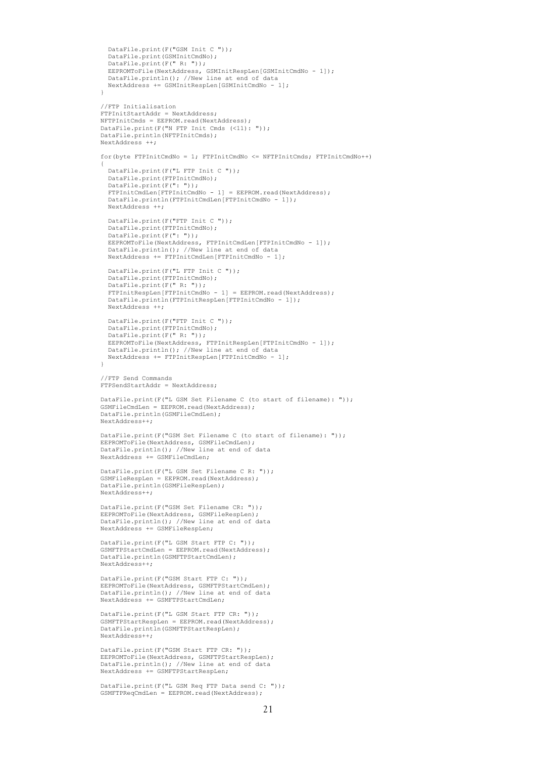```
    DataFile.print(F("GSM Init C "));
    DataFile.print(GSMInitCmdNo);
    DataFile.print(F(" R: "));
    EEPROMToFile(NextAddress, GSMInitRespLen[GSMInitCmdNo - 1]);
    DataFile.println(); //New line at end of data
    NextAddress += GSMInitRespLen[GSMInitCmdNo - 1];
  }

  //FTP Initialisation
  FTPInitStartAddr = NextAddress;
  NFTPInitCmds = EEPROM.read(NextAddress);
  DataFile.print(F("N FTP Init Cmds (<11): "));
  DataFile.println(NFTPInitCmds);
  NextAddress ++;

  for(byte FTPInitCmdNo = 1; FTPInitCmdNo <= NFTPInitCmds; FTPInitCmdNo++)
  {
    DataFile.print(F("L FTP Init C "));
    DataFile.print(FTPInitCmdNo);
    DataFile.print(F(": "));
    FTPInitCmdLen[FTPInitCmdNo - 1] = EEPROM.read(NextAddress);
    DataFile.println(FTPInitCmdLen[FTPInitCmdNo - 1]);
    NextAddress ++;

    DataFile.print(F("FTP Init C "));
    DataFile.print(FTPInitCmdNo);
    DataFile.print(F(": "));
    EEPROMToFile(NextAddress, FTPInitCmdLen[FTPInitCmdNo - 1]);
    DataFile.println(); //New line at end of data
    NextAddress += FTPInitCmdLen[FTPInitCmdNo - 1];

    DataFile.print(F("L FTP Init C "));
    DataFile.print(FTPInitCmdNo);
    DataFile.print(F(" R: "));
    FTPInitRespLen[FTPInitCmdNo - 1] = EEPROM.read(NextAddress);
    DataFile.println(FTPInitRespLen[FTPInitCmdNo - 1]);
    NextAddress ++;

    DataFile.print(F("FTP Init C "));
    DataFile.print(FTPInitCmdNo);
    DataFile.print(F(" R: "));
    EEPROMToFile(NextAddress, FTPInitRespLen[FTPInitCmdNo - 1]);
    DataFile.println(); //New line at end of data
    NextAddress += FTPInitRespLen[FTPInitCmdNo - 1];
  }

  //FTP Send Commands
  FTPSendStartAddr = NextAddress;

  DataFile.print(F("L GSM Set Filename C (to start of filename): "));
  GSMFileCmdLen = EEPROM.read(NextAddress);
  DataFile.println(GSMFileCmdLen);
  NextAddress++;

  DataFile.print(F("GSM Set Filename C (to start of filename): "));
  EEPROMToFile(NextAddress, GSMFileCmdLen);
  DataFile.println(); //New line at end of data
  NextAddress += GSMFileCmdLen;

  DataFile.print(F("L GSM Set Filename C R: "));
  GSMFileRespLen = EEPROM.read(NextAddress);
  DataFile.println(GSMFileRespLen);
  NextAddress++;

  DataFile.print(F("GSM Set Filename CR: "));
  EEPROMToFile(NextAddress, GSMFileRespLen);
  DataFile.println(); //New line at end of data
  NextAddress += GSMFileRespLen;

  DataFile.print(F("L GSM Start FTP C: "));
  GSMFTPStartCmdLen = EEPROM.read(NextAddress);
  DataFile.println(GSMFTPStartCmdLen);
  NextAddress++;

  DataFile.print(F("GSM Start FTP C: "));
  EEPROMToFile(NextAddress, GSMFTPStartCmdLen);
  DataFile.println(); //New line at end of data
  NextAddress += GSMFTPStartCmdLen;

  DataFile.print(F("L GSM Start FTP CR: "));
  GSMFTPStartRespLen = EEPROM.read(NextAddress);
  DataFile.println(GSMFTPStartRespLen);
  NextAddress++;

  DataFile.print(F("GSM Start FTP CR: "));
  EEPROMToFile(NextAddress, GSMFTPStartRespLen);
  DataFile.println(); //New line at end of data
  NextAddress += GSMFTPStartRespLen;

  DataFile.print(F("L GSM Req FTP Data send C: "));
  GSMFTPReqCmdLen = EEPROM.read(NextAddress);
```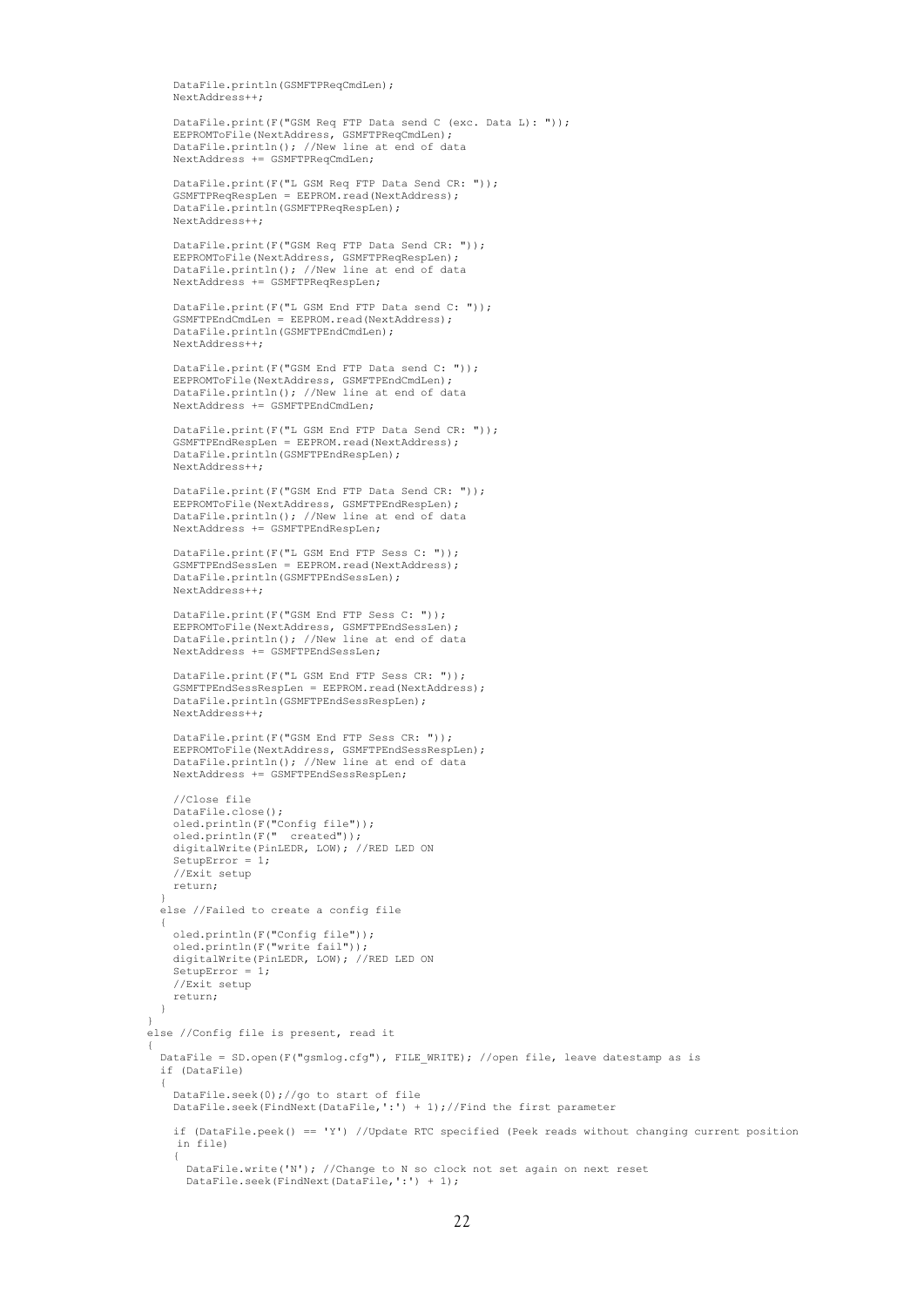```
    DataFile.println(GSMFTPReqCmdLen);
    NextAddress++;

    DataFile.print(F("GSM Req FTP Data send C (exc. Data L): "));
    EEPROMToFile(NextAddress, GSMFTPReqCmdLen);
    DataFile.println(); //New line at end of data
    NextAddress += GSMFTPReqCmdLen;

    DataFile.print(F("L GSM Req FTP Data Send CR: "));
    GSMFTPReqRespLen = EEPROM.read(NextAddress);
    DataFile.println(GSMFTPReqRespLen);
    NextAddress++;

    DataFile.print(F("GSM Req FTP Data Send CR: "));
    EEPROMToFile(NextAddress, GSMFTPReqRespLen);
    DataFile.println(); //New line at end of data
    NextAddress += GSMFTPReqRespLen;

    DataFile.print(F("L GSM End FTP Data send C: "));
    GSMFTPEndCmdLen = EEPROM.read(NextAddress);
    DataFile.println(GSMFTPEndCmdLen);
    NextAddress++;

    DataFile.print(F("GSM End FTP Data send C: "));
    EEPROMToFile(NextAddress, GSMFTPEndCmdLen);
    DataFile.println(); //New line at end of data
    NextAddress += GSMFTPEndCmdLen;

    DataFile.print(F("L GSM End FTP Data Send CR: "));
    GSMFTPEndRespLen = EEPROM.read(NextAddress);
    DataFile.println(GSMFTPEndRespLen);
    NextAddress++;

    DataFile.print(F("GSM End FTP Data Send CR: "));
    EEPROMToFile(NextAddress, GSMFTPEndRespLen);
    DataFile.println(); //New line at end of data
    NextAddress += GSMFTPEndRespLen;

    DataFile.print(F("L GSM End FTP Sess C: "));
    GSMFTPEndSessLen = EEPROM.read(NextAddress);
    DataFile.println(GSMFTPEndSessLen);
    NextAddress++;

    DataFile.print(F("GSM End FTP Sess C: "));
    EEPROMToFile(NextAddress, GSMFTPEndSessLen);
    DataFile.println(); //New line at end of data
    NextAddress += GSMFTPEndSessLen;

    DataFile.print(F("L GSM End FTP Sess CR: "));
    GSMFTPEndSessRespLen = EEPROM.read(NextAddress);
    DataFile.println(GSMFTPEndSessRespLen);
    NextAddress++;

    DataFile.print(F("GSM End FTP Sess CR: "));
    EEPROMToFile(NextAddress, GSMFTPEndSessRespLen);
    DataFile.println(); //New line at end of data
    NextAddress += GSMFTPEndSessRespLen;

    //Close file
    DataFile.close();
    oled.println(F("Config file"));
    oled.println(F("  created"));
    digitalWrite(PinLEDR, LOW); //RED LED ON
    SetupError = 1;
    //Exit setup
    return;
  }
  else //Failed to create a config file
  {
    oled.println(F("Config file"));
    oled.println(F("write fail"));
    digitalWrite(PinLEDR, LOW); //RED LED ON
    SetupError = 1;
    //Exit setup
    return;
  }
}
else //Config file is present, read it
{
  DataFile = SD.open(F("gsmlog.cfg"), FILE_WRITE); //open file, leave datestamp as is
  if (DataFile)
  {
    DataFile.seek(0);//go to start of file
    DataFile.seek(FindNext(DataFile,':') + 1);//Find the first parameter

    if (DataFile.peek() == 'Y') //Update RTC specified (Peek reads without changing current position
     in file)
    {
      DataFile.write('N'); //Change to N so clock not set again on next reset
      DataFile.seek(FindNext(DataFile,':') + 1);
```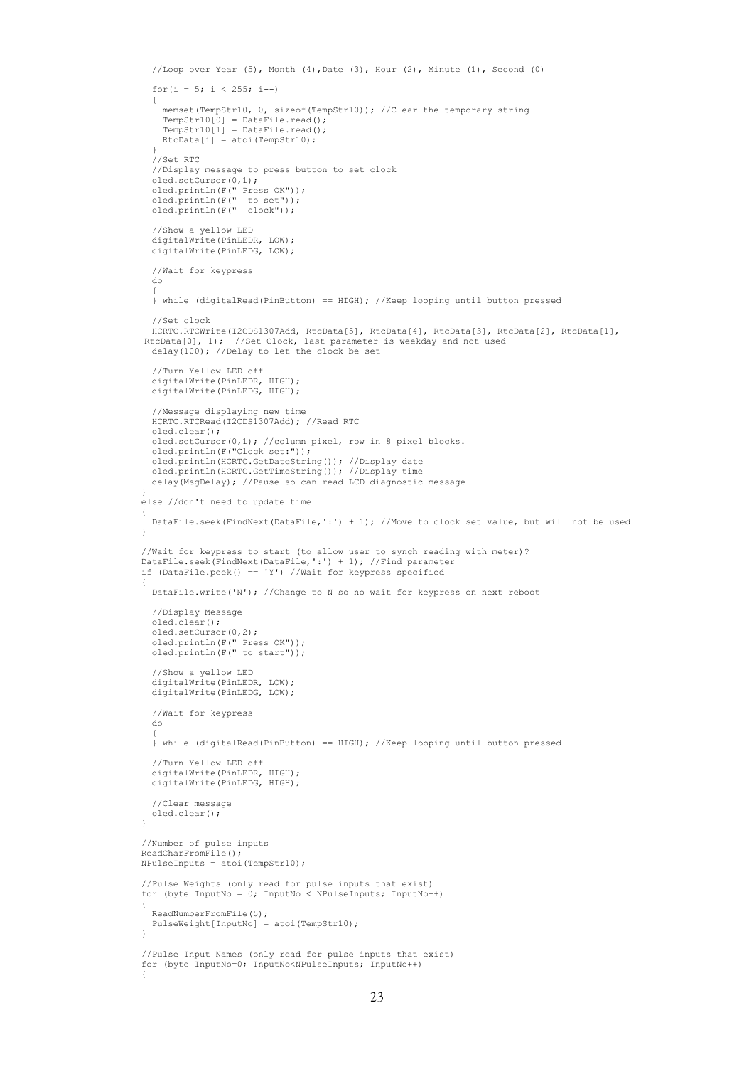```
    //Loop over Year (5), Month (4),Date (3), Hour (2), Minute (1), Second (0)

    for(i = 5; i < 255; i--)
    {
      memset(TempStr10, 0, sizeof(TempStr10)); //Clear the temporary string
      TempStr10[0] = DataFile.read();
      TempStr10[1] = DataFile.read();
      RtcData[i] = atoi(TempStr10);
    }
    //Set RTC
    //Display message to press button to set clock
    oled.setCursor(0,1);
    oled.println(F(" Press OK"));
    oled.println(F("  to set"));
    oled.println(F("  clock"));

    //Show a yellow LED
    digitalWrite(PinLEDR, LOW);
    digitalWrite(PinLEDG, LOW);

    //Wait for keypress
    do
    {
    } while (digitalRead(PinButton) == HIGH); //Keep looping until button pressed

    //Set clock
    HCRTC.RTCWrite(I2CDS1307Add, RtcData[5], RtcData[4], RtcData[3], RtcData[2], RtcData[1],
   RtcData[0], 1);  //Set Clock, last parameter is weekday and not used
    delay(100); //Delay to let the clock be set

    //Turn Yellow LED off
    digitalWrite(PinLEDR, HIGH);
    digitalWrite(PinLEDG, HIGH);

    //Message displaying new time
    HCRTC.RTCRead(I2CDS1307Add); //Read RTC
    oled.clear();
    oled.setCursor(0,1); //column pixel, row in 8 pixel blocks.
    oled.println(F("Clock set:"));
    oled.println(HCRTC.GetDateString()); //Display date
    oled.println(HCRTC.GetTimeString()); //Display time
    delay(MsgDelay); //Pause so can read LCD diagnostic message
  }
  else //don't need to update time
  {
    DataFile.seek(FindNext(DataFile,':') + 1); //Move to clock set value, but will not be used
  }

  //Wait for keypress to start (to allow user to synch reading with meter)?
  DataFile.seek(FindNext(DataFile,':') + 1); //Find parameter
  if (DataFile.peek() == 'Y') //Wait for keypress specified
  {
    DataFile.write('N'); //Change to N so no wait for keypress on next reboot

    //Display Message
    oled.clear();
    oled.setCursor(0,2);
    oled.println(F(" Press OK"));
    oled.println(F(" to start"));

    //Show a yellow LED
    digitalWrite(PinLEDR, LOW);
    digitalWrite(PinLEDG, LOW);

    //Wait for keypress
    do
    {
    } while (digitalRead(PinButton) == HIGH); //Keep looping until button pressed

    //Turn Yellow LED off
    digitalWrite(PinLEDR, HIGH);
    digitalWrite(PinLEDG, HIGH);

    //Clear message
    oled.clear();
  }

  //Number of pulse inputs
  ReadCharFromFile();
  NPulseInputs = atoi(TempStr10);

  //Pulse Weights (only read for pulse inputs that exist)
  for (byte InputNo = 0; InputNo < NPulseInputs; InputNo++)
  {
    ReadNumberFromFile(5);
    PulseWeight[InputNo] = atoi(TempStr10);
  }

  //Pulse Input Names (only read for pulse inputs that exist)
  for (byte InputNo=0; InputNo<NPulseInputs; InputNo++)
  {
```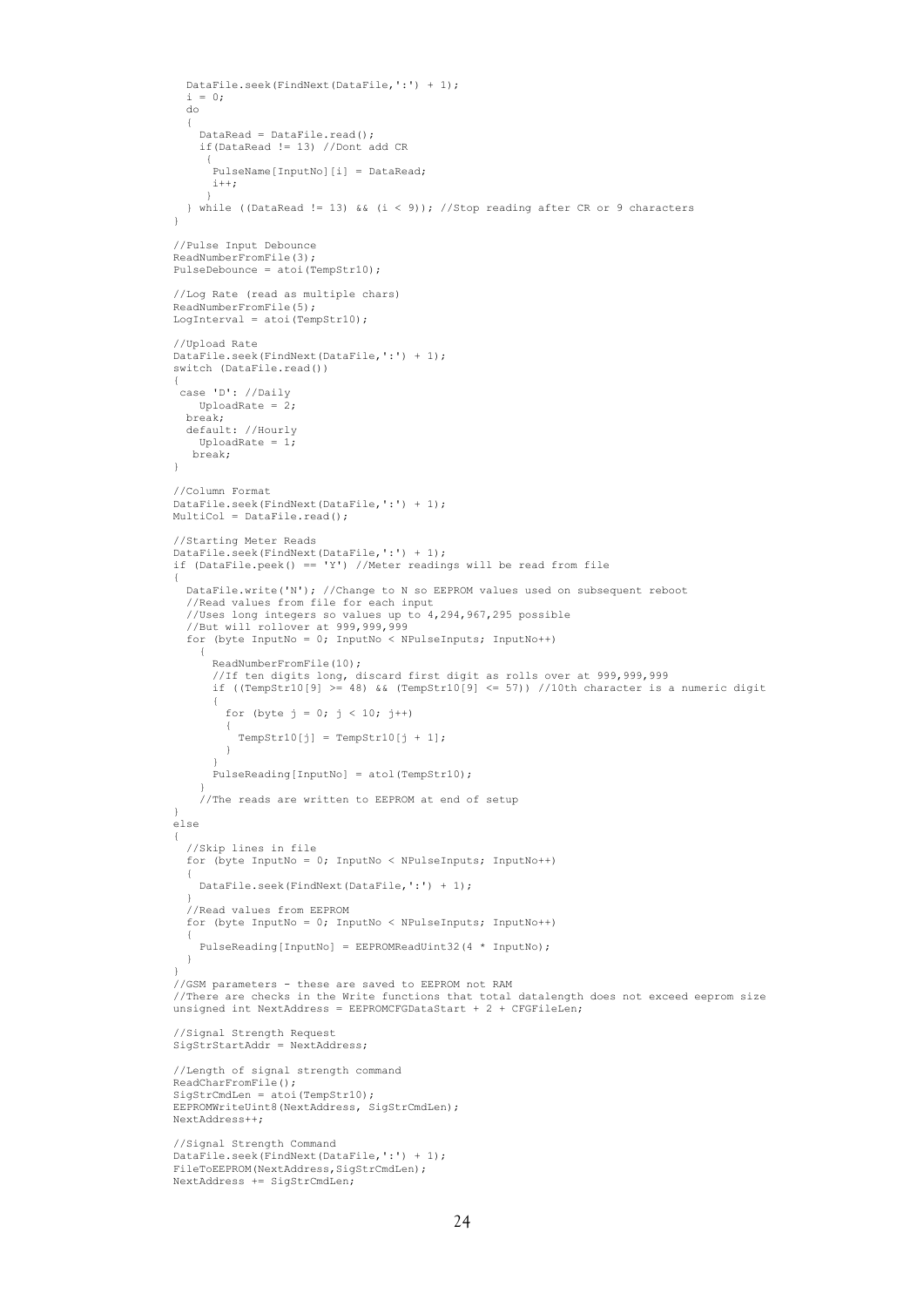```
  DataFile.seek(FindNext(DataFile,':') + 1);
  i = 0;
  do
  {
    DataRead = DataFile.read();
    if(DataRead != 13) //Dont add CR
     {
      PulseName[InputNo][i] = DataRead;
      i++;
     }
  } while ((DataRead != 13) && (i < 9)); //Stop reading after CR or 9 characters
}

//Pulse Input Debounce
ReadNumberFromFile(3);
PulseDebounce = atoi(TempStr10);

//Log Rate (read as multiple chars)
ReadNumberFromFile(5);
LogInterval = atoi(TempStr10);

//Upload Rate
DataFile.seek(FindNext(DataFile,':') + 1);
switch (DataFile.read())
{
 case 'D': //Daily
    UploadRate = 2;
  break;
  default: //Hourly
    UploadRate = 1;
   break;
}

//Column Format
DataFile.seek(FindNext(DataFile,':') + 1);
MultiCol = DataFile.read();

//Starting Meter Reads
DataFile.seek(FindNext(DataFile,':') + 1);
if (DataFile.peek() == 'Y') //Meter readings will be read from file
{
  DataFile.write('N'); //Change to N so EEPROM values used on subsequent reboot
  //Read values from file for each input
  //Uses long integers so values up to 4,294,967,295 possible
  //But will rollover at 999,999,999
  for (byte InputNo = 0; InputNo < NPulseInputs; InputNo++)
    {
      ReadNumberFromFile(10);
      //If ten digits long, discard first digit as rolls over at 999,999,999
      if ((TempStr10[9] >= 48) && (TempStr10[9] <= 57)) //10th character is a numeric digit
      {
        for (byte j = 0; j < 10; j++)
        {
          TempStr10[j] = TempStr10[j + 1];
        }
      }
      PulseReading[InputNo] = atol(TempStr10);
    }
    //The reads are written to EEPROM at end of setup
}
else
{
  //Skip lines in file
  for (byte InputNo = 0; InputNo < NPulseInputs; InputNo++)
  {
    DataFile.seek(FindNext(DataFile,':') + 1);
  }
  //Read values from EEPROM
  for (byte InputNo = 0; InputNo < NPulseInputs; InputNo++)
  {
    PulseReading[InputNo] = EEPROMReadUint32(4 * InputNo);
  }
}
//GSM parameters - these are saved to EEPROM not RAM
//There are checks in the Write functions that total datalength does not exceed eeprom size
unsigned int NextAddress = EEPROMCFGDataStart + 2 + CFGFileLen;

//Signal Strength Request
SigStrStartAddr = NextAddress;

//Length of signal strength command
ReadCharFromFile();
SigStrCmdLen = atoi(TempStr10);
EEPROMWriteUint8(NextAddress, SigStrCmdLen);
NextAddress++;

//Signal Strength Command
DataFile.seek(FindNext(DataFile,':') + 1);
FileToEEPROM(NextAddress,SigStrCmdLen);
NextAddress += SigStrCmdLen;
```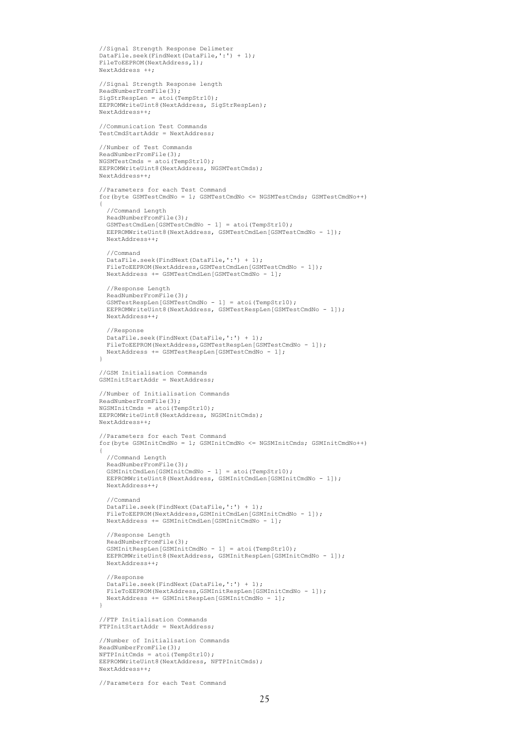```
//Signal Strength Response Delimeter
DataFile.seek(FindNext(DataFile,':') + 1);
FileToEEPROM(NextAddress,1);
NextAddress ++;

//Signal Strength Response length
ReadNumberFromFile(3);
SigStrRespLen = atoi(TempStr10);
EEPROMWriteUint8(NextAddress, SigStrRespLen);
NextAddress++;

//Communication Test Commands
TestCmdStartAddr = NextAddress;

//Number of Test Commands
ReadNumberFromFile(3);
NGSMTestCmds = atoi(TempStr10);
EEPROMWriteUint8(NextAddress, NGSMTestCmds);
NextAddress++;

//Parameters for each Test Command
for(byte GSMTestCmdNo = 1; GSMTestCmdNo <= NGSMTestCmds; GSMTestCmdNo++)
{
  //Command Length
  ReadNumberFromFile(3);
  GSMTestCmdLen[GSMTestCmdNo - 1] = atoi(TempStr10);
  EEPROMWriteUint8(NextAddress, GSMTestCmdLen[GSMTestCmdNo - 1]);
  NextAddress++;

  //Command
  DataFile.seek(FindNext(DataFile,':') + 1);
  FileToEEPROM(NextAddress,GSMTestCmdLen[GSMTestCmdNo - 1]);
  NextAddress += GSMTestCmdLen[GSMTestCmdNo - 1];

  //Response Length
  ReadNumberFromFile(3);
  GSMTestRespLen[GSMTestCmdNo - 1] = atoi(TempStr10);
  EEPROMWriteUint8(NextAddress, GSMTestRespLen[GSMTestCmdNo - 1]);
  NextAddress++;

  //Response
  DataFile.seek(FindNext(DataFile,':') + 1);
  FileToEEPROM(NextAddress,GSMTestRespLen[GSMTestCmdNo - 1]);
  NextAddress += GSMTestRespLen[GSMTestCmdNo - 1];
}

//GSM Initialisation Commands
GSMInitStartAddr = NextAddress;

//Number of Initialisation Commands
ReadNumberFromFile(3);
NGSMInitCmds = atoi(TempStr10);
EEPROMWriteUint8(NextAddress, NGSMInitCmds);
NextAddress++;

//Parameters for each Test Command
for(byte GSMInitCmdNo = 1; GSMInitCmdNo <= NGSMInitCmds; GSMInitCmdNo++)
{
  //Command Length
  ReadNumberFromFile(3);
  GSMInitCmdLen[GSMInitCmdNo - 1] = atoi(TempStr10);
  EEPROMWriteUint8(NextAddress, GSMInitCmdLen[GSMInitCmdNo - 1]);
  NextAddress++;

  //Command
  DataFile.seek(FindNext(DataFile,':') + 1);
  FileToEEPROM(NextAddress,GSMInitCmdLen[GSMInitCmdNo - 1]);
  NextAddress += GSMInitCmdLen[GSMInitCmdNo - 1];

  //Response Length
  ReadNumberFromFile(3);
  GSMInitRespLen[GSMInitCmdNo - 1] = atoi(TempStr10);
  EEPROMWriteUint8(NextAddress, GSMInitRespLen[GSMInitCmdNo - 1]);
  NextAddress++;

  //Response
  DataFile.seek(FindNext(DataFile,':') + 1);
  FileToEEPROM(NextAddress,GSMInitRespLen[GSMInitCmdNo - 1]);
  NextAddress += GSMInitRespLen[GSMInitCmdNo - 1];
}

//FTP Initialisation Commands
FTPInitStartAddr = NextAddress;

//Number of Initialisation Commands
ReadNumberFromFile(3);
NFTPInitCmds = atoi(TempStr10);
EEPROMWriteUint8(NextAddress, NFTPInitCmds);
NextAddress++;

//Parameters for each Test Command
```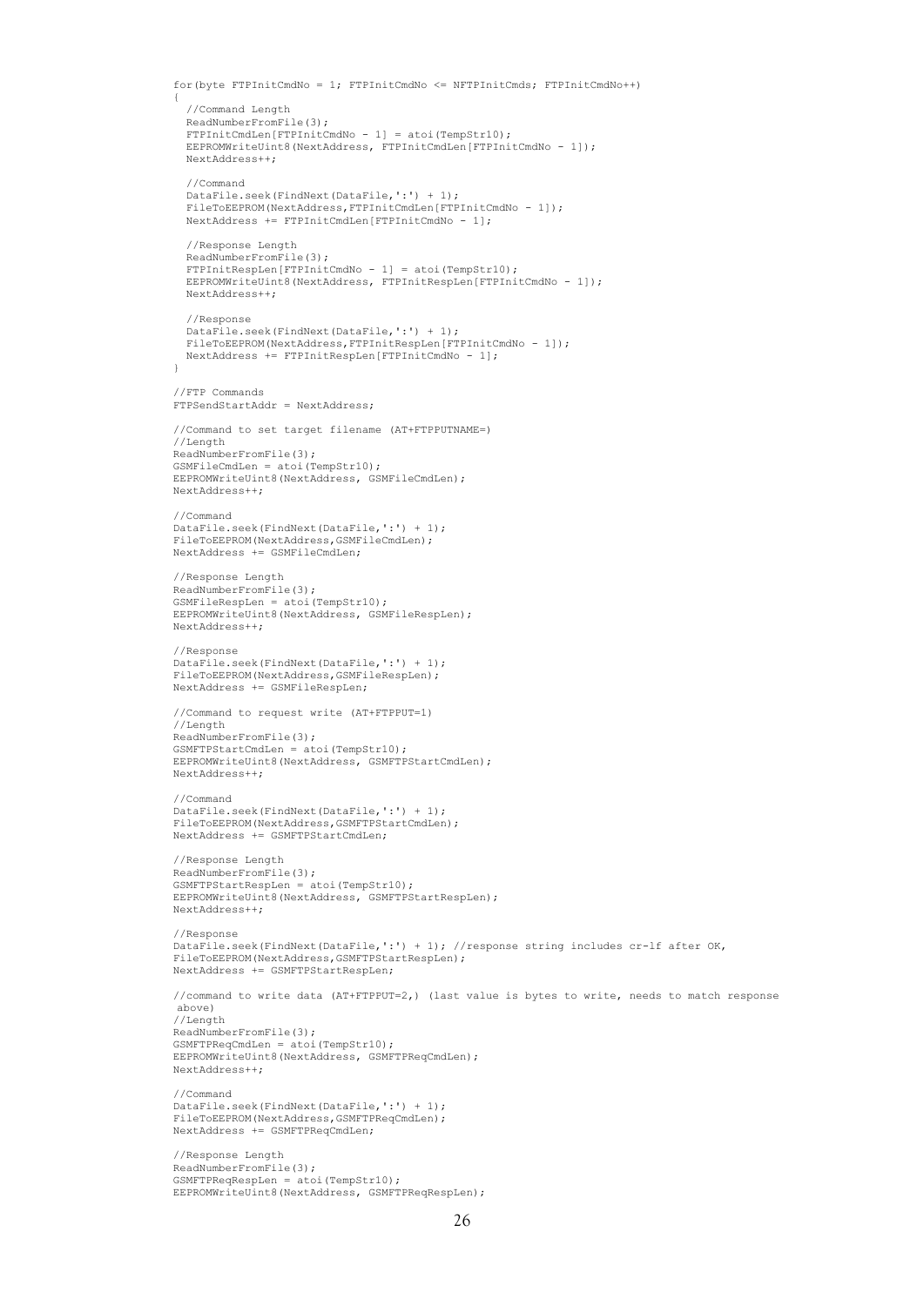```
for(byte FTPInitCmdNo = 1; FTPInitCmdNo <= NFTPInitCmds; FTPInitCmdNo++)
{
  //Command Length
  ReadNumberFromFile(3);
  FTPInitCmdLen[FTPInitCmdNo - 1] = atoi(TempStr10);
  EEPROMWriteUint8(NextAddress, FTPInitCmdLen[FTPInitCmdNo - 1]);
  NextAddress++;

  //Command
  DataFile.seek(FindNext(DataFile,':') + 1);
  FileToEEPROM(NextAddress,FTPInitCmdLen[FTPInitCmdNo - 1]);
  NextAddress += FTPInitCmdLen[FTPInitCmdNo - 1];

  //Response Length
  ReadNumberFromFile(3);
  FTPInitRespLen[FTPInitCmdNo - 1] = atoi(TempStr10);
  EEPROMWriteUint8(NextAddress, FTPInitRespLen[FTPInitCmdNo - 1]);
  NextAddress++;

  //Response
  DataFile.seek(FindNext(DataFile,':') + 1);
  FileToEEPROM(NextAddress,FTPInitRespLen[FTPInitCmdNo - 1]);
  NextAddress += FTPInitRespLen[FTPInitCmdNo - 1];
}

//FTP Commands
FTPSendStartAddr = NextAddress;

//Command to set target filename (AT+FTPPUTNAME=)
//Length
ReadNumberFromFile(3);
GSMFileCmdLen = atoi(TempStr10);
EEPROMWriteUint8(NextAddress, GSMFileCmdLen);
NextAddress++;

//Command
DataFile.seek(FindNext(DataFile,':') + 1);
FileToEEPROM(NextAddress,GSMFileCmdLen);
NextAddress += GSMFileCmdLen;

//Response Length
ReadNumberFromFile(3);
GSMFileRespLen = atoi(TempStr10);
EEPROMWriteUint8(NextAddress, GSMFileRespLen);
NextAddress++;

//Response
DataFile.seek(FindNext(DataFile,':') + 1);
FileToEEPROM(NextAddress,GSMFileRespLen);
NextAddress += GSMFileRespLen;

//Command to request write (AT+FTPPUT=1)
//Length
ReadNumberFromFile(3);
GSMFTPStartCmdLen = atoi(TempStr10);
EEPROMWriteUint8(NextAddress, GSMFTPStartCmdLen);
NextAddress++;

//Command
DataFile.seek(FindNext(DataFile,':') + 1);
FileToEEPROM(NextAddress,GSMFTPStartCmdLen);
NextAddress += GSMFTPStartCmdLen;

//Response Length
ReadNumberFromFile(3);
GSMFTPStartRespLen = atoi(TempStr10);
EEPROMWriteUint8(NextAddress, GSMFTPStartRespLen);
NextAddress++;

//Response
DataFile.seek(FindNext(DataFile,':') + 1); //response string includes cr-lf after OK,
FileToEEPROM(NextAddress,GSMFTPStartRespLen);
NextAddress += GSMFTPStartRespLen;

//command to write data (AT+FTPPUT=2,) (last value is bytes to write, needs to match response
 above)
//Length
ReadNumberFromFile(3);
GSMFTPReqCmdLen = atoi(TempStr10);
EEPROMWriteUint8(NextAddress, GSMFTPReqCmdLen);
NextAddress++;

//Command
DataFile.seek(FindNext(DataFile,':') + 1);
FileToEEPROM(NextAddress,GSMFTPReqCmdLen);
NextAddress += GSMFTPReqCmdLen;

//Response Length
ReadNumberFromFile(3);
GSMFTPReqRespLen = atoi(TempStr10);
EEPROMWriteUint8(NextAddress, GSMFTPReqRespLen);
```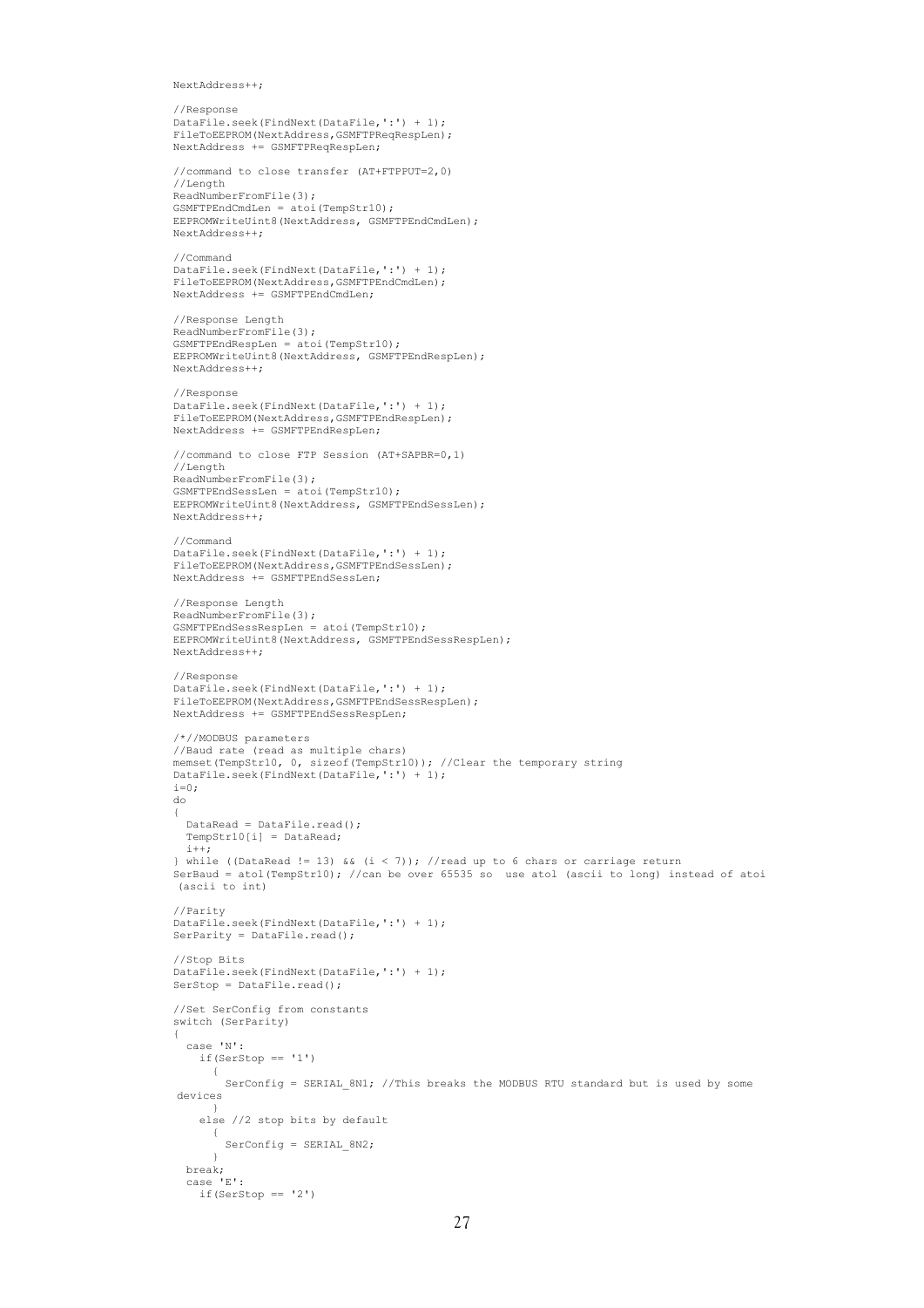```
NextAddress++;

//Response
DataFile.seek(FindNext(DataFile,':') + 1);
FileToEEPROM(NextAddress,GSMFTPReqRespLen);
NextAddress += GSMFTPReqRespLen;

//command to close transfer (AT+FTPPUT=2,0)
//Length
ReadNumberFromFile(3);
GSMFTPEndCmdLen = atoi(TempStr10);
EEPROMWriteUint8(NextAddress, GSMFTPEndCmdLen);
NextAddress++;

//Command
DataFile.seek(FindNext(DataFile,':') + 1);
FileToEEPROM(NextAddress,GSMFTPEndCmdLen);
NextAddress += GSMFTPEndCmdLen;

//Response Length
ReadNumberFromFile(3);
GSMFTPEndRespLen = atoi(TempStr10);
EEPROMWriteUint8(NextAddress, GSMFTPEndRespLen);
NextAddress++;

//Response
DataFile.seek(FindNext(DataFile,':') + 1);
FileToEEPROM(NextAddress,GSMFTPEndRespLen);
NextAddress += GSMFTPEndRespLen;

//command to close FTP Session (AT+SAPBR=0,1)
//Length
ReadNumberFromFile(3);
GSMFTPEndSessLen = atoi(TempStr10);
EEPROMWriteUint8(NextAddress, GSMFTPEndSessLen);
NextAddress++;

//Command
DataFile.seek(FindNext(DataFile,':') + 1);
FileToEEPROM(NextAddress,GSMFTPEndSessLen);
NextAddress += GSMFTPEndSessLen;

//Response Length
ReadNumberFromFile(3);
GSMFTPEndSessRespLen = atoi(TempStr10);
EEPROMWriteUint8(NextAddress, GSMFTPEndSessRespLen);
NextAddress++;

//Response
DataFile.seek(FindNext(DataFile,':') + 1);
FileToEEPROM(NextAddress,GSMFTPEndSessRespLen);
NextAddress += GSMFTPEndSessRespLen;

/*//MODBUS parameters
//Baud rate (read as multiple chars)
memset(TempStr10, 0, sizeof(TempStr10)); //Clear the temporary string
DataFile.seek(FindNext(DataFile,':') + 1);
i=0;
do
{
  DataRead = DataFile.read();
  TempStr10[i] = DataRead;
  i++;
} while ((DataRead != 13) && (i < 7)); //read up to 6 chars or carriage return
SerBaud = atol(TempStr10); //can be over 65535 so  use atol (ascii to long) instead of atoi
 (ascii to int)

//Parity
DataFile.seek(FindNext(DataFile,':') + 1);
SerParity = DataFile.read();

//Stop Bits
DataFile.seek(FindNext(DataFile,':') + 1);
SerStop = DataFile.read();

//Set SerConfig from constants
switch (SerParity)
{
  case 'N':
    if(SerStop == '1')
      {
        SerConfig = SERIAL_8N1; //This breaks the MODBUS RTU standard but is used by some
 devices
      }
    else //2 stop bits by default
      {
        SerConfig = SERIAL_8N2;
      }
  break;
  case 'E':
    if(SerStop == '2')
```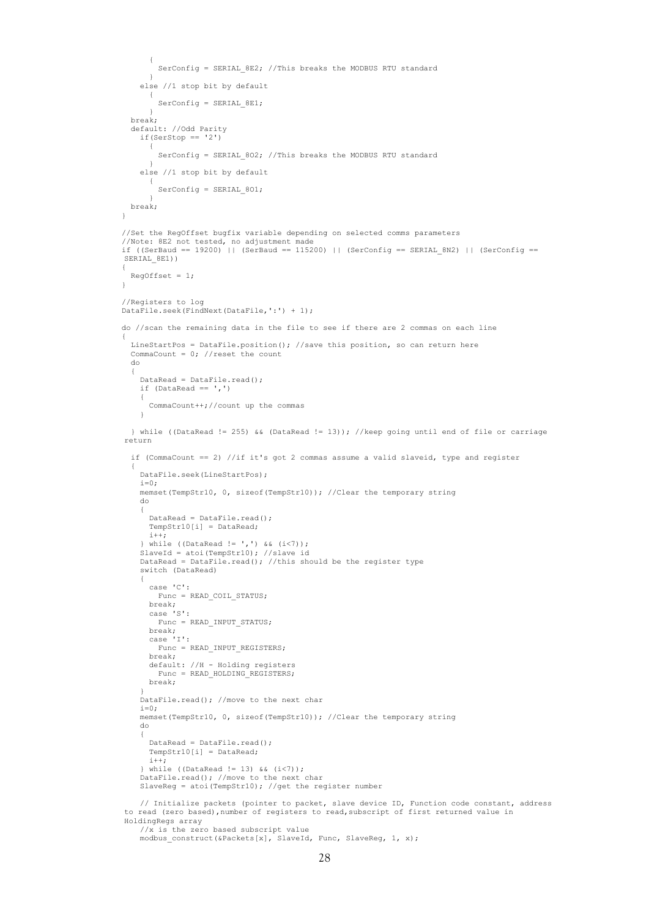```
      {
        SerConfig = SERIAL_8E2; //This breaks the MODBUS RTU standard
      }
    else //1 stop bit by default
      {
        SerConfig = SERIAL_8E1;
      }
  break;
  default: //Odd Parity
    if(SerStop == '2')
      {
        SerConfig = SERIAL_8O2; //This breaks the MODBUS RTU standard
      }
    else //1 stop bit by default
      {
        SerConfig = SERIAL_8O1;
      }
  break;
}

//Set the RegOffset bugfix variable depending on selected comms parameters
//Note: 8E2 not tested, no adjustment made
if ((SerBaud == 19200) || (SerBaud == 115200) || (SerConfig == SERIAL_8N2) || (SerConfig ==
SERIAL_8E1))
{
  RegOffset = 1;
}

//Registers to log
DataFile.seek(FindNext(DataFile,':') + 1);

do //scan the remaining data in the file to see if there are 2 commas on each line
{
  LineStartPos = DataFile.position(); //save this position, so can return here
  CommaCount = 0; //reset the count
  do
  {
    DataRead = DataFile.read();
    if (DataRead == ',')
    {
      CommaCount++;//count up the commas
    }

  } while ((DataRead != 255) && (DataRead != 13)); //keep going until end of file or carriage
return

  if (CommaCount == 2) //if it's got 2 commas assume a valid slaveid, type and register
  {
    DataFile.seek(LineStartPos);
    i=0;
    memset(TempStr10, 0, sizeof(TempStr10)); //Clear the temporary string
    do
    {
      DataRead = DataFile.read();
      TempStr10[i] = DataRead;
      i++;
    } while ((DataRead != ',') && (i<7));
    SlaveId = atoi(TempStr10); //slave id
    DataRead = DataFile.read(); //this should be the register type
    switch (DataRead)
    {
      case 'C':
        Func = READ_COIL_STATUS;
      break;
      case 'S':
        Func = READ_INPUT_STATUS;
      break;
      case 'I':
        Func = READ_INPUT_REGISTERS;
      break;
      default: //H - Holding registers
        Func = READ_HOLDING_REGISTERS;
      break;
    }
    DataFile.read(); //move to the next char
    i=0;
    memset(TempStr10, 0, sizeof(TempStr10)); //Clear the temporary string
    do
    {
      DataRead = DataFile.read();
      TempStr10[i] = DataRead;
      i++;
    } while ((DataRead != 13) && (i<7));
    DataFile.read(); //move to the next char
    SlaveReg = atoi(TempStr10); //get the register number

    // Initialize packets (pointer to packet, slave device ID, Function code constant, address
to read (zero based),number of registers to read,subscript of first returned value in
HoldingRegs array
    //x is the zero based subscript value
    modbus_construct(&Packets[x], SlaveId, Func, SlaveReg, 1, x);
```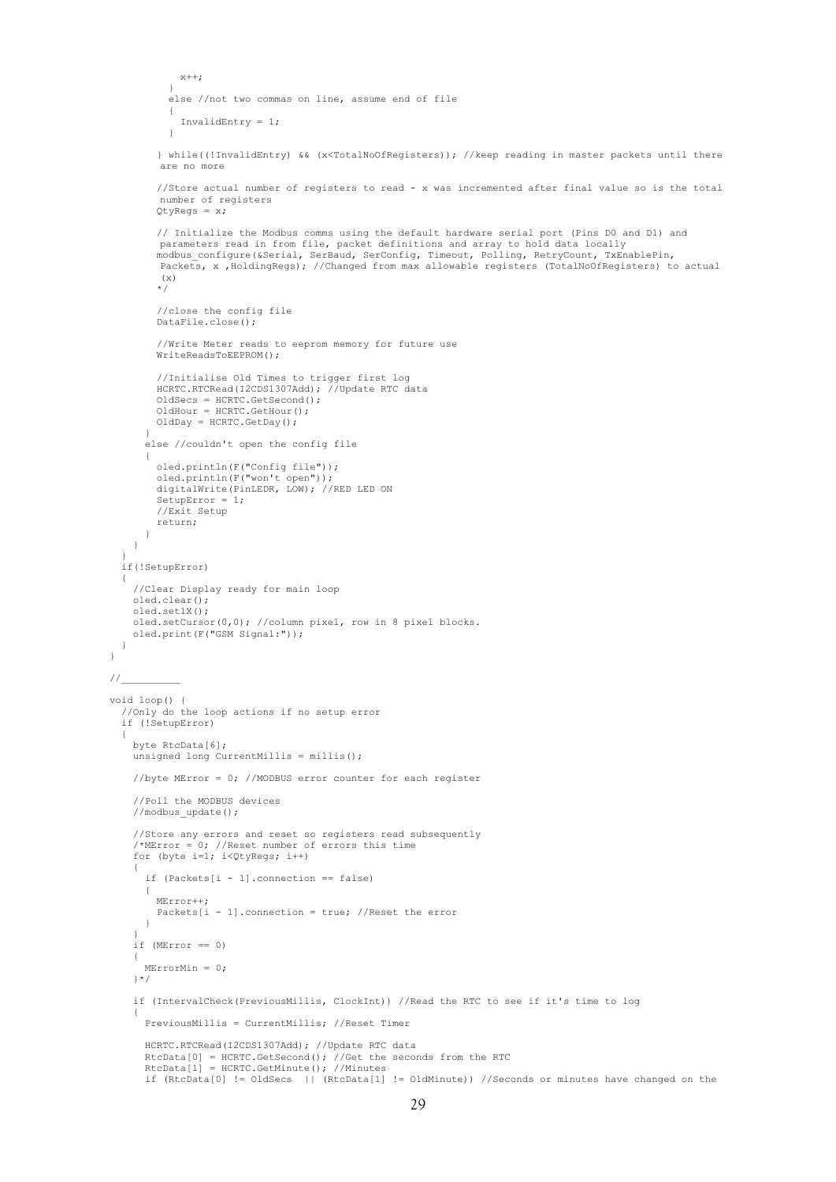```
          x++;
        }
        else //not two commas on line, assume end of file
        {
          InvalidEntry = 1;
        }

      } while((!InvalidEntry) && (x<TotalNoOfRegisters)); //keep reading in master packets until there
       are no more

      //Store actual number of registers to read - x was incremented after final value so is the total
       number of registers
      QtyRegs = x;

      // Initialize the Modbus comms using the default hardware serial port (Pins D0 and D1) and
       parameters read in from file, packet definitions and array to hold data locally
      modbus_configure(&Serial, SerBaud, SerConfig, Timeout, Polling, RetryCount, TxEnablePin,
       Packets, x ,HoldingRegs); //Changed from max allowable registers (TotalNoOfRegisters) to actual
       (x)
      */

      //close the config file
      DataFile.close();

      //Write Meter reads to eeprom memory for future use
      WriteReadsToEEPROM();

      //Initialise Old Times to trigger first log
      HCRTC.RTCRead(I2CDS1307Add); //Update RTC data
      OldSecs = HCRTC.GetSecond();
      OldHour = HCRTC.GetHour();
      OldDay = HCRTC.GetDay();
    }
    else //couldn't open the config file
    {
      oled.println(F("Config file"));
      oled.println(F("won't open"));
      digitalWrite(PinLEDR, LOW); //RED LED ON
      SetupError = 1;
      //Exit Setup
      return;
    }
  }
}
if(!SetupError)
{
  //Clear Display ready for main loop
  oled.clear();
  oled.set1X();
  oled.setCursor(0,0); //column pixel, row in 8 pixel blocks.
  oled.print(F("GSM Signal:"));
}
}

//__________

void loop() {
  //Only do the loop actions if no setup error
  if (!SetupError)
  {
    byte RtcData[6];
    unsigned long CurrentMillis = millis();

    //byte MError = 0; //MODBUS error counter for each register

    //Poll the MODBUS devices
    //modbus_update();

    //Store any errors and reset so registers read subsequently
    /*MError = 0; //Reset number of errors this time
    for (byte i=1; i<QtyRegs; i++)
    {
      if (Packets[i - 1].connection == false)
      {
        MError++;
        Packets[i - 1].connection = true; //Reset the error
      }
    }
    if (MError == 0)
    {
      MErrorMin = 0;
    }*/

    if (IntervalCheck(PreviousMillis, ClockInt)) //Read the RTC to see if it's time to log
    {
      PreviousMillis = CurrentMillis; //Reset Timer

      HCRTC.RTCRead(I2CDS1307Add); //Update RTC data
      RtcData[0] = HCRTC.GetSecond(); //Get the seconds from the RTC
      RtcData[1] = HCRTC.GetMinute(); //Minutes
      if (RtcData[0] != OldSecs  || (RtcData[1] != OldMinute)) //Seconds or minutes have changed on the
```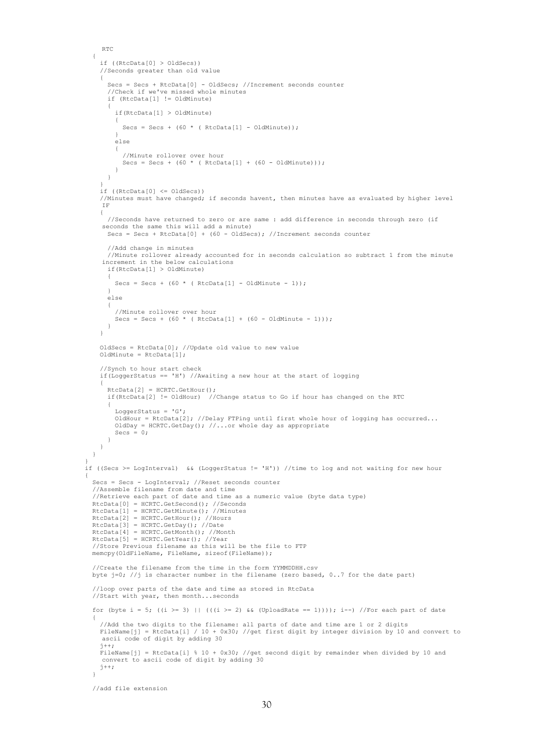```
    RTC
  {
    if ((RtcData[0] > OldSecs))
    //Seconds greater than old value
    {
      Secs = Secs + RtcData[0] - OldSecs; //Increment seconds counter
      //Check if we've missed whole minutes
      if (RtcData[1] != OldMinute)
      {
        if(RtcData[1] > OldMinute)
        {
          Secs = Secs + (60 * ( RtcData[1] - OldMinute));
        }
        else
        {
          //Minute rollover over hour
          Secs = Secs + (60 * ( RtcData[1] + (60 - OldMinute)));
        }
      }
    }
    if ((RtcData[0] <= OldSecs))
    //Minutes must have changed; if seconds havent, then minutes have as evaluated by higher level
     IF
    {
      //Seconds have returned to zero or are same : add difference in seconds through zero (if
     seconds the same this will add a minute)
      Secs = Secs + RtcData[0] + (60 - OldSecs); //Increment seconds counter

      //Add change in minutes
      //Minute rollover already accounted for in seconds calculation so subtract 1 from the minute
     increment in the below calculations
      if(RtcData[1] > OldMinute)
      {
        Secs = Secs + (60 * ( RtcData[1] - OldMinute - 1));
      }
      else
      {
        //Minute rollover over hour
        Secs = Secs + (60 * ( RtcData[1] + (60 - OldMinute - 1)));
      }
    }

    OldSecs = RtcData[0]; //Update old value to new value
    OldMinute = RtcData[1];

    //Synch to hour start check
    if(LoggerStatus == 'H') //Awaiting a new hour at the start of logging
    {
      RtcData[2] = HCRTC.GetHour();
      if(RtcData[2] != OldHour)  //Change status to Go if hour has changed on the RTC
      {
        LoggerStatus = 'G';
        OldHour = RtcData[2]; //Delay FTPing until first whole hour of logging has occurred...
        OldDay = HCRTC.GetDay(); //...or whole day as appropriate
        Secs = 0;
      }
    }
  }
}
if ((Secs >= LogInterval)  && (LoggerStatus != 'H')) //time to log and not waiting for new hour
{
  Secs = Secs - LogInterval; //Reset seconds counter
  //Assemble filename from date and time
  //Retrieve each part of date and time as a numeric value (byte data type)
  RtcData[0] = HCRTC.GetSecond(); //Seconds
  RtcData[1] = HCRTC.GetMinute(); //Minutes
  RtcData[2] = HCRTC.GetHour(); //Hours
  RtcData[3] = HCRTC.GetDay(); //Date
  RtcData[4] = HCRTC.GetMonth(); //Month
  RtcData[5] = HCRTC.GetYear(); //Year
  //Store Previous filename as this will be the file to FTP
  memcpy(OldFileName, FileName, sizeof(FileName));

  //Create the filename from the time in the form YYMMDDHH.csv
  byte j=0; //j is character number in the filename (zero based, 0..7 for the date part)

  //loop over parts of the date and time as stored in RtcData
  //Start with year, then month...seconds

  for (byte i = 5; ((i >= 3) || (((i >= 2) && (UploadRate == 1)))); i--) //For each part of date
  {
    //Add the two digits to the filename: all parts of date and time are 1 or 2 digits
    FileName[j] = RtcData[i] / 10 + 0x30; //get first digit by integer division by 10 and convert to
     ascii code of digit by adding 30
    j++;
    FileName[j] = RtcData[i] % 10 + 0x30; //get second digit by remainder when divided by 10 and
     convert to ascii code of digit by adding 30
    j++;
  }

  //add file extension
```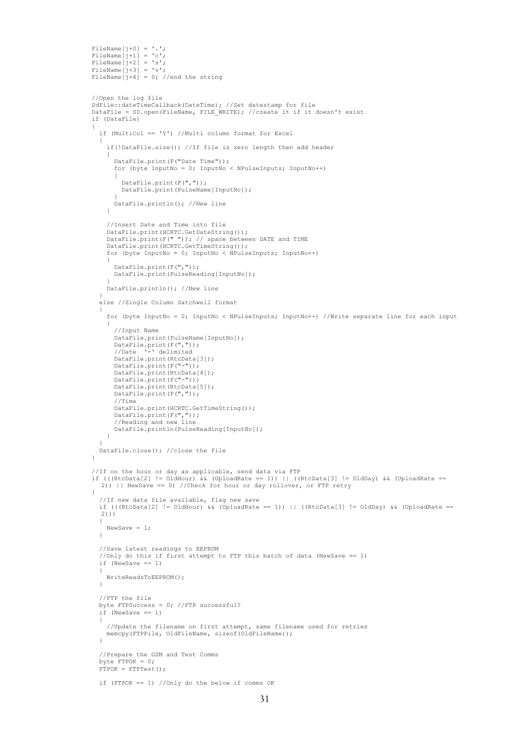```
FileName[j+0] = '.';
FileName[j+1] = 'c';
FileName[j+2] = 's';
FileName[j+3] = 'v';
FileName[j+4] = 0; //end the string


//Open the log file
SdFile::dateTimeCallback(DateTime); //Set datestamp for file
DataFile = SD.open(FileName, FILE_WRITE); //create it if it doesn't exist
if (DataFile)
{
  if (MultiCol == 'Y') //Multi column format for Excel
  {
    if(!DataFile.size()) //If file is zero length then add header
    {
      DataFile.print(F("Date Time"));
      for (byte InputNo = 0; InputNo < NPulseInputs; InputNo++)
      {
        DataFile.print(F(","));
        DataFile.print(PulseName[InputNo]);
      }
      DataFile.println(); //New line
    }

    //Insert Date and Time into file
    DataFile.print(HCRTC.GetDateString());
    DataFile.print(F(" ")); // space between DATE and TIME
    DataFile.print(HCRTC.GetTimeString());
    for (byte InputNo = 0; InputNo < NPulseInputs; InputNo++)
    {
      DataFile.print(F(","));
      DataFile.print(PulseReading[InputNo]);
    }
    DataFile.println(); //New line
  }
  else //Single Column Satchwell format
  {
    for (byte InputNo = 0; InputNo < NPulseInputs; InputNo++) //Write separate line for each input
    {
      //Input Name
      DataFile.print(PulseName[InputNo]);
      DataFile.print(F(","));
      //Date  '-' delimited
      DataFile.print(RtcData[3]);
      DataFile.print(F("-"));
      DataFile.print(RtcData[4]);
      DataFile.print(F("-"));
      DataFile.print(RtcData[5]);
      DataFile.print(F(","));
      //Time
      DataFile.print(HCRTC.GetTimeString());
      DataFile.print(F(","));
      //Reading and new line
      DataFile.println(PulseReading[InputNo]);
    }
  }
  DataFile.close(); //close the file
}

//If on the hour or day as applicable, send data via FTP
if (((RtcData[2] != OldHour) && (UploadRate == 1)) || ((RtcData[3] != OldDay) && (UploadRate ==
  2)) || NewSave == 0) //Check for hour or day rollover, or FTP retry
{
  //If new data file available, flag new save
  if (((RtcData[2] != OldHour) && (UploadRate == 1)) || ((RtcData[3] != OldDay) && (UploadRate ==
  2)))
  {
    NewSave = 1;
  }

  //Save latest readings to EEPROM
  //Only do this if first attempt to FTP this batch of data (NewSave == 1)
  if (NewSave == 1)
  {
    WriteReadsToEEPROM();
  }

  //FTP the file
  byte FTPSuccess = 0; //FTP successful?
  if (NewSave == 1)
  {
    //Update the filename on first attempt, same filename used for retries
    memcpy(FTPFile, OldFileName, sizeof(OldFileName));
  }

  //Prepare the GSM and Test Comms
  byte FTPOK = 0;
  FTPOK = FTPTest();

  if (FTPOK == 1) //Only do the below if comms OK
```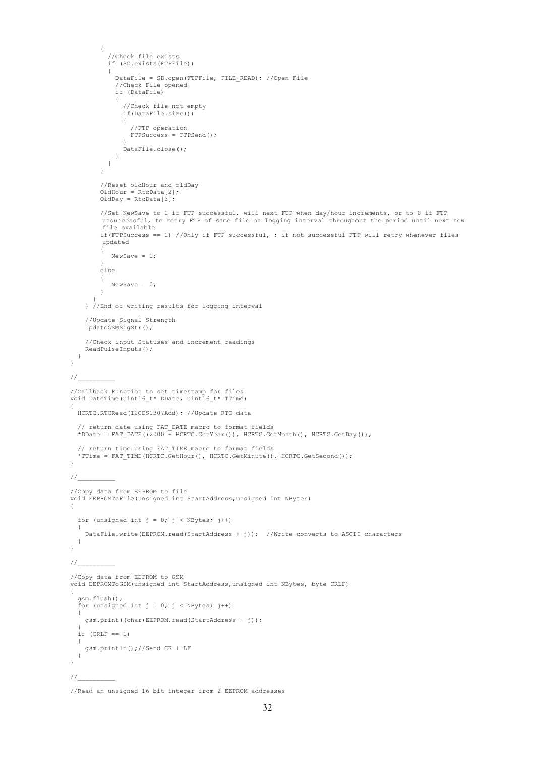```
        {
          //Check file exists
          if (SD.exists(FTPFile))
          {
            DataFile = SD.open(FTPFile, FILE_READ); //Open File
            //Check File opened
            if (DataFile)
            {
              //Check file not empty
              if(DataFile.size())
              {
                //FTP operation
                FTPSuccess = FTPSend();
              }
              DataFile.close();
            }
          }
        }

        //Reset oldHour and oldDay
        OldHour = RtcData[2];
        OldDay = RtcData[3];

        //Set NewSave to 1 if FTP successful, will next FTP when day/hour increments, or to 0 if FTP
         unsuccessful, to retry FTP of same file on logging interval throughout the period until next new
         file available
        if(FTPSuccess == 1) //Only if FTP successful, ; if not successful FTP will retry whenever files
         updated
        {
           NewSave = 1;
        }
        else
        {
           NewSave = 0;
        }
      }
    } //End of writing results for logging interval

    //Update Signal Strength
    UpdateGSMSigStr();

    //Check input Statuses and increment readings
    ReadPulseInputs();
  }
}

//__________

//Callback Function to set timestamp for files
void DateTime(uint16_t* DDate, uint16_t* TTime)
{
  HCRTC.RTCRead(I2CDS1307Add); //Update RTC data

  // return date using FAT_DATE macro to format fields
  *DDate = FAT_DATE((2000 + HCRTC.GetYear()), HCRTC.GetMonth(), HCRTC.GetDay());

  // return time using FAT_TIME macro to format fields
  *TTime = FAT_TIME(HCRTC.GetHour(), HCRTC.GetMinute(), HCRTC.GetSecond());
}

//__________

//Copy data from EEPROM to file
void EEPROMToFile(unsigned int StartAddress,unsigned int NBytes)
{

  for (unsigned int j = 0; j < NBytes; j++)
  {
    DataFile.write(EEPROM.read(StartAddress + j));  //Write converts to ASCII characters
  }
}

//__________

//Copy data from EEPROM to GSM
void EEPROMToGSM(unsigned int StartAddress,unsigned int NBytes, byte CRLF)
{
  gsm.flush();
  for (unsigned int j = 0; j < NBytes; j++)
  {
    gsm.print((char)EEPROM.read(StartAddress + j));
  }
  if (CRLF == 1)
  {
    gsm.println();//Send CR + LF
  }
}

//__________

//Read an unsigned 16 bit integer from 2 EEPROM addresses
```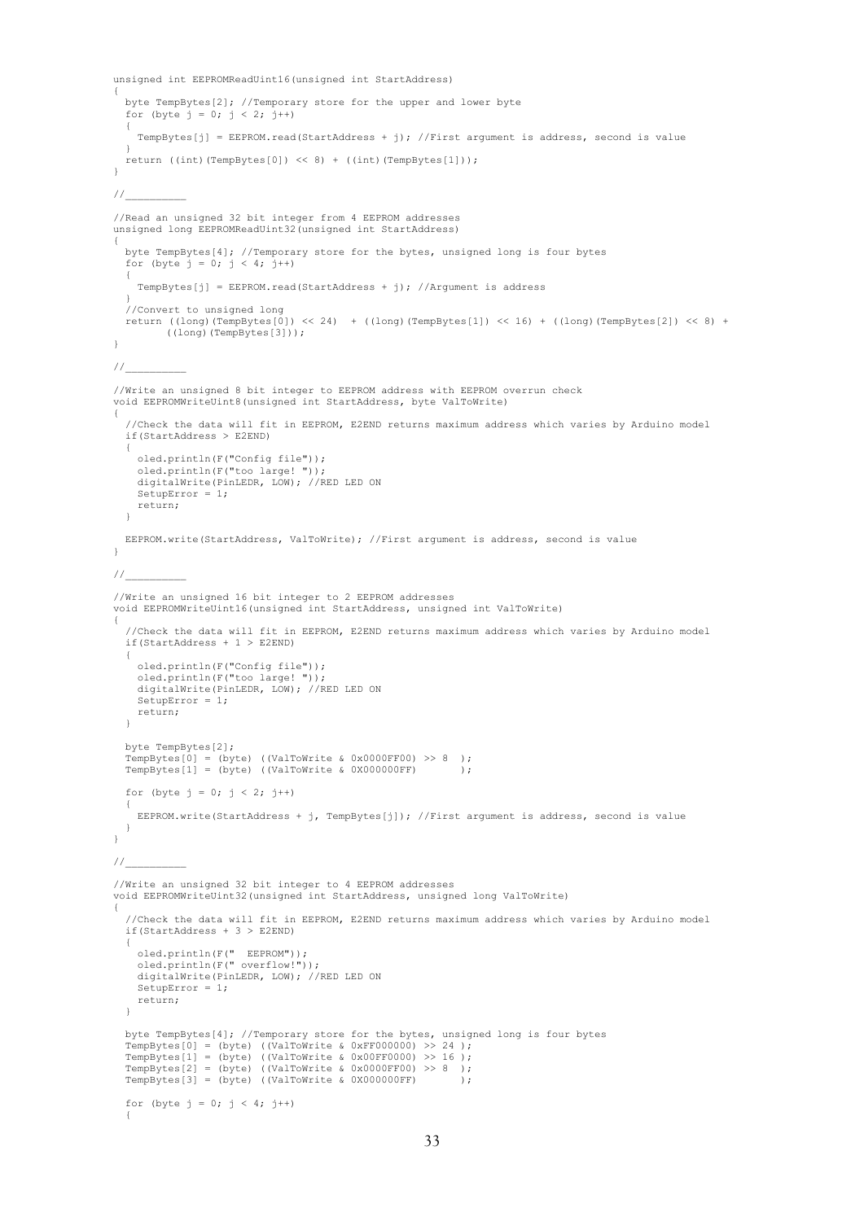```
unsigned int EEPROMReadUint16(unsigned int StartAddress)
{
  byte TempBytes[2]; //Temporary store for the upper and lower byte
  for (byte j = 0; j < 2; j++)
  {
    TempBytes[j] = EEPROM.read(StartAddress + j); //First argument is address, second is value
  }
  return ((int)(TempBytes[0]) << 8) + ((int)(TempBytes[1]));
}

//__________

//Read an unsigned 32 bit integer from 4 EEPROM addresses
unsigned long EEPROMReadUint32(unsigned int StartAddress)
{
  byte TempBytes[4]; //Temporary store for the bytes, unsigned long is four bytes
  for (byte j = 0; j < 4; j++)
  {
    TempBytes[j] = EEPROM.read(StartAddress + j); //Argument is address
  }
  //Convert to unsigned long
  return ((long)(TempBytes[0]) << 24)  + ((long)(TempBytes[1]) << 16) + ((long)(TempBytes[2]) << 8) +
         ((long)(TempBytes[3]));
}

//__________

//Write an unsigned 8 bit integer to EEPROM address with EEPROM overrun check
void EEPROMWriteUint8(unsigned int StartAddress, byte ValToWrite)
{
  //Check the data will fit in EEPROM, E2END returns maximum address which varies by Arduino model
  if(StartAddress > E2END)
  {
    oled.println(F("Config file"));
    oled.println(F("too large! "));
    digitalWrite(PinLEDR, LOW); //RED LED ON
    SetupError = 1;
    return;
  }

  EEPROM.write(StartAddress, ValToWrite); //First argument is address, second is value
}

//__________

//Write an unsigned 16 bit integer to 2 EEPROM addresses
void EEPROMWriteUint16(unsigned int StartAddress, unsigned int ValToWrite)
{
  //Check the data will fit in EEPROM, E2END returns maximum address which varies by Arduino model
  if(StartAddress + 1 > E2END)
  {
    oled.println(F("Config file"));
    oled.println(F("too large! "));
    digitalWrite(PinLEDR, LOW); //RED LED ON
    SetupError = 1;
    return;
  }

  byte TempBytes[2];
  TempBytes[0] = (byte) ((ValToWrite & 0x0000FF00) >> 8  );
  TempBytes[1] = (byte) ((ValToWrite & 0X000000FF)       );

  for (byte j = 0; j < 2; j++)
  {
    EEPROM.write(StartAddress + j, TempBytes[j]); //First argument is address, second is value
  }
}

//__________

//Write an unsigned 32 bit integer to 4 EEPROM addresses
void EEPROMWriteUint32(unsigned int StartAddress, unsigned long ValToWrite)
{
  //Check the data will fit in EEPROM, E2END returns maximum address which varies by Arduino model
  if(StartAddress + 3 > E2END)
  {
    oled.println(F("  EEPROM"));
    oled.println(F(" overflow!"));
    digitalWrite(PinLEDR, LOW); //RED LED ON
    SetupError = 1;
    return;
  }

  byte TempBytes[4]; //Temporary store for the bytes, unsigned long is four bytes
  TempBytes[0] = (byte) ((ValToWrite & 0xFF000000) >> 24 );
  TempBytes[1] = (byte) ((ValToWrite & 0x00FF0000) >> 16 );
  TempBytes[2] = (byte) ((ValToWrite & 0x0000FF00) >> 8  );
  TempBytes[3] = (byte) ((ValToWrite & 0X000000FF)       );

  for (byte j = 0; j < 4; j++)
  {
```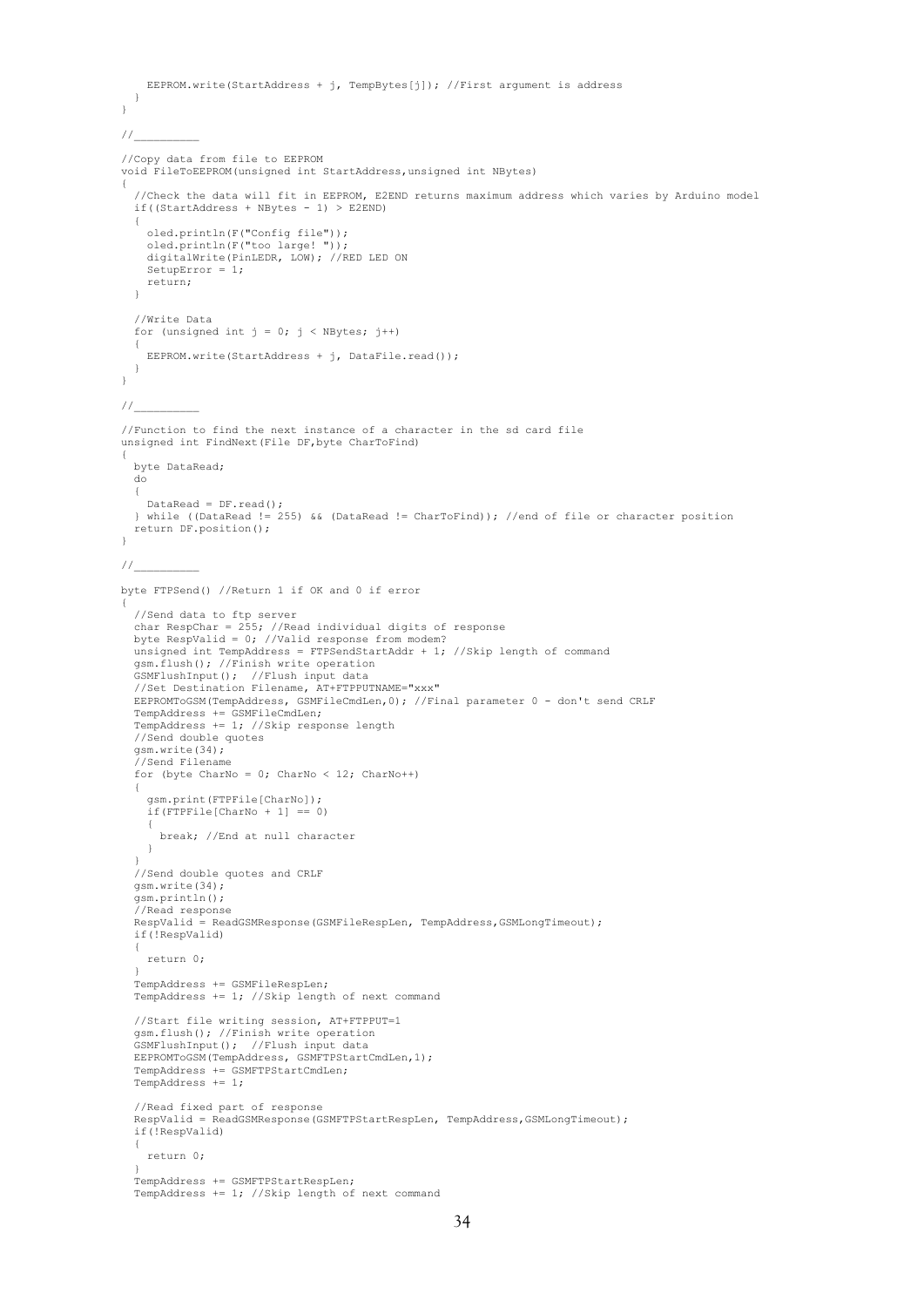```
    EEPROM.write(StartAddress + j, TempBytes[j]); //First argument is address
  }
}

//__________

//Copy data from file to EEPROM
void FileToEEPROM(unsigned int StartAddress,unsigned int NBytes)
{
  //Check the data will fit in EEPROM, E2END returns maximum address which varies by Arduino model
  if((StartAddress + NBytes - 1) > E2END)
  {
    oled.println(F("Config file"));
    oled.println(F("too large! "));
    digitalWrite(PinLEDR, LOW); //RED LED ON
    SetupError = 1;
    return;
  }

  //Write Data
  for (unsigned int j = 0; j < NBytes; j++)
  {
    EEPROM.write(StartAddress + j, DataFile.read());
  }
}

//__________

//Function to find the next instance of a character in the sd card file
unsigned int FindNext(File DF,byte CharToFind)
{
  byte DataRead;
  do
  {
    DataRead = DF.read();
  } while ((DataRead != 255) && (DataRead != CharToFind)); //end of file or character position
  return DF.position();
}

//__________

byte FTPSend() //Return 1 if OK and 0 if error
{
  //Send data to ftp server
  char RespChar = 255; //Read individual digits of response
  byte RespValid = 0; //Valid response from modem?
  unsigned int TempAddress = FTPSendStartAddr + 1; //Skip length of command
  gsm.flush(); //Finish write operation
  GSMFlushInput();  //Flush input data
  //Set Destination Filename, AT+FTPPUTNAME="xxx"
  EEPROMToGSM(TempAddress, GSMFileCmdLen,0); //Final parameter 0 - don't send CRLF
  TempAddress += GSMFileCmdLen;
  TempAddress += 1; //Skip response length
  //Send double quotes
  gsm.write(34);
  //Send Filename
  for (byte CharNo = 0; CharNo < 12; CharNo++)
  {
    gsm.print(FTPFile[CharNo]);
    if(FTPFile[CharNo + 1] == 0)
    {
      break; //End at null character
    }
  }
  //Send double quotes and CRLF
  gsm.write(34);
  gsm.println();
  //Read response
  RespValid = ReadGSMResponse(GSMFileRespLen, TempAddress,GSMLongTimeout);
  if(!RespValid)
  {
    return 0;
  }
  TempAddress += GSMFileRespLen;
  TempAddress += 1; //Skip length of next command

  //Start file writing session, AT+FTPPUT=1
  gsm.flush(); //Finish write operation
  GSMFlushInput();  //Flush input data
  EEPROMToGSM(TempAddress, GSMFTPStartCmdLen,1);
  TempAddress += GSMFTPStartCmdLen;
  TempAddress += 1;

  //Read fixed part of response
  RespValid = ReadGSMResponse(GSMFTPStartRespLen, TempAddress,GSMLongTimeout);
  if(!RespValid)
  {
    return 0;
  }
  TempAddress += GSMFTPStartRespLen;
  TempAddress += 1; //Skip length of next command
```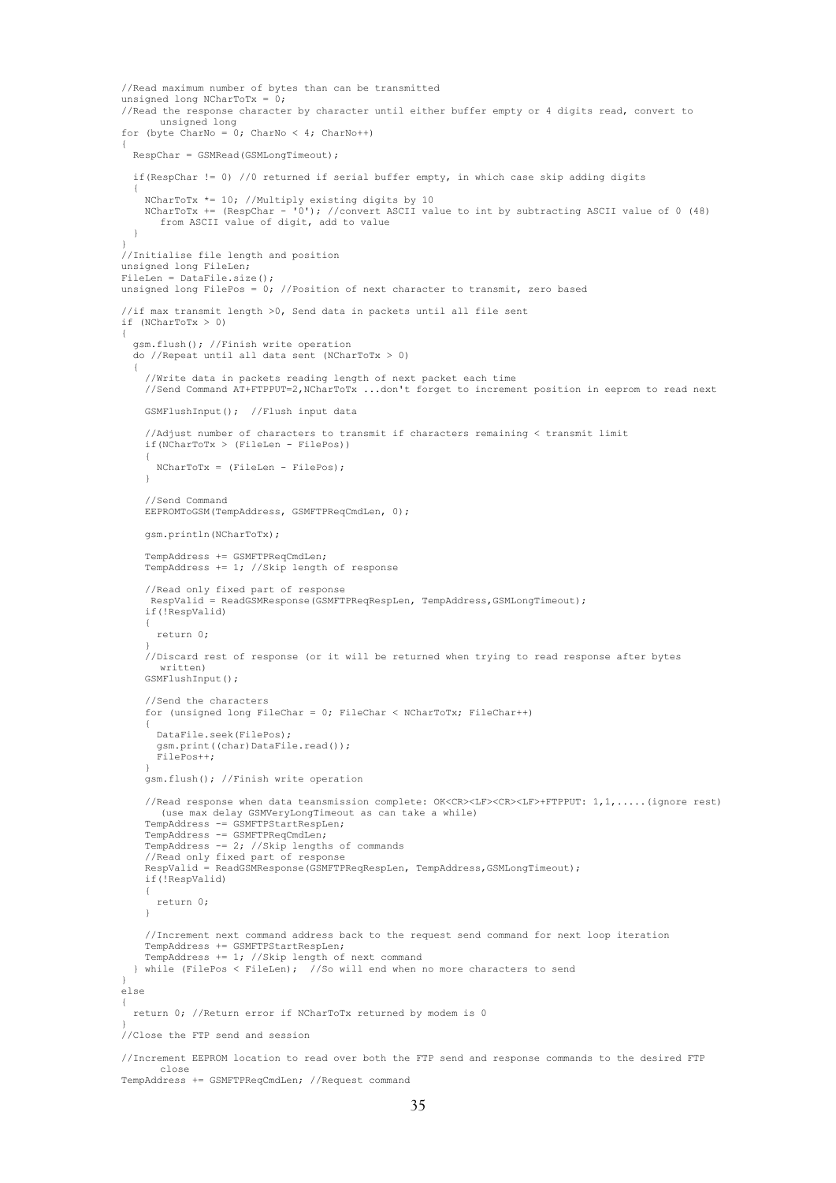```
//Read maximum number of bytes than can be transmitted
unsigned long NCharToTx = 0;
//Read the response character by character until either buffer empty or 4 digits read, convert to
      unsigned long
for (byte CharNo = 0; CharNo < 4; CharNo++)
{
  RespChar = GSMRead(GSMLongTimeout);

  if(RespChar != 0) //0 returned if serial buffer empty, in which case skip adding digits
  {
    NCharToTx *= 10; //Multiply existing digits by 10
    NCharToTx += (RespChar - '0'); //convert ASCII value to int by subtracting ASCII value of 0 (48)
       from ASCII value of digit, add to value
  }
}
//Initialise file length and position
unsigned long FileLen;
FileLen = DataFile.size();
unsigned long FilePos = 0; //Position of next character to transmit, zero based

//if max transmit length >0, Send data in packets until all file sent
if (NCharToTx > 0)
{
  gsm.flush(); //Finish write operation
  do //Repeat until all data sent (NCharToTx > 0)
  {
    //Write data in packets reading length of next packet each time
    //Send Command AT+FTPPUT=2,NCharToTx ...don't forget to increment position in eeprom to read next

    GSMFlushInput();  //Flush input data

    //Adjust number of characters to transmit if characters remaining < transmit limit
    if(NCharToTx > (FileLen - FilePos))
    {
      NCharToTx = (FileLen - FilePos);
    }

    //Send Command
    EEPROMToGSM(TempAddress, GSMFTPReqCmdLen, 0);

    gsm.println(NCharToTx);

    TempAddress += GSMFTPReqCmdLen;
    TempAddress += 1; //Skip length of response

    //Read only fixed part of response
     RespValid = ReadGSMResponse(GSMFTPReqRespLen, TempAddress,GSMLongTimeout);
    if(!RespValid)
    {
      return 0;
    }
    //Discard rest of response (or it will be returned when trying to read response after bytes
       written)
    GSMFlushInput();

    //Send the characters
    for (unsigned long FileChar = 0; FileChar < NCharToTx; FileChar++)
    {
      DataFile.seek(FilePos);
      gsm.print((char)DataFile.read());
      FilePos++;
    }
    gsm.flush(); //Finish write operation

    //Read response when data teansmission complete: OK<CR><LF><CR><LF>+FTPPUT: 1,1,.....(ignore rest)
       (use max delay GSMVeryLongTimeout as can take a while)
    TempAddress -= GSMFTPStartRespLen;
    TempAddress -= GSMFTPReqCmdLen;
    TempAddress -= 2; //Skip lengths of commands
    //Read only fixed part of response
    RespValid = ReadGSMResponse(GSMFTPReqRespLen, TempAddress,GSMLongTimeout);
    if(!RespValid)
    {
      return 0;
    }

    //Increment next command address back to the request send command for next loop iteration
    TempAddress += GSMFTPStartRespLen;
    TempAddress += 1; //Skip length of next command
  } while (FilePos < FileLen);  //So will end when no more characters to send
}
else
{
  return 0; //Return error if NCharToTx returned by modem is 0
}
//Close the FTP send and session

//Increment EEPROM location to read over both the FTP send and response commands to the desired FTP
      close
TempAddress += GSMFTPReqCmdLen; //Request command
```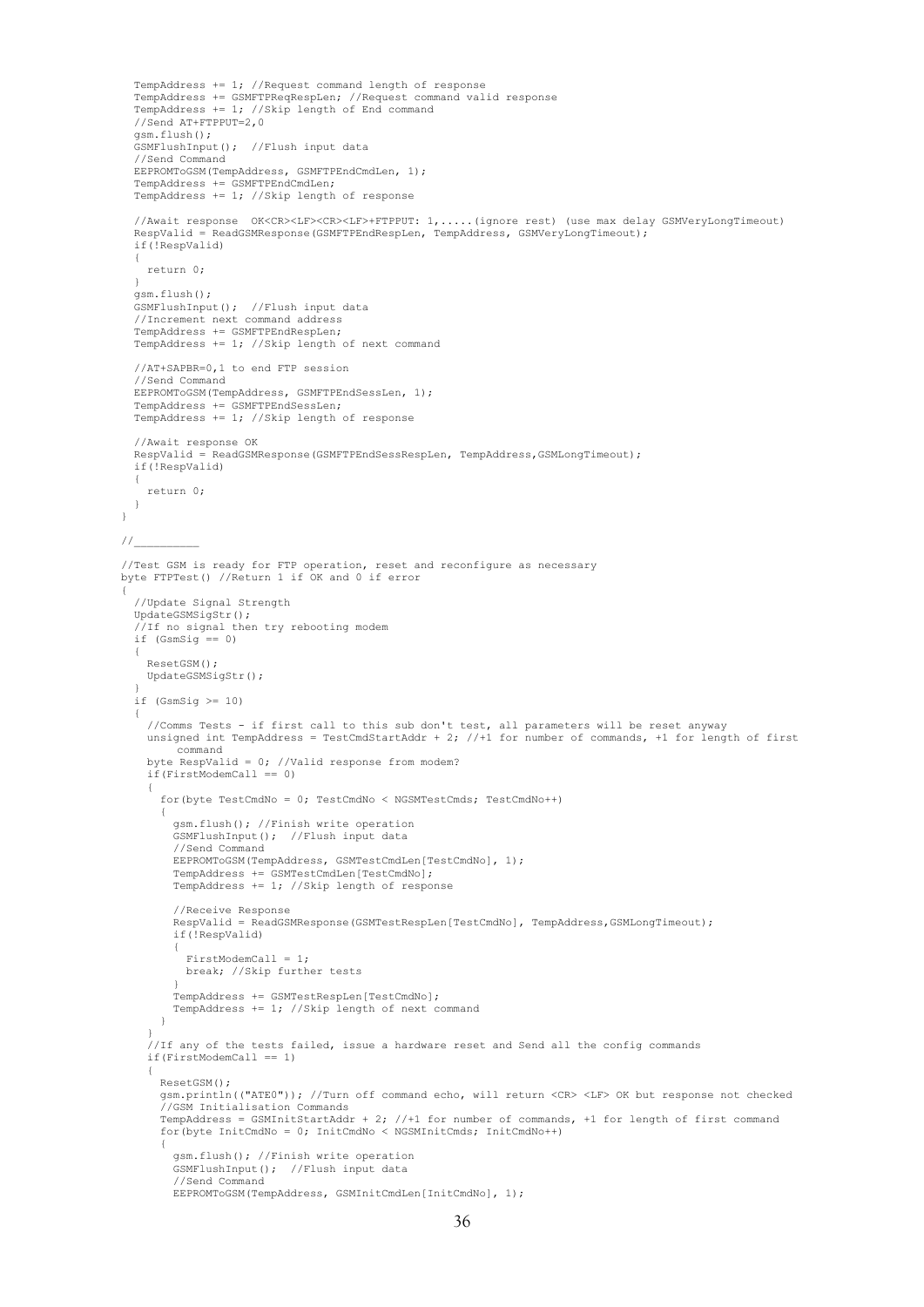```
  TempAddress += 1; //Request command length of response
  TempAddress += GSMFTPReqRespLen; //Request command valid response
  TempAddress += 1; //Skip length of End command
  //Send AT+FTPPUT=2,0
  gsm.flush();
  GSMFlushInput();  //Flush input data
  //Send Command
  EEPROMToGSM(TempAddress, GSMFTPEndCmdLen, 1);
  TempAddress += GSMFTPEndCmdLen;
  TempAddress += 1; //Skip length of response

  //Await response  OK<CR><LF><CR><LF>+FTPPUT: 1,.....(ignore rest) (use max delay GSMVeryLongTimeout)
  RespValid = ReadGSMResponse(GSMFTPEndRespLen, TempAddress, GSMVeryLongTimeout);
  if(!RespValid)
  {
    return 0;
  }
  gsm.flush();
  GSMFlushInput();  //Flush input data
  //Increment next command address
  TempAddress += GSMFTPEndRespLen;
  TempAddress += 1; //Skip length of next command

  //AT+SAPBR=0,1 to end FTP session
  //Send Command
  EEPROMToGSM(TempAddress, GSMFTPEndSessLen, 1);
  TempAddress += GSMFTPEndSessLen;
  TempAddress += 1; //Skip length of response

  //Await response OK
  RespValid = ReadGSMResponse(GSMFTPEndSessRespLen, TempAddress,GSMLongTimeout);
  if(!RespValid)
  {
    return 0;
  }
}

//__________

//Test GSM is ready for FTP operation, reset and reconfigure as necessary
byte FTPTest() //Return 1 if OK and 0 if error
{
  //Update Signal Strength
  UpdateGSMSigStr();
  //If no signal then try rebooting modem
  if (GsmSig == 0)
  {
    ResetGSM();
    UpdateGSMSigStr();
  }
  if (GsmSig >= 10)
  {
    //Comms Tests - if first call to this sub don't test, all parameters will be reset anyway
    unsigned int TempAddress = TestCmdStartAddr + 2; //+1 for number of commands, +1 for length of first
        command
    byte RespValid = 0; //Valid response from modem?
    if(FirstModemCall == 0)
    {
      for(byte TestCmdNo = 0; TestCmdNo < NGSMTestCmds; TestCmdNo++)
      {
        gsm.flush(); //Finish write operation
        GSMFlushInput();  //Flush input data
        //Send Command
        EEPROMToGSM(TempAddress, GSMTestCmdLen[TestCmdNo], 1);
        TempAddress += GSMTestCmdLen[TestCmdNo];
        TempAddress += 1; //Skip length of response

        //Receive Response
        RespValid = ReadGSMResponse(GSMTestRespLen[TestCmdNo], TempAddress,GSMLongTimeout);
        if(!RespValid)
        {
          FirstModemCall = 1;
          break; //Skip further tests
        }
        TempAddress += GSMTestRespLen[TestCmdNo];
        TempAddress += 1; //Skip length of next command
      }
    }
    //If any of the tests failed, issue a hardware reset and Send all the config commands
    if(FirstModemCall == 1)
    {
      ResetGSM();
      gsm.println(("ATE0")); //Turn off command echo, will return <CR> <LF> OK but response not checked
      //GSM Initialisation Commands
      TempAddress = GSMInitStartAddr + 2; //+1 for number of commands, +1 for length of first command
      for(byte InitCmdNo = 0; InitCmdNo < NGSMInitCmds; InitCmdNo++)
      {
        gsm.flush(); //Finish write operation
        GSMFlushInput();  //Flush input data
        //Send Command
        EEPROMToGSM(TempAddress, GSMInitCmdLen[InitCmdNo], 1);
```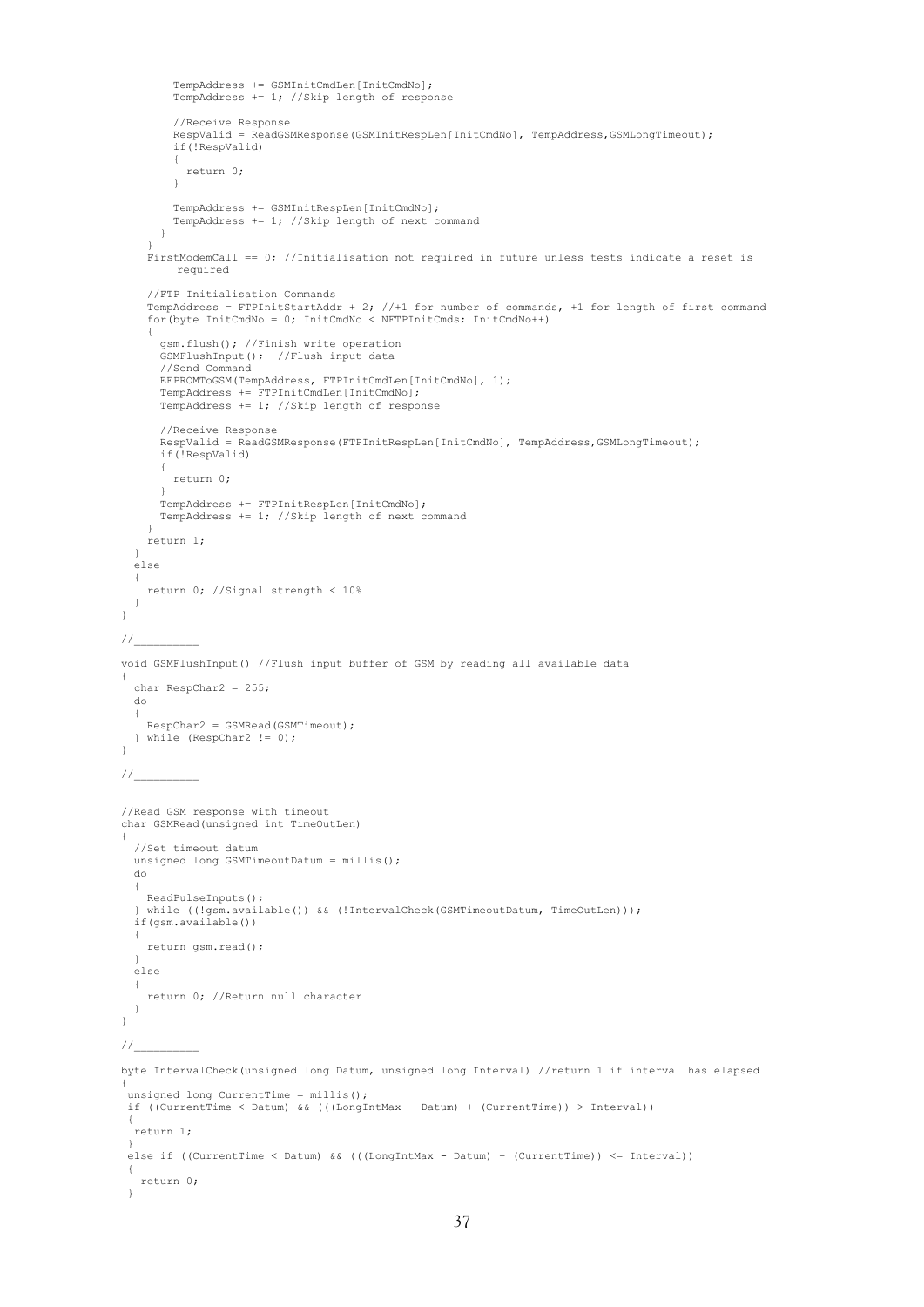```
        TempAddress += GSMInitCmdLen[InitCmdNo];
        TempAddress += 1; //Skip length of response

        //Receive Response
        RespValid = ReadGSMResponse(GSMInitRespLen[InitCmdNo], TempAddress,GSMLongTimeout);
        if(!RespValid)
        {
          return 0;
        }

        TempAddress += GSMInitRespLen[InitCmdNo];
        TempAddress += 1; //Skip length of next command
      }
    }
    FirstModemCall == 0; //Initialisation not required in future unless tests indicate a reset is
         required

    //FTP Initialisation Commands
    TempAddress = FTPInitStartAddr + 2; //+1 for number of commands, +1 for length of first command
    for(byte InitCmdNo = 0; InitCmdNo < NFTPInitCmds; InitCmdNo++)
    {
      gsm.flush(); //Finish write operation
      GSMFlushInput();  //Flush input data
      //Send Command
      EEPROMToGSM(TempAddress, FTPInitCmdLen[InitCmdNo], 1);
      TempAddress += FTPInitCmdLen[InitCmdNo];
      TempAddress += 1; //Skip length of response

      //Receive Response
      RespValid = ReadGSMResponse(FTPInitRespLen[InitCmdNo], TempAddress,GSMLongTimeout);
      if(!RespValid)
      {
        return 0;
      }
      TempAddress += FTPInitRespLen[InitCmdNo];
      TempAddress += 1; //Skip length of next command
    }
    return 1;
  }
  else
  {
    return 0; //Signal strength < 10%
  }
}

//__________

void GSMFlushInput() //Flush input buffer of GSM by reading all available data
{
  char RespChar2 = 255;
  do
  {
    RespChar2 = GSMRead(GSMTimeout);
  } while (RespChar2 != 0);
}

//__________


//Read GSM response with timeout
char GSMRead(unsigned int TimeOutLen)
{
  //Set timeout datum
  unsigned long GSMTimeoutDatum = millis();
  do
  {
    ReadPulseInputs();
  } while ((!gsm.available()) && (!IntervalCheck(GSMTimeoutDatum, TimeOutLen)));
  if(gsm.available())
  {
    return gsm.read();
  }
  else
  {
    return 0; //Return null character
  }
}

//__________

byte IntervalCheck(unsigned long Datum, unsigned long Interval) //return 1 if interval has elapsed
{
 unsigned long CurrentTime = millis();
 if ((CurrentTime < Datum) && (((LongIntMax - Datum) + (CurrentTime)) > Interval))
 {
  return 1;
 }
 else if ((CurrentTime < Datum) && (((LongIntMax - Datum) + (CurrentTime)) <= Interval))
 {
   return 0;
 }
```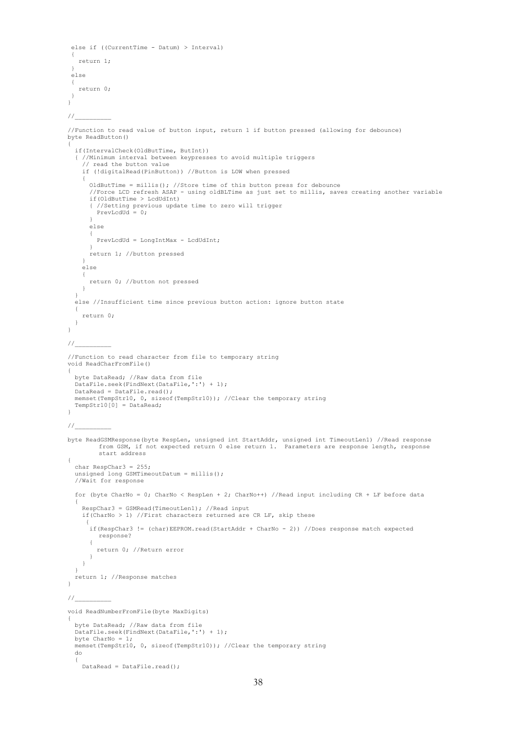```
 else if ((CurrentTime - Datum) > Interval)
 {
   return 1;
 }
 else
 {
   return 0;
 }
}

//__________

//Function to read value of button input, return 1 if button pressed (allowing for debounce)
byte ReadButton()
{
  if(IntervalCheck(OldButTime, ButInt))
  { //Minimum interval between keypresses to avoid multiple triggers
    // read the button value
    if (!digitalRead(PinButton)) //Button is LOW when pressed
    {
      OldButTime = millis(); //Store time of this button press for debounce
      //Force LCD refresh ASAP - using oldBLTime as just set to millis, saves creating another variable
      if(OldButTime > LcdUdInt)
      { //Setting previous update time to zero will trigger
        PrevLcdUd = 0;
      }
      else
      {
        PrevLcdUd = LongIntMax - LcdUdInt;
      }
      return 1; //button pressed
    }
    else
    {
      return 0; //button not pressed
    }
  }
  else //Insufficient time since previous button action: ignore button state
  {
    return 0;
  }
}

//__________

//Function to read character from file to temporary string
void ReadCharFromFile()
{
  byte DataRead; //Raw data from file
  DataFile.seek(FindNext(DataFile,':') + 1);
  DataRead = DataFile.read();
  memset(TempStr10, 0, sizeof(TempStr10)); //Clear the temporary string
  TempStr10[0] = DataRead;
}

//__________

byte ReadGSMResponse(byte RespLen, unsigned int StartAddr, unsigned int TimeoutLen1) //Read response
        from GSM, if not expected return 0 else return 1.  Parameters are response length, response
        start address
{
  char RespChar3 = 255;
  unsigned long GSMTimeoutDatum = millis();
  //Wait for response

  for (byte CharNo = 0; CharNo < RespLen + 2; CharNo++) //Read input including CR + LF before data
  {
    RespChar3 = GSMRead(TimeoutLen1); //Read input
    if(CharNo > 1) //First characters returned are CR LF, skip these
     {
      if(RespChar3 != (char)EEPROM.read(StartAddr + CharNo - 2)) //Does response match expected
         response?
      {
        return 0; //Return error
      }
    }
  }
  return 1; //Response matches
}

//__________

void ReadNumberFromFile(byte MaxDigits)
{
  byte DataRead; //Raw data from file
  DataFile.seek(FindNext(DataFile,':') + 1);
  byte CharNo = 1;
  memset(TempStr10, 0, sizeof(TempStr10)); //Clear the temporary string
  do
  {
    DataRead = DataFile.read();
```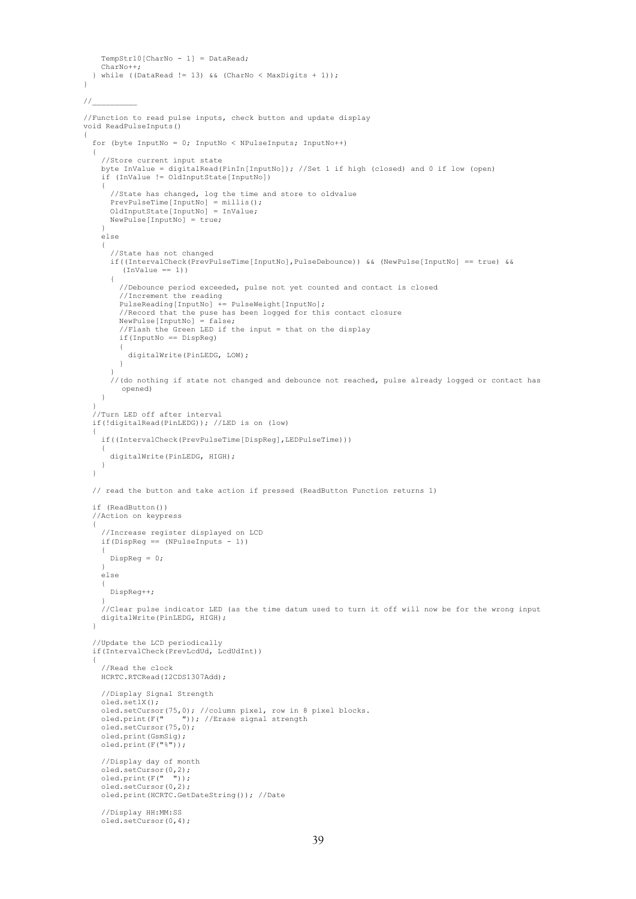```
    TempStr10[CharNo - 1] = DataRead;
    CharNo++;
  } while ((DataRead != 13) && (CharNo < MaxDigits + 1));
}

//__________

//Function to read pulse inputs, check button and update display
void ReadPulseInputs()
{
  for (byte InputNo = 0; InputNo < NPulseInputs; InputNo++)
  {
    //Store current input state
    byte InValue = digitalRead(PinIn[InputNo]); //Set 1 if high (closed) and 0 if low (open)
    if (InValue != OldInputState[InputNo])
    {
      //State has changed, log the time and store to oldvalue
      PrevPulseTime[InputNo] = millis();
      OldInputState[InputNo] = InValue;
      NewPulse[InputNo] = true;
    }
    else
    {
      //State has not changed
      if((IntervalCheck(PrevPulseTime[InputNo],PulseDebounce)) && (NewPulse[InputNo] == true) &&
         (InValue == 1))
      {
        //Debounce period exceeded, pulse not yet counted and contact is closed
        //Increment the reading
        PulseReading[InputNo] += PulseWeight[InputNo];
        //Record that the puse has been logged for this contact closure
        NewPulse[InputNo] = false;
        //Flash the Green LED if the input = that on the display
        if(InputNo == DispReg)
        {
          digitalWrite(PinLEDG, LOW);
        }
      }
      //(do nothing if state not changed and debounce not reached, pulse already logged or contact has
         opened)
    }
  }
  //Turn LED off after interval
  if(!digitalRead(PinLEDG)); //LED is on (low)
  {
    if((IntervalCheck(PrevPulseTime[DispReg],LEDPulseTime)))
    {
      digitalWrite(PinLEDG, HIGH);
    }
  }

  // read the button and take action if pressed (ReadButton Function returns 1)

  if (ReadButton())
  //Action on keypress
  {
    //Increase register displayed on LCD
    if(DispReg == (NPulseInputs - 1))
    {
      DispReg = 0;
    }
    else
    {
      DispReg++;
    }
    //Clear pulse indicator LED (as the time datum used to turn it off will now be for the wrong input
    digitalWrite(PinLEDG, HIGH);
  }

  //Update the LCD periodically
  if(IntervalCheck(PrevLcdUd, LcdUdInt))
  {
    //Read the clock
    HCRTC.RTCRead(I2CDS1307Add);

    //Display Signal Strength
    oled.set1X();
    oled.setCursor(75,0); //column pixel, row in 8 pixel blocks.
    oled.print(F("    ")); //Erase signal strength
    oled.setCursor(75,0);
    oled.print(GsmSig);
    oled.print(F("%"));

    //Display day of month
    oled.setCursor(0,2);
    oled.print(F("  "));
    oled.setCursor(0,2);
    oled.print(HCRTC.GetDateString()); //Date

    //Display HH:MM:SS
    oled.setCursor(0,4);
```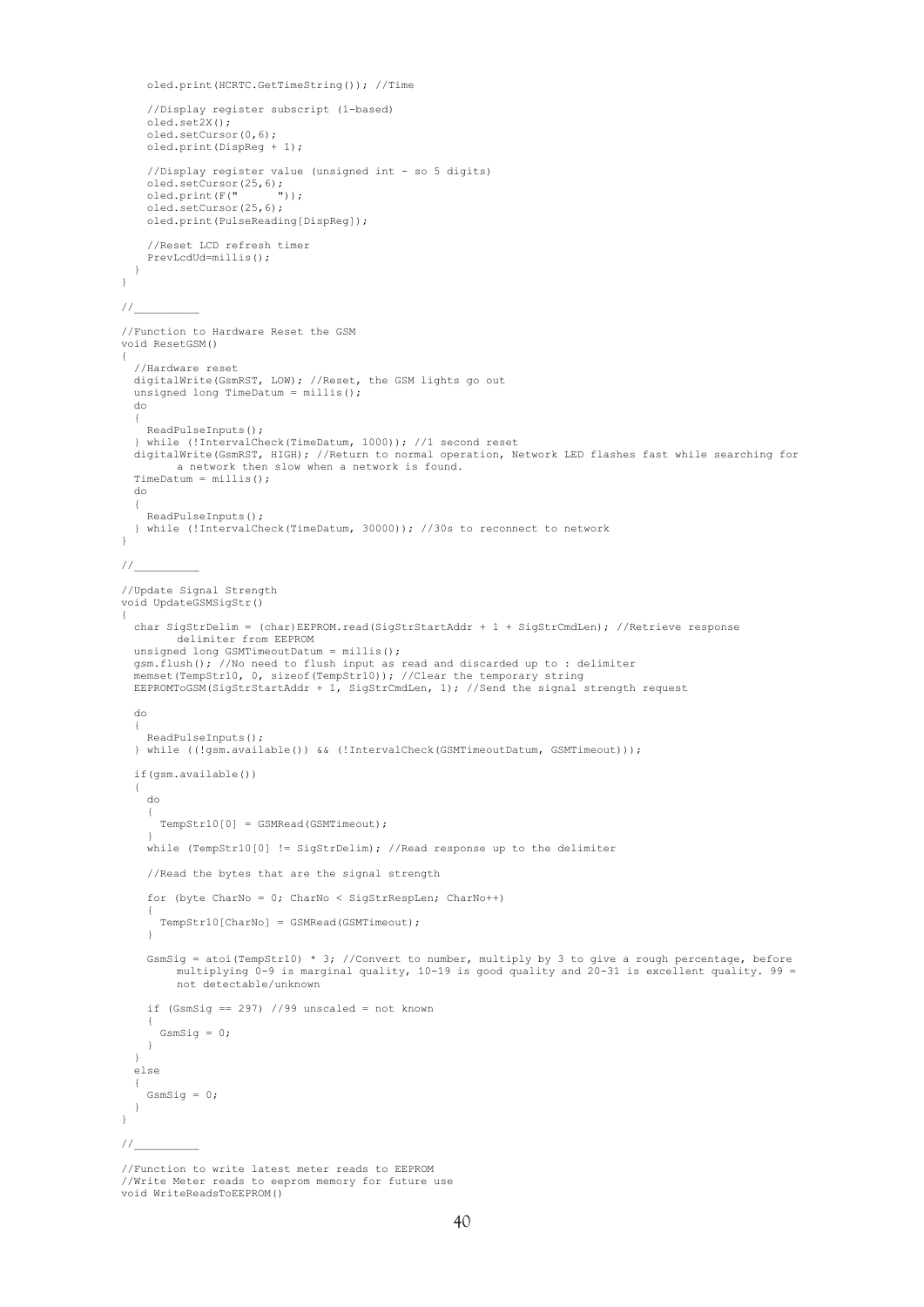```
    oled.print(HCRTC.GetTimeString()); //Time

    //Display register subscript (1-based)
    oled.set2X();
    oled.setCursor(0,6);
    oled.print(DispReg + 1);

    //Display register value (unsigned int - so 5 digits)
    oled.setCursor(25,6);
    oled.print(F("     "));
    oled.setCursor(25,6);
    oled.print(PulseReading[DispReg]);

    //Reset LCD refresh timer
    PrevLcdUd=millis();
  }
}

//__________

//Function to Hardware Reset the GSM
void ResetGSM()
{
  //Hardware reset
  digitalWrite(GsmRST, LOW); //Reset, the GSM lights go out
  unsigned long TimeDatum = millis();
  do
  {
    ReadPulseInputs();
  } while (!IntervalCheck(TimeDatum, 1000)); //1 second reset
  digitalWrite(GsmRST, HIGH); //Return to normal operation, Network LED flashes fast while searching for
        a network then slow when a network is found.
  TimeDatum = millis();
  do
  {
    ReadPulseInputs();
  } while (!IntervalCheck(TimeDatum, 30000)); //30s to reconnect to network
}

//__________

//Update Signal Strength
void UpdateGSMSigStr()
{
  char SigStrDelim = (char)EEPROM.read(SigStrStartAddr + 1 + SigStrCmdLen); //Retrieve response
        delimiter from EEPROM
  unsigned long GSMTimeoutDatum = millis();
  gsm.flush(); //No need to flush input as read and discarded up to : delimiter
  memset(TempStr10, 0, sizeof(TempStr10)); //Clear the temporary string
  EEPROMToGSM(SigStrStartAddr + 1, SigStrCmdLen, 1); //Send the signal strength request

  do
  {
    ReadPulseInputs();
  } while ((!gsm.available()) && (!IntervalCheck(GSMTimeoutDatum, GSMTimeout)));

  if(gsm.available())
  {
    do
    {
      TempStr10[0] = GSMRead(GSMTimeout);
    }
    while (TempStr10[0] != SigStrDelim); //Read response up to the delimiter

    //Read the bytes that are the signal strength

    for (byte CharNo = 0; CharNo < SigStrRespLen; CharNo++)
    {
      TempStr10[CharNo] = GSMRead(GSMTimeout);
    }

    GsmSig = atoi(TempStr10) * 3; //Convert to number, multiply by 3 to give a rough percentage, before
        multiplying 0-9 is marginal quality, 10-19 is good quality and 20-31 is excellent quality. 99 =
        not detectable/unknown

    if (GsmSig == 297) //99 unscaled = not known
    {
      GsmSig = 0;
    }
  }
  else
  {
    GsmSig = 0;
  }
}

//__________

//Function to write latest meter reads to EEPROM
//Write Meter reads to eeprom memory for future use
void WriteReadsToEEPROM()
```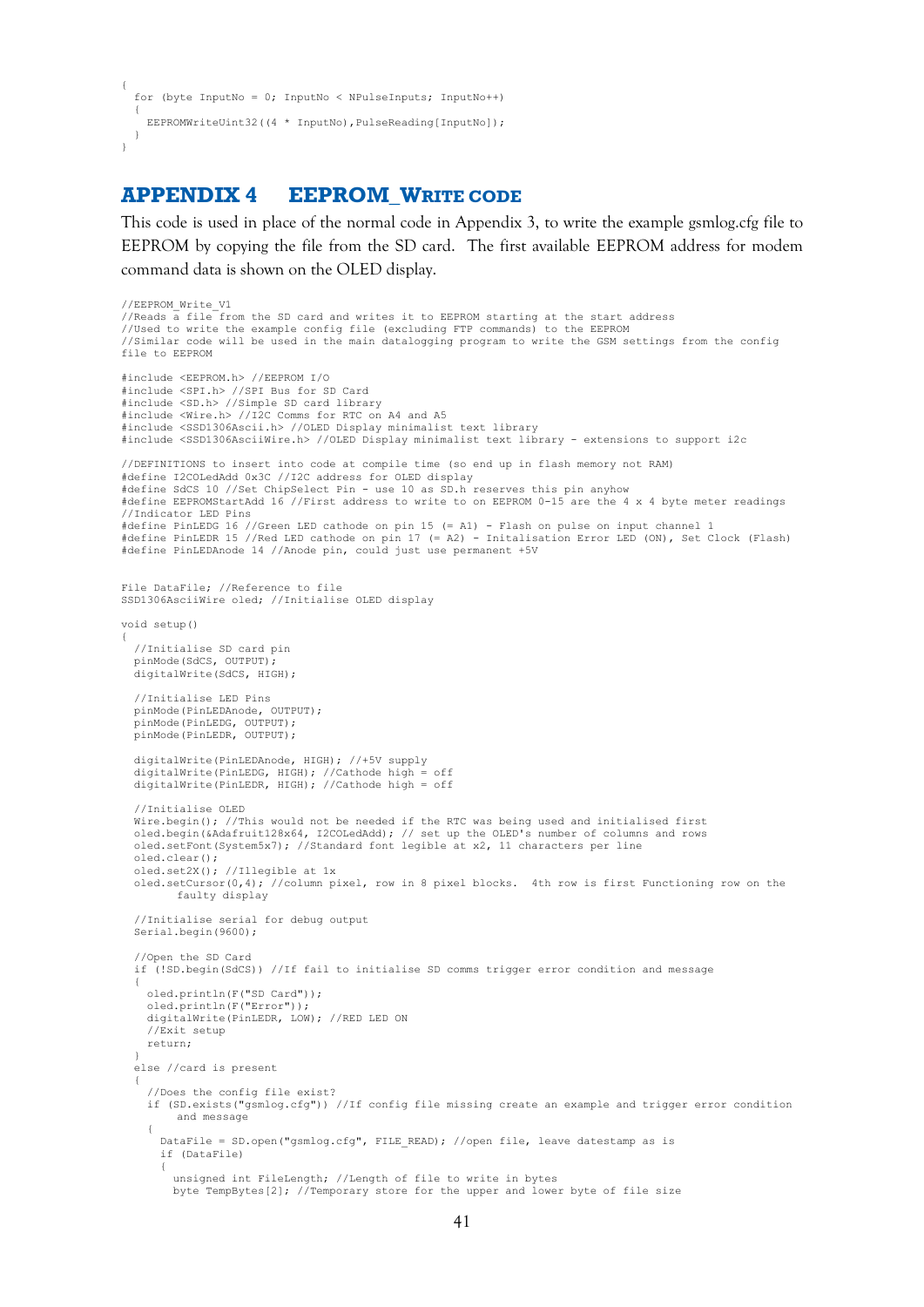```
{
  for (byte InputNo = 0; InputNo < NPulseInputs; InputNo++)
  {
    EEPROMWriteUint32((4 * InputNo),PulseReading[InputNo]);
  }
}
```

## APPENDIX 4 EEPROM_WRITE CODE

This code is used in place of the normal code in Appendix 3, to write the example gsmlog.cfg file to EEPROM by copying the file from the SD card. The first available EEPROM address for modem command data is shown on the OLED display.

```
//EEPROM_Write_V1
//Reads a file from the SD card and writes it to EEPROM starting at the start address
//Used to write the example config file (excluding FTP commands) to the EEPROM
//Similar code will be used in the main datalogging program to write the GSM settings from the config
file to EEPROM

#include <EEPROM.h> //EEPROM I/O
#include <SPI.h> //SPI Bus for SD Card
#include <SD.h> //Simple SD card library
#include <Wire.h> //I2C Comms for RTC on A4 and A5
#include <SSD1306Ascii.h> //OLED Display minimalist text library
#include <SSD1306AsciiWire.h> //OLED Display minimalist text library - extensions to support i2c

//DEFINITIONS to insert into code at compile time (so end up in flash memory not RAM)
#define I2COLedAdd 0x3C //I2C address for OLED display
#define SdCS 10 //Set ChipSelect Pin - use 10 as SD.h reserves this pin anyhow
#define EEPROMStartAdd 16 //First address to write to on EEPROM 0-15 are the 4 x 4 byte meter readings
//Indicator LED Pins
#define PinLEDG 16 //Green LED cathode on pin 15 (= A1) - Flash on pulse on input channel 1
#define PinLEDR 15 //Red LED cathode on pin 17 (= A2) - Initalisation Error LED (ON), Set Clock (Flash)
#define PinLEDAnode 14 //Anode pin, could just use permanent +5V


File DataFile; //Reference to file
SSD1306AsciiWire oled; //Initialise OLED display

void setup()
{
  //Initialise SD card pin
  pinMode(SdCS, OUTPUT);
  digitalWrite(SdCS, HIGH);

  //Initialise LED Pins
  pinMode(PinLEDAnode, OUTPUT);
  pinMode(PinLEDG, OUTPUT);
  pinMode(PinLEDR, OUTPUT);

  digitalWrite(PinLEDAnode, HIGH); //+5V supply
  digitalWrite(PinLEDG, HIGH); //Cathode high = off
  digitalWrite(PinLEDR, HIGH); //Cathode high = off

  //Initialise OLED
  Wire.begin(); //This would not be needed if the RTC was being used and initialised first
  oled.begin(&Adafruit128x64, I2COLedAdd); // set up the OLED's number of columns and rows
  oled.setFont(System5x7); //Standard font legible at x2, 11 characters per line
  oled.clear();
  oled.set2X(); //Illegible at 1x
  oled.setCursor(0,4); //column pixel, row in 8 pixel blocks.  4th row is first Functioning row on the
        faulty display

  //Initialise serial for debug output
  Serial.begin(9600);

  //Open the SD Card
  if (!SD.begin(SdCS)) //If fail to initialise SD comms trigger error condition and message
  {
    oled.println(F("SD Card"));
    oled.println(F("Error"));
    digitalWrite(PinLEDR, LOW); //RED LED ON
    //Exit setup
    return;
  }
  else //card is present
  {
    //Does the config file exist?
    if (SD.exists("gsmlog.cfg")) //If config file missing create an example and trigger error condition
        and message
    {
      DataFile = SD.open("gsmlog.cfg", FILE_READ); //open file, leave datestamp as is
      if (DataFile)
      {
        unsigned int FileLength; //Length of file to write in bytes
        byte TempBytes[2]; //Temporary store for the upper and lower byte of file size
```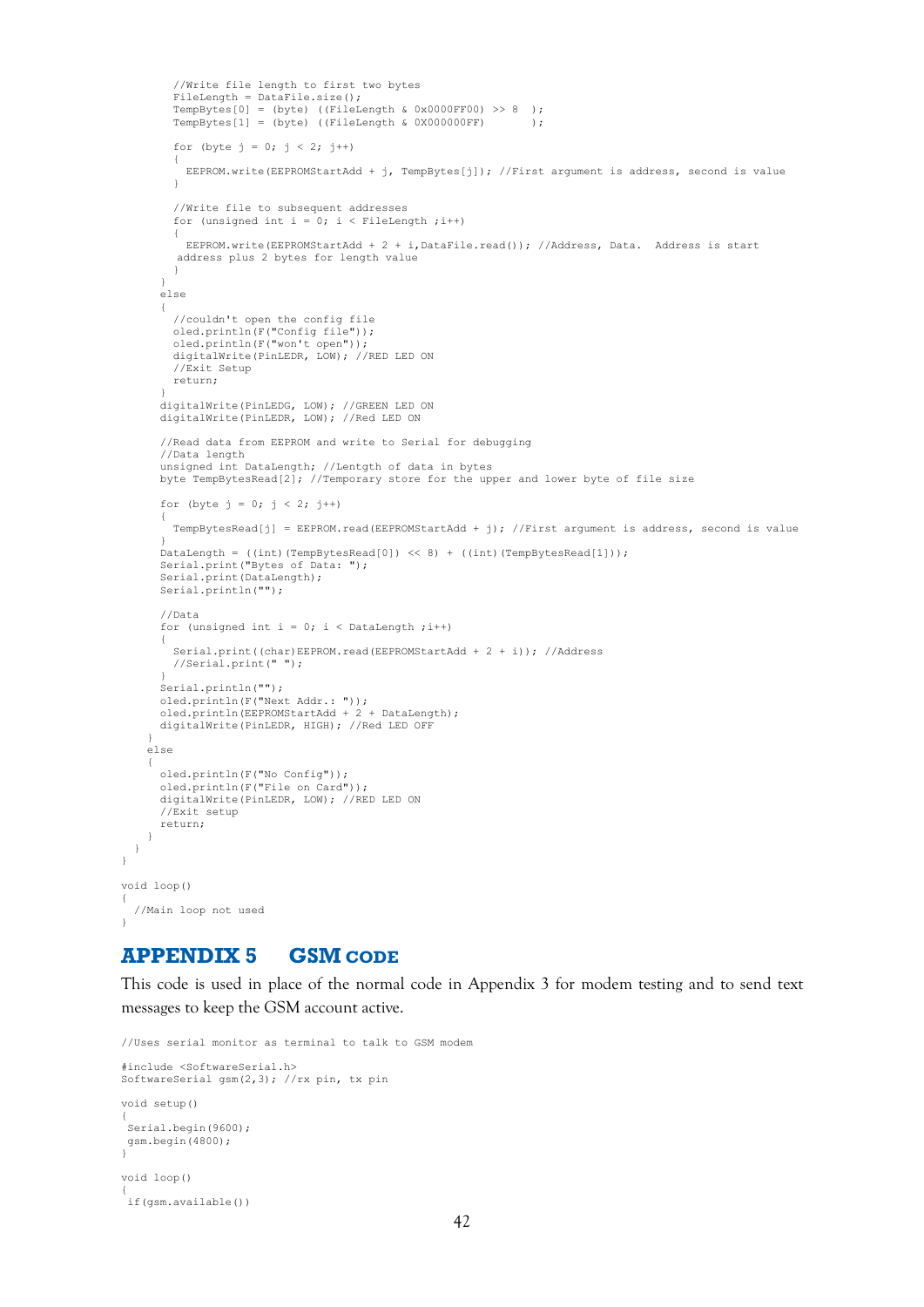```
        //Write file length to first two bytes
        FileLength = DataFile.size();
        TempBytes[0] = (byte) ((FileLength & 0x0000FF00) >> 8  );
        TempBytes[1] = (byte) ((FileLength & 0X000000FF)        );

        for (byte j = 0; j < 2; j++)
        {
          EEPROM.write(EEPROMStartAdd + j, TempBytes[j]); //First argument is address, second is value
        }

        //Write file to subsequent addresses
        for (unsigned int i = 0; i < FileLength ;i++)
        {
          EEPROM.write(EEPROMStartAdd + 2 + i,DataFile.read()); //Address, Data.  Address is start
         address plus 2 bytes for length value
        }
      }
      else
      {
        //couldn't open the config file
        oled.println(F("Config file"));
        oled.println(F("won't open"));
        digitalWrite(PinLEDR, LOW); //RED LED ON
        //Exit Setup
        return;
      }
      digitalWrite(PinLEDG, LOW); //GREEN LED ON
      digitalWrite(PinLEDR, LOW); //Red LED ON

      //Read data from EEPROM and write to Serial for debugging
      //Data length
      unsigned int DataLength; //Lentgth of data in bytes
      byte TempBytesRead[2]; //Temporary store for the upper and lower byte of file size

      for (byte j = 0; j < 2; j++)
      {
        TempBytesRead[j] = EEPROM.read(EEPROMStartAdd + j); //First argument is address, second is value
      }
      DataLength = ((int)(TempBytesRead[0]) << 8) + ((int)(TempBytesRead[1]));
      Serial.print("Bytes of Data: ");
      Serial.print(DataLength);
      Serial.println("");

      //Data
      for (unsigned int i = 0; i < DataLength ;i++)
      {
        Serial.print((char)EEPROM.read(EEPROMStartAdd + 2 + i)); //Address
        //Serial.print(" ");
      }
      Serial.println("");
      oled.println(F("Next Addr.: "));
      oled.println(EEPROMStartAdd + 2 + DataLength);
      digitalWrite(PinLEDR, HIGH); //Red LED OFF
    }
    else
    {
      oled.println(F("No Config"));
      oled.println(F("File on Card"));
      digitalWrite(PinLEDR, LOW); //RED LED ON
      //Exit setup
      return;
    }
  }
}

void loop()
{
  //Main loop not used
}
```

## APPENDIX 5 GSM CODE

This code is used in place of the normal code in Appendix 3 for modem testing and to send text messages to keep the GSM account active.

```
//Uses serial monitor as terminal to talk to GSM modem

#include <SoftwareSerial.h>
SoftwareSerial gsm(2,3); //rx pin, tx pin

void setup()
{
 Serial.begin(9600);
 gsm.begin(4800);
}

void loop()
{
 if(gsm.available())
```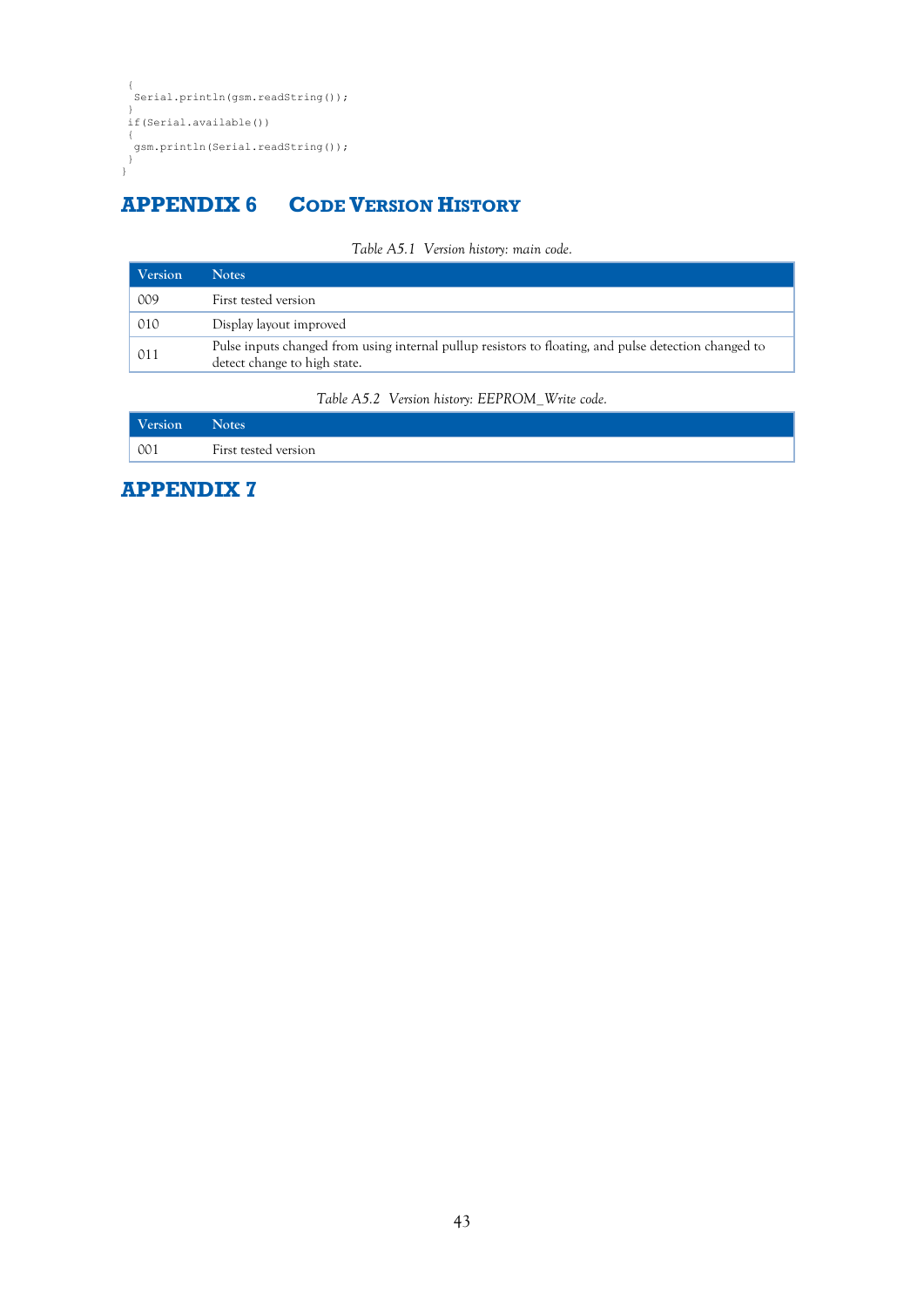```
 {
  Serial.println(gsm.readString());
 }
 if(Serial.available())
 {
  gsm.println(Serial.readString());
 }
}
```

# APPENDIX 6 CODE VERSION HISTORY

*Table A5.1 Version history: main code.*

| Version | Notes |
|---|---|
| 009 | First tested version |
| 010 | Display layout improved |
| 011 | Pulse inputs changed from using internal pullup resistors to floating, and pulse detection changed to detect change to high state. |

*Table A5.2 Version history: EEPROM_Write code.*

| Version | Notes |
|---|---|
| 001 | First tested version |

# APPENDIX 7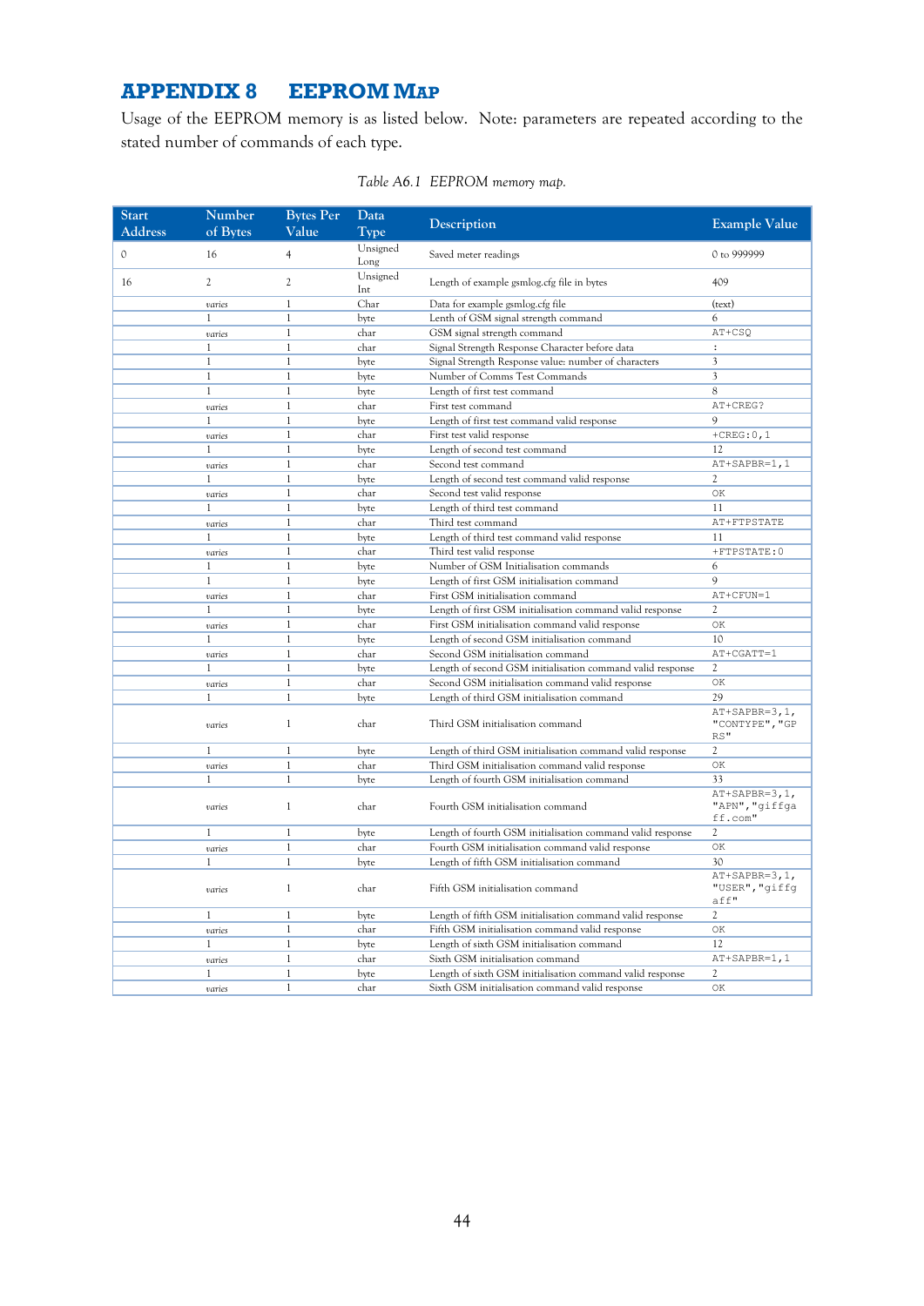## APPENDIX 8 EEPROM MAP

Usage of the EEPROM memory is as listed below. Note: parameters are repeated according to the stated number of commands of each type.

*Table A6.1 EEPROM memory map.*

| Start Address | Number of Bytes | Bytes Per Value | Data Type | Description | Example Value |
|---|---|---|---|---|---|
| 0 | 16 | 4 | Unsigned Long | Saved meter readings | 0 to 999999 |
| 16 | 2 | 2 | Unsigned Int | Length of example gsmlog.cfg file in bytes | 409 |
| | *varies* | 1 | Char | Data for example gsmlog.cfg file | (text) |
| | 1 | 1 | byte | Lenth of GSM signal strength command | 6 |
| | *varies* | 1 | char | GSM signal strength command | `AT+CSQ` |
| | 1 | 1 | char | Signal Strength Response Character before data | `:` |
| | 1 | 1 | byte | Signal Strength Response value: number of characters | 3 |
| | 1 | 1 | byte | Number of Comms Test Commands | 3 |
| | 1 | 1 | byte | Length of first test command | 8 |
| | *varies* | 1 | char | First test command | `AT+CREG?` |
| | 1 | 1 | byte | Length of first test command valid response | 9 |
| | *varies* | 1 | char | First test valid response | `+CREG:0,1` |
| | 1 | 1 | byte | Length of second test command | 12 |
| | *varies* | 1 | char | Second test command | `AT+SAPBR=1,1` |
| | 1 | 1 | byte | Length of second test command valid response | 2 |
| | *varies* | 1 | char | Second test valid response | `OK` |
| | 1 | 1 | byte | Length of third test command | 11 |
| | *varies* | 1 | char | Third test command | `AT+FTPSTATE` |
| | 1 | 1 | byte | Length of third test command valid response | 11 |
| | *varies* | 1 | char | Third test valid response | `+FTPSTATE:0` |
| | 1 | 1 | byte | Number of GSM Initialisation commands | 6 |
| | 1 | 1 | byte | Length of first GSM initialisation command | 9 |
| | *varies* | 1 | char | First GSM initialisation command | `AT+CFUN=1` |
| | 1 | 1 | byte | Length of first GSM initialisation command valid response | 2 |
| | *varies* | 1 | char | First GSM initialisation command valid response | `OK` |
| | 1 | 1 | byte | Length of second GSM initialisation command | 10 |
| | *varies* | 1 | char | Second GSM initialisation command | `AT+CGATT=1` |
| | 1 | 1 | byte | Length of second GSM initialisation command valid response | 2 |
| | *varies* | 1 | char | Second GSM initialisation command valid response | `OK` |
| | 1 | 1 | byte | Length of third GSM initialisation command | 29 |
| | *varies* | 1 | char | Third GSM initialisation command | `AT+SAPBR=3,1,"CONTYPE","GPRS"` |
| | 1 | 1 | byte | Length of third GSM initialisation command valid response | 2 |
| | *varies* | 1 | char | Third GSM initialisation command valid response | `OK` |
| | 1 | 1 | byte | Length of fourth GSM initialisation command | 33 |
| | *varies* | 1 | char | Fourth GSM initialisation command | `AT+SAPBR=3,1,"APN","giffgaff.com"` |
| | 1 | 1 | byte | Length of fourth GSM initialisation command valid response | 2 |
| | *varies* | 1 | char | Fourth GSM initialisation command valid response | `OK` |
| | 1 | 1 | byte | Length of fifth GSM initialisation command | 30 |
| | *varies* | 1 | char | Fifth GSM initialisation command | `AT+SAPBR=3,1,"USER","giffgaff"` |
| | 1 | 1 | byte | Length of fifth GSM initialisation command valid response | 2 |
| | *varies* | 1 | char | Fifth GSM initialisation command valid response | `OK` |
| | 1 | 1 | byte | Length of sixth GSM initialisation command | 12 |
| | *varies* | 1 | char | Sixth GSM initialisation command | `AT+SAPBR=1,1` |
| | 1 | 1 | byte | Length of sixth GSM initialisation command valid response | 2 |
| | *varies* | 1 | char | Sixth GSM initialisation command valid response | `OK` |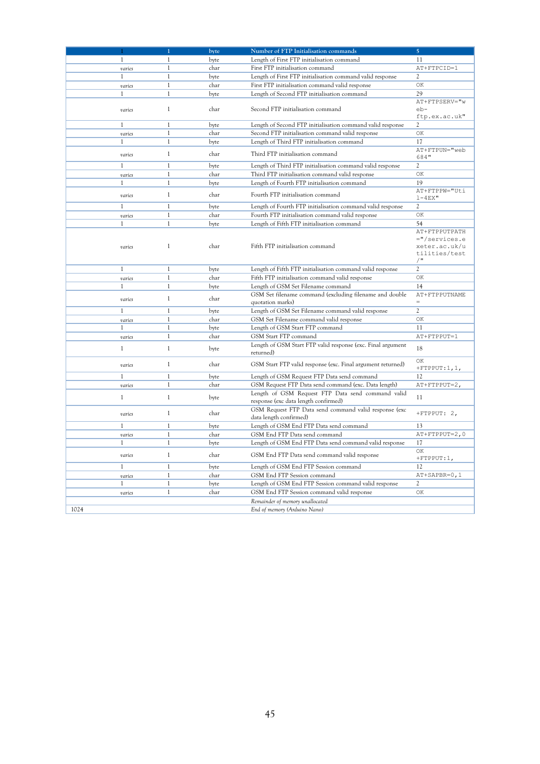| 1 | 1 | byte | Number of FTP Initialisation commands | 5 |
|---|---|---|---|---|
| 1 | 1 | byte | Length of First FTP initialisation command | 11 |
| *varies* | 1 | char | First FTP initialisation command | AT+FTPCID=1 |
| 1 | 1 | byte | Length of First FTP initialisation command valid response | 2 |
| *varies* | 1 | char | First FTP initialisation command valid response | OK |
| 1 | 1 | byte | Length of Second FTP initialisation command | 29 |
| *varies* | 1 | char | Second FTP initialisation command | AT+FTPSERV="web-ftp.ex.ac.uk" |
| 1 | 1 | byte | Length of Second FTP initialisation command valid response | 2 |
| *varies* | 1 | char | Second FTP initialisation command valid response | OK |
| 1 | 1 | byte | Length of Third FTP initialisation command | 17 |
| *varies* | 1 | char | Third FTP initialisation command | AT+FTPUN="web684" |
| 1 | 1 | byte | Length of Third FTP initialisation command valid response | 2 |
| *varies* | 1 | char | Third FTP initialisation command valid response | OK |
| 1 | 1 | byte | Length of Fourth FTP initialisation command | 19 |
| *varies* | 1 | char | Fourth FTP initialisation command | AT+FTPPW="Util-4EX" |
| 1 | 1 | byte | Length of Fourth FTP initialisation command valid response | 2 |
| *varies* | 1 | char | Fourth FTP initialisation command valid response | OK |
| 1 | 1 | byte | Length of Fifth FTP initialisation command | 54 |
| *varies* | 1 | char | Fifth FTP initialisation command | AT+FTPPUTPATH="/services.exeter.ac.uk/utilities/test/" |
| 1 | 1 | byte | Length of Fifth FTP initialisation command valid response | 2 |
| *varies* | 1 | char | Fifth FTP initialisation command valid response | OK |
| 1 | 1 | byte | Length of GSM Set Filename command | 14 |
| *varies* | 1 | char | GSM Set filename command (excluding filename and double quotation marks) | AT+FTPPUTNAME= |
| 1 | 1 | byte | Length of GSM Set Filename command valid response | 2 |
| *varies* | 1 | char | GSM Set Filename command valid response | OK |
| 1 | 1 | byte | Length of GSM Start FTP command | 11 |
| *varies* | 1 | char | GSM Start FTP command | AT+FTPPUT=1 |
| 1 | 1 | byte | Length of GSM Start FTP valid response (exc. Final argument returned) | 18 |
| *varies* | 1 | char | GSM Start FTP valid response (exc. Final argument returned) | OK +FTPPUT:1,1, |
| 1 | 1 | byte | Length of GSM Request FTP Data send command | 12 |
| *varies* | 1 | char | GSM Request FTP Data send command (exc. Data length) | AT+FTPPUT=2, |
| 1 | 1 | byte | Length of GSM Request FTP Data send command valid response (exc data length confirmed) | 11 |
| *varies* | 1 | char | GSM Request FTP Data send command valid response (exc data length confirmed) | +FTPPUT: 2, |
| 1 | 1 | byte | Length of GSM End FTP Data send command | 13 |
| *varies* | 1 | char | GSM End FTP Data send command | AT+FTPPUT=2,0 |
| 1 | 1 | byte | Length of GSM End FTP Data send command valid response | 17 |
| *varies* | 1 | char | GSM End FTP Data send command valid response | OK +FTPPUT:1, |
| 1 | 1 | byte | Length of GSM End FTP Session command | 12 |
| *varies* | 1 | char | GSM End FTP Session command | AT+SAPBR=0,1 |
| 1 | 1 | byte | Length of GSM End FTP Session command valid response | 2 |
| *varies* | 1 | char | GSM End FTP Session command valid response | OK |
| | | | *Remainder of memory unallocated* | |
| 1024 | | | *End of memory (Arduino Nano)* | |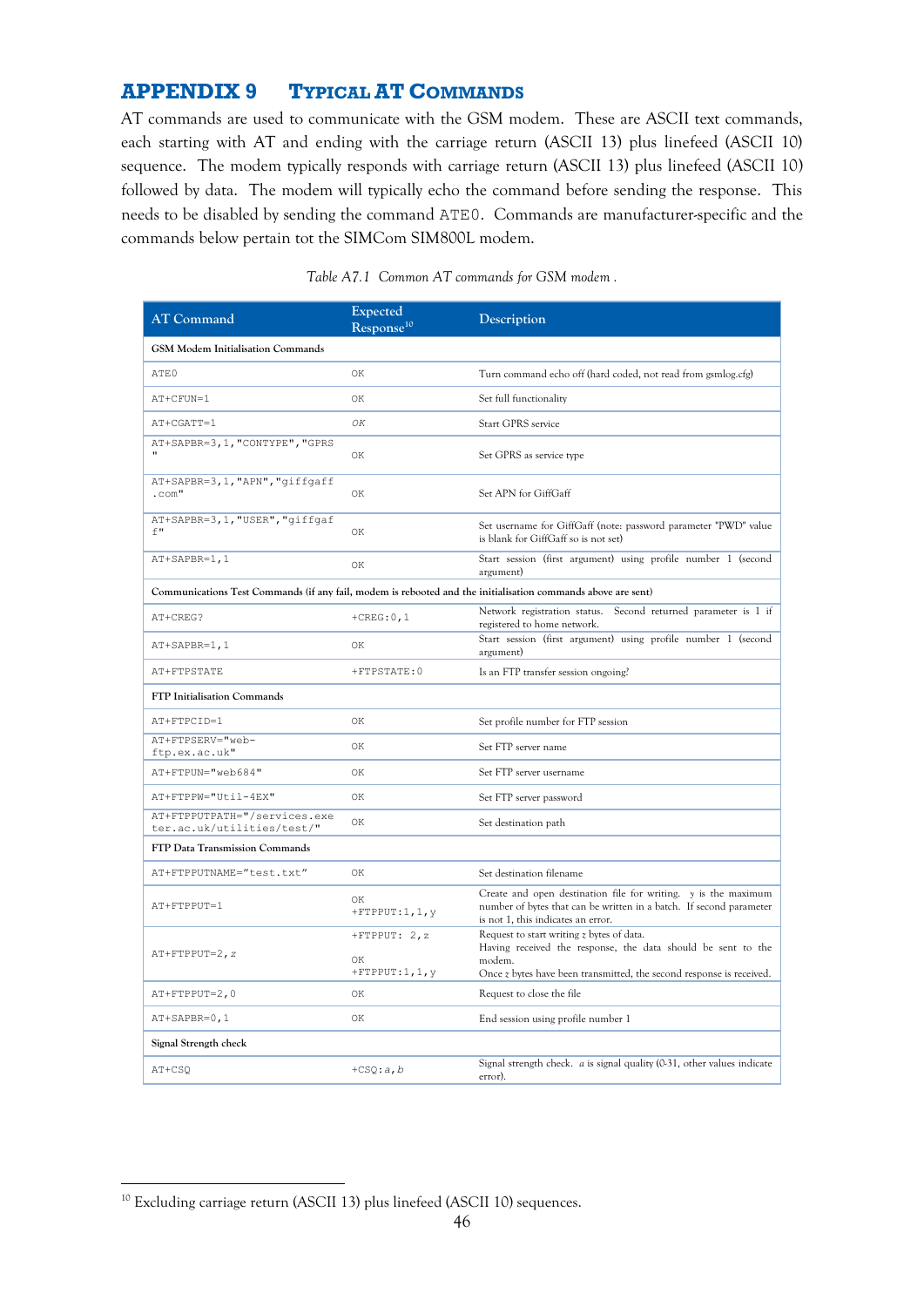# APPENDIX 9 Typical AT Commands

AT commands are used to communicate with the GSM modem. These are ASCII text commands, each starting with AT and ending with the carriage return (ASCII 13) plus linefeed (ASCII 10) sequence. The modem typically responds with carriage return (ASCII 13) plus linefeed (ASCII 10) followed by data. The modem will typically echo the command before sending the response. This needs to be disabled by sending the command ATE0. Commands are manufacturer-specific and the commands below pertain tot the SIMCom SIM800L modem.

*Table A7.1 Common AT commands for GSM modem .*

| AT Command | Expected Response[10] | Description |
|---|---|---|
| **GSM Modem Initialisation Commands** | | |
| `ATE0` | `OK` | Turn command echo off (hard coded, not read from gsmlog.cfg) |
| `AT+CFUN=1` | `OK` | Set full functionality |
| `AT+CGATT=1` | *`OK`* | Start GPRS service |
| `AT+SAPBR=3,1,"CONTYPE","GPRS"` | `OK` | Set GPRS as service type |
| `AT+SAPBR=3,1,"APN","giffgaff.com"` | `OK` | Set APN for GiffGaff |
| `AT+SAPBR=3,1,"USER","giffgaff"` | `OK` | Set username for GiffGaff (note: password parameter "PWD" value is blank for GiffGaff so is not set) |
| `AT+SAPBR=1,1` | `OK` | Start session (first argument) using profile number 1 (second argument) |
| **Communications Test Commands (if any fail, modem is rebooted and the initialisation commands above are sent)** | | |
| `AT+CREG?` | `+CREG:0,1` | Network registration status. Second returned parameter is 1 if registered to home network. |
| `AT+SAPBR=1,1` | `OK` | Start session (first argument) using profile number 1 (second argument) |
| `AT+FTPSTATE` | `+FTPSTATE:0` | Is an FTP transfer session ongoing? |
| **FTP Initialisation Commands** | | |
| `AT+FTPCID=1` | `OK` | Set profile number for FTP session |
| `AT+FTPSERV="web-ftp.ex.ac.uk"` | `OK` | Set FTP server name |
| `AT+FTPUN="web684"` | `OK` | Set FTP server username |
| `AT+FTPPW="Util-4EX"` | `OK` | Set FTP server password |
| `AT+FTPPUTPATH="/services.exeter.ac.uk/utilities/test/"` | `OK` | Set destination path |
| **FTP Data Transmission Commands** | | |
| `AT+FTPPUTNAME="test.txt"` | `OK` | Set destination filename |
| `AT+FTPPUT=1` | `OK` `+FTPPUT:1,1,y` | Create and open destination file for writing. *y* is the maximum number of bytes that can be written in a batch. If second parameter is not 1, this indicates an error. |
| `AT+FTPPUT=2,z` | `+FTPPUT: 2,z` `OK` `+FTPPUT:1,1,y` | Request to start writing *z* bytes of data. Having received the response, the data should be sent to the modem. Once *z* bytes have been transmitted, the second response is received. |
| `AT+FTPPUT=2,0` | `OK` | Request to close the file |
| `AT+SAPBR=0,1` | `OK` | End session using profile number 1 |
| **Signal Strength check** | | |
| `AT+CSQ` | `+CSQ:a,b` | Signal strength check. *a* is signal quality (0-31, other values indicate error). |

[10] Excluding carriage return (ASCII 13) plus linefeed (ASCII 10) sequences.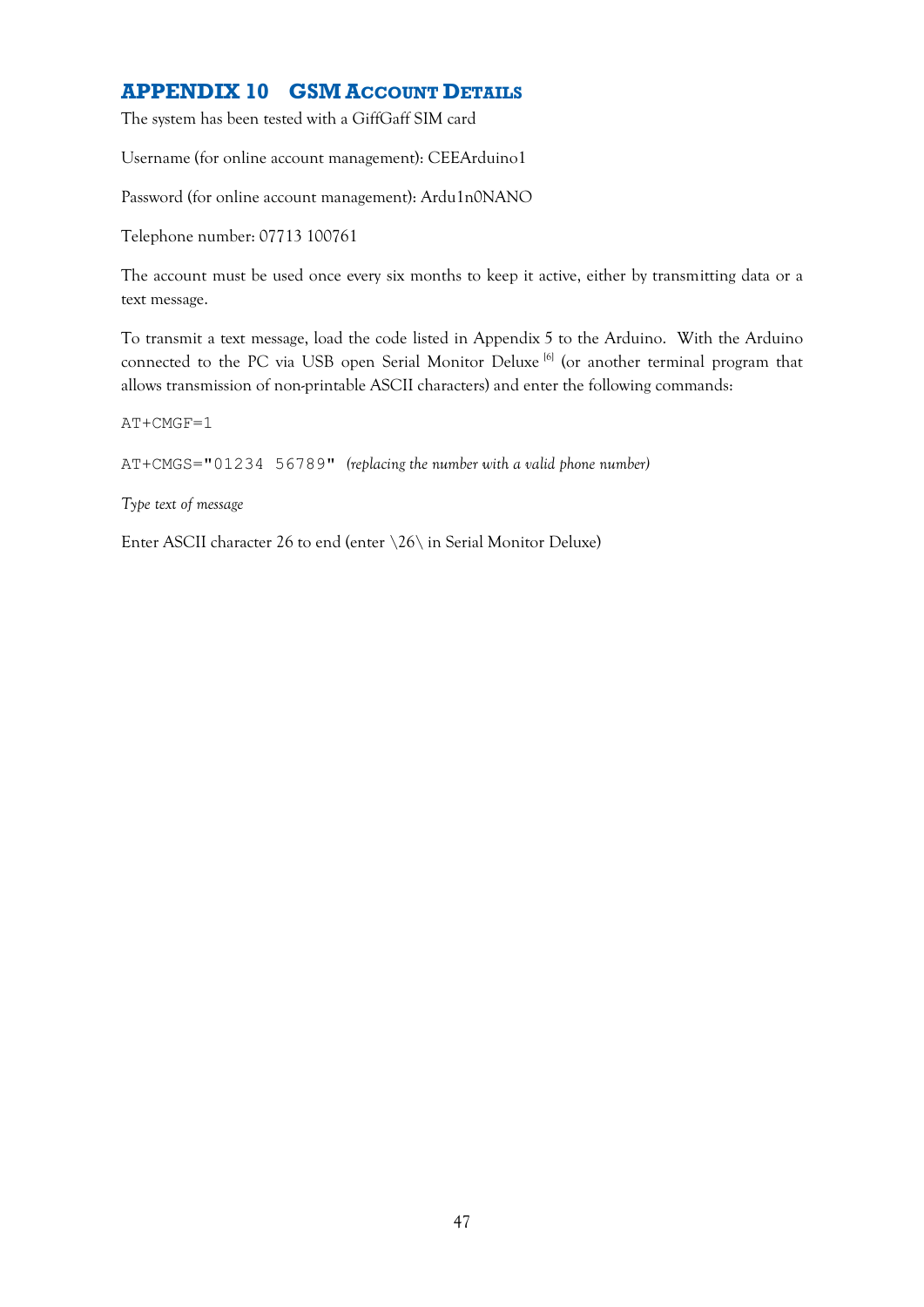## APPENDIX 10 GSM Account Details

The system has been tested with a GiffGaff SIM card

Username (for online account management): CEEArduino1

Password (for online account management): Ardu1n0NANO

Telephone number: 07713 100761

The account must be used once every six months to keep it active, either by transmitting data or a text message.

To transmit a text message, load the code listed in Appendix 5 to the Arduino. With the Arduino connected to the PC via USB open Serial Monitor Deluxe [6] (or another terminal program that allows transmission of non-printable ASCII characters) and enter the following commands:

`AT+CMGF=1`

`AT+CMGS="01234 56789"` *(replacing the number with a valid phone number)*

*Type text of message*

Enter ASCII character 26 to end (enter \26\ in Serial Monitor Deluxe)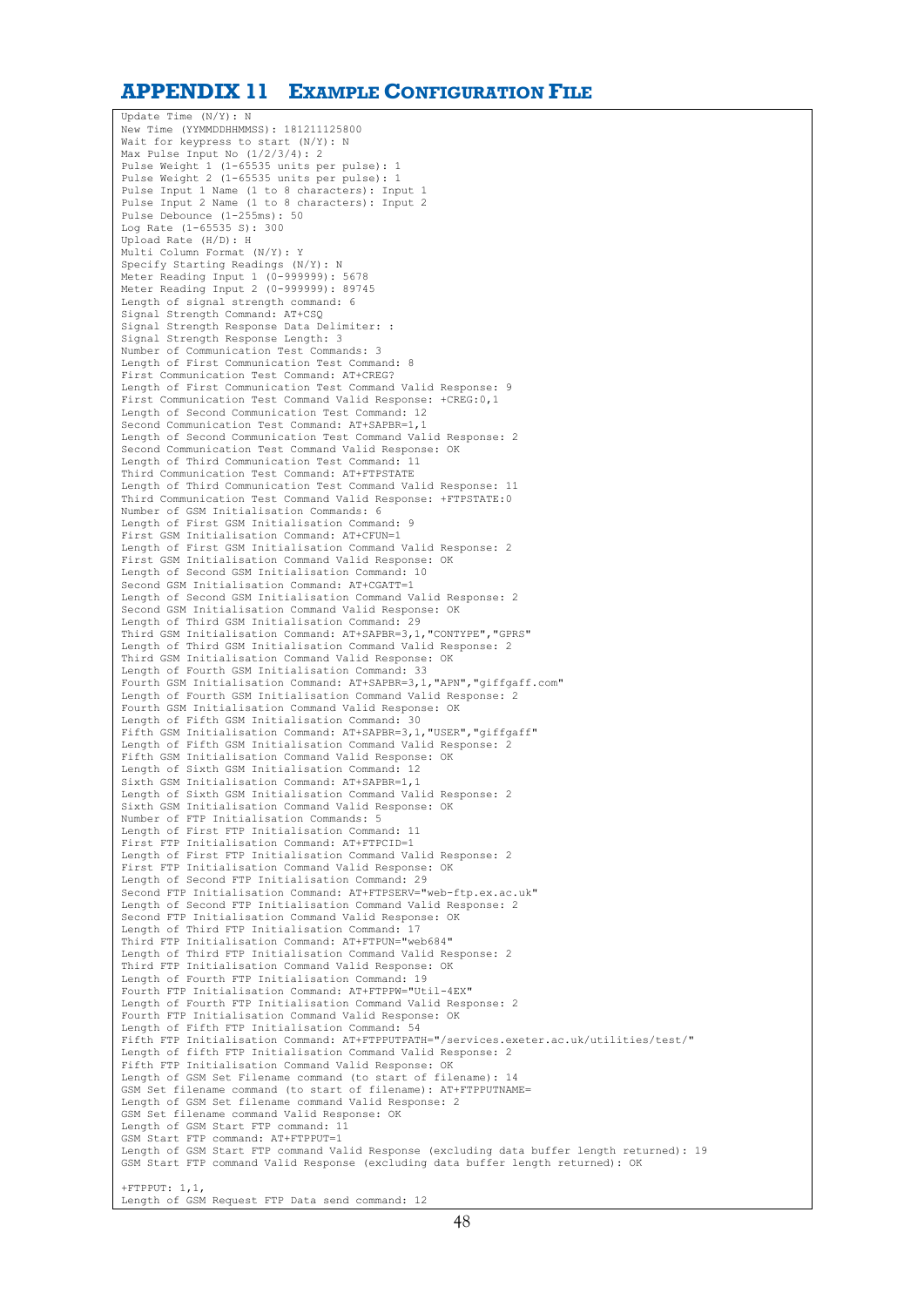# APPENDIX 11 EXAMPLE CONFIGURATION FILE

```
Update Time (N/Y): N
New Time (YYMMDDHHMMSS): 181211125800
Wait for keypress to start (N/Y): N
Max Pulse Input No (1/2/3/4): 2
Pulse Weight 1 (1-65535 units per pulse): 1
Pulse Weight 2 (1-65535 units per pulse): 1
Pulse Input 1 Name (1 to 8 characters): Input 1
Pulse Input 2 Name (1 to 8 characters): Input 2
Pulse Debounce (1-255ms): 50
Log Rate (1-65535 S): 300
Upload Rate (H/D): H
Multi Column Format (N/Y): Y
Specify Starting Readings (N/Y): N
Meter Reading Input 1 (0-999999): 5678
Meter Reading Input 2 (0-999999): 89745
Length of signal strength command: 6
Signal Strength Command: AT+CSQ
Signal Strength Response Data Delimiter: :
Signal Strength Response Length: 3
Number of Communication Test Commands: 3
Length of First Communication Test Command: 8
First Communication Test Command: AT+CREG?
Length of First Communication Test Command Valid Response: 9
First Communication Test Command Valid Response: +CREG:0,1
Length of Second Communication Test Command: 12
Second Communication Test Command: AT+SAPBR=1,1
Length of Second Communication Test Command Valid Response: 2
Second Communication Test Command Valid Response: OK
Length of Third Communication Test Command: 11
Third Communication Test Command: AT+FTPSTATE
Length of Third Communication Test Command Valid Response: 11
Third Communication Test Command Valid Response: +FTPSTATE:0
Number of GSM Initialisation Commands: 6
Length of First GSM Initialisation Command: 9
First GSM Initialisation Command: AT+CFUN=1
Length of First GSM Initialisation Command Valid Response: 2
First GSM Initialisation Command Valid Response: OK
Length of Second GSM Initialisation Command: 10
Second GSM Initialisation Command: AT+CGATT=1
Length of Second GSM Initialisation Command Valid Response: 2
Second GSM Initialisation Command Valid Response: OK
Length of Third GSM Initialisation Command: 29
Third GSM Initialisation Command: AT+SAPBR=3,1,"CONTYPE","GPRS"
Length of Third GSM Initialisation Command Valid Response: 2
Third GSM Initialisation Command Valid Response: OK
Length of Fourth GSM Initialisation Command: 33
Fourth GSM Initialisation Command: AT+SAPBR=3,1,"APN","giffgaff.com"
Length of Fourth GSM Initialisation Command Valid Response: 2
Fourth GSM Initialisation Command Valid Response: OK
Length of Fifth GSM Initialisation Command: 30
Fifth GSM Initialisation Command: AT+SAPBR=3,1,"USER","giffgaff"
Length of Fifth GSM Initialisation Command Valid Response: 2
Fifth GSM Initialisation Command Valid Response: OK
Length of Sixth GSM Initialisation Command: 12
Sixth GSM Initialisation Command: AT+SAPBR=1,1
Length of Sixth GSM Initialisation Command Valid Response: 2
Sixth GSM Initialisation Command Valid Response: OK
Number of FTP Initialisation Commands: 5
Length of First FTP Initialisation Command: 11
First FTP Initialisation Command: AT+FTPCID=1
Length of First FTP Initialisation Command Valid Response: 2
First FTP Initialisation Command Valid Response: OK
Length of Second FTP Initialisation Command: 29
Second FTP Initialisation Command: AT+FTPSERV="web-ftp.ex.ac.uk"
Length of Second FTP Initialisation Command Valid Response: 2
Second FTP Initialisation Command Valid Response: OK
Length of Third FTP Initialisation Command: 17
Third FTP Initialisation Command: AT+FTPUN="web684"
Length of Third FTP Initialisation Command Valid Response: 2
Third FTP Initialisation Command Valid Response: OK
Length of Fourth FTP Initialisation Command: 19
Fourth FTP Initialisation Command: AT+FTPPW="Util-4EX"
Length of Fourth FTP Initialisation Command Valid Response: 2
Fourth FTP Initialisation Command Valid Response: OK
Length of Fifth FTP Initialisation Command: 54
Fifth FTP Initialisation Command: AT+FTPPUTPATH="/services.exeter.ac.uk/utilities/test/"
Length of fifth FTP Initialisation Command Valid Response: 2
Fifth FTP Initialisation Command Valid Response: OK
Length of GSM Set Filename command (to start of filename): 14
GSM Set filename command (to start of filename): AT+FTPPUTNAME=
Length of GSM Set filename command Valid Response: 2
GSM Set filename command Valid Response: OK
Length of GSM Start FTP command: 11
GSM Start FTP command: AT+FTPPUT=1
Length of GSM Start FTP command Valid Response (excluding data buffer length returned): 19
GSM Start FTP command Valid Response (excluding data buffer length returned): OK

+FTPPUT: 1,1,
Length of GSM Request FTP Data send command: 12
```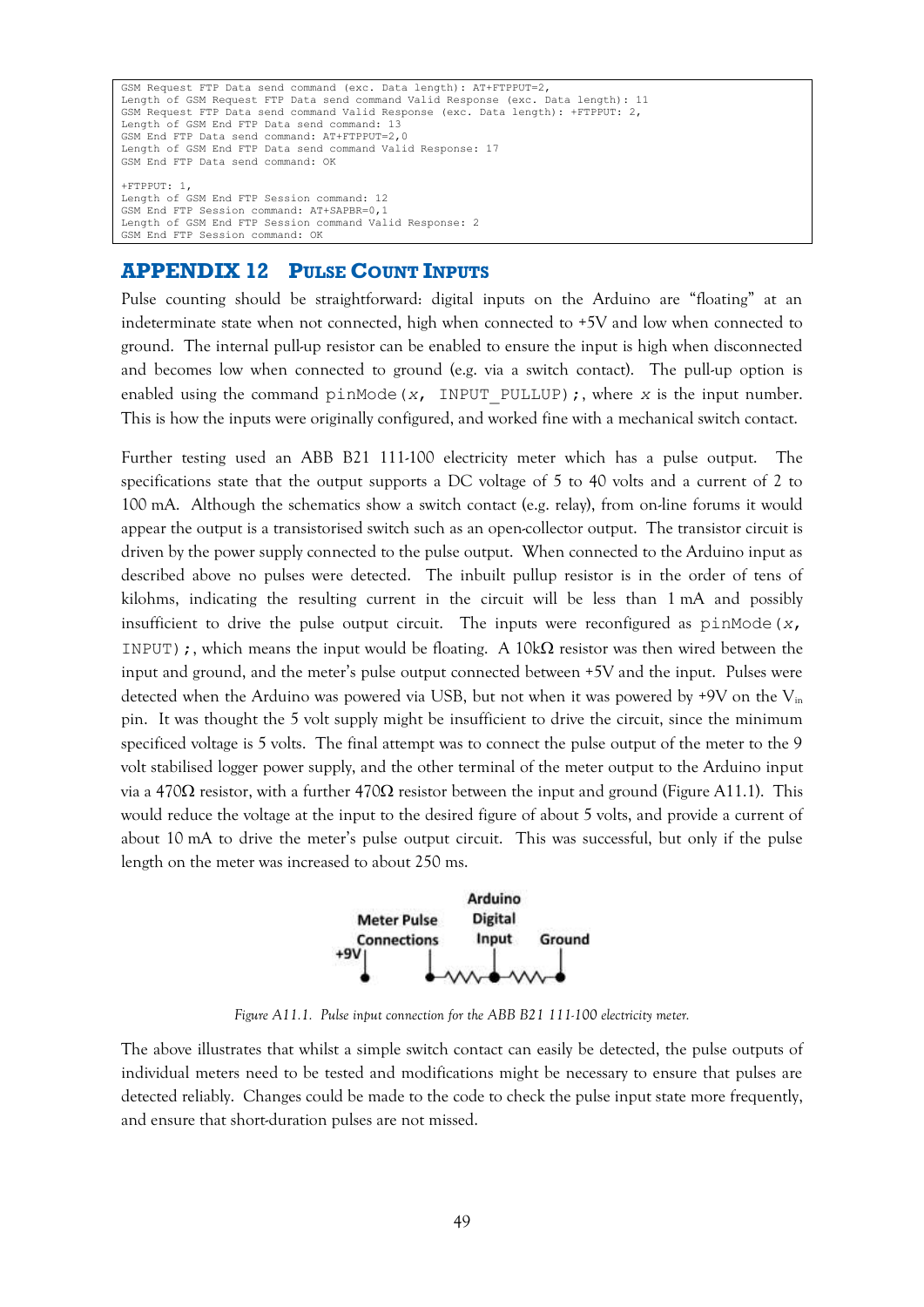```
GSM Request FTP Data send command (exc. Data length): AT+FTPPUT=2,
Length of GSM Request FTP Data send command Valid Response (exc. Data length): 11
GSM Request FTP Data send command Valid Response (exc. Data length): +FTPPUT: 2,
Length of GSM End FTP Data send command: 13
GSM End FTP Data send command: AT+FTPPUT=2,0
Length of GSM End FTP Data send command Valid Response: 17
GSM End FTP Data send command: OK

+FTPPUT: 1,
Length of GSM End FTP Session command: 12
GSM End FTP Session command: AT+SAPBR=0,1
Length of GSM End FTP Session command Valid Response: 2
GSM End FTP Session command: OK
```

# APPENDIX 12 PULSE COUNT INPUTS

Pulse counting should be straightforward: digital inputs on the Arduino are "floating" at an indeterminate state when not connected, high when connected to +5V and low when connected to ground. The internal pull-up resistor can be enabled to ensure the input is high when disconnected and becomes low when connected to ground (e.g. via a switch contact). The pull-up option is enabled using the command `pinMode(x, INPUT_PULLUP);`, where *x* is the input number. This is how the inputs were originally configured, and worked fine with a mechanical switch contact.

Further testing used an ABB B21 111-100 electricity meter which has a pulse output. The specifications state that the output supports a DC voltage of 5 to 40 volts and a current of 2 to 100 mA. Although the schematics show a switch contact (e.g. relay), from on-line forums it would appear the output is a transistorised switch such as an open-collector output. The transistor circuit is driven by the power supply connected to the pulse output. When connected to the Arduino input as described above no pulses were detected. The inbuilt pullup resistor is in the order of tens of kilohms, indicating the resulting current in the circuit will be less than 1 mA and possibly insufficient to drive the pulse output circuit. The inputs were reconfigured as `pinMode(x, INPUT);`, which means the input would be floating. A 10kΩ resistor was then wired between the input and ground, and the meter's pulse output connected between +5V and the input. Pulses were detected when the Arduino was powered via USB, but not when it was powered by +9V on the $V_{in}$ pin. It was thought the 5 volt supply might be insufficient to drive the circuit, since the minimum specificed voltage is 5 volts. The final attempt was to connect the pulse output of the meter to the 9 volt stabilised logger power supply, and the other terminal of the meter output to the Arduino input via a 470Ω resistor, with a further 470Ω resistor between the input and ground (Figure A11.1). This would reduce the voltage at the input to the desired figure of about 5 volts, and provide a current of about 10 mA to drive the meter's pulse output circuit. This was successful, but only if the pulse length on the meter was increased to about 250 ms.

Meter Pulse Connections
+9V
Arduino Digital Input
Ground

*Figure A11.1. Pulse input connection for the ABB B21 111-100 electricity meter.*

The above illustrates that whilst a simple switch contact can easily be detected, the pulse outputs of individual meters need to be tested and modifications might be necessary to ensure that pulses are detected reliably. Changes could be made to the code to check the pulse input state more frequently, and ensure that short-duration pulses are not missed.